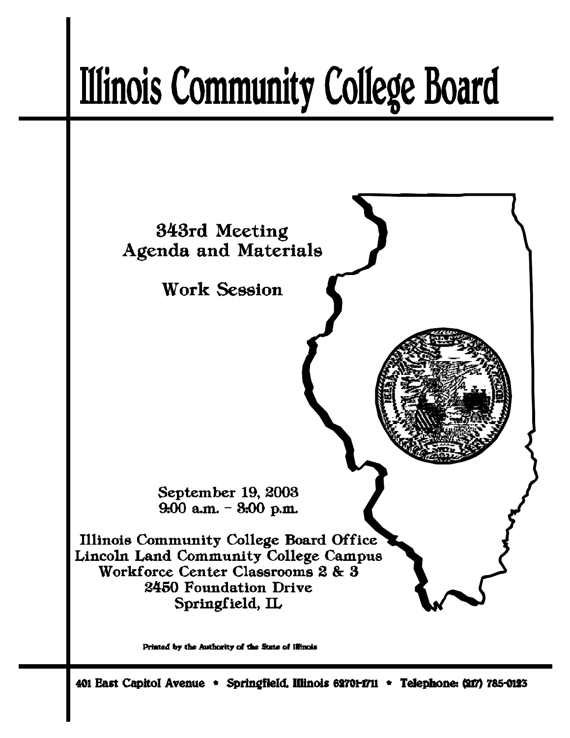# Illinois Community College Board

## 343rd Meeting
## Agenda and Materials

## Work Session

September 19, 2003
9:00 a.m. – 3:00 p.m.

Illinois Community College Board Office
Lincoln Land Community College Campus
Workforce Center Classrooms 2 & 3
2450 Foundation Drive
Springfield, IL

Printed by the Authority of the State of Illinois

401 East Capitol Avenue * Springfield, Illinois 62701-1711 * Telephone: (217) 785-0123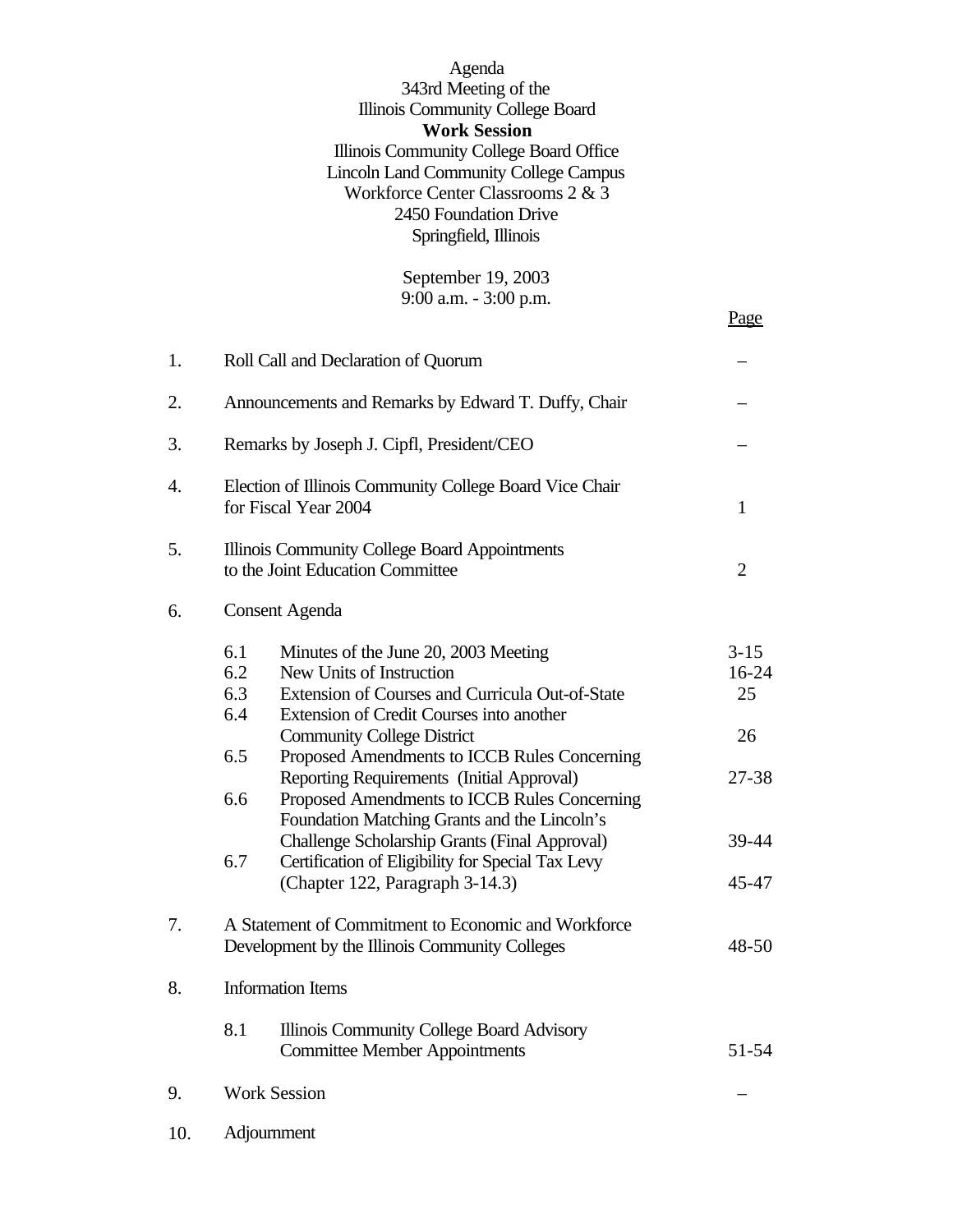Agenda
343rd Meeting of the
Illinois Community College Board
**Work Session**
Illinois Community College Board Office
Lincoln Land Community College Campus
Workforce Center Classrooms 2 & 3
2450 Foundation Drive
Springfield, Illinois

September 19, 2003
9:00 a.m. - 3:00 p.m.

| | | | Page |
|---|---|---|---|
| 1. | Roll Call and Declaration of Quorum | | – |
| 2. | Announcements and Remarks by Edward T. Duffy, Chair | | – |
| 3. | Remarks by Joseph J. Cipfl, President/CEO | | – |
| 4. | Election of Illinois Community College Board Vice Chair for Fiscal Year 2004 | | 1 |
| 5. | Illinois Community College Board Appointments to the Joint Education Committee | | 2 |
| 6. | Consent Agenda | | |
| | 6.1 | Minutes of the June 20, 2003 Meeting | 3-15 |
| | 6.2 | New Units of Instruction | 16-24 |
| | 6.3 | Extension of Courses and Curricula Out-of-State | 25 |
| | 6.4 | Extension of Credit Courses into another Community College District | 26 |
| | 6.5 | Proposed Amendments to ICCB Rules Concerning Reporting Requirements (Initial Approval) | 27-38 |
| | 6.6 | Proposed Amendments to ICCB Rules Concerning Foundation Matching Grants and the Lincoln's Challenge Scholarship Grants (Final Approval) | 39-44 |
| | 6.7 | Certification of Eligibility for Special Tax Levy (Chapter 122, Paragraph 3-14.3) | 45-47 |
| 7. | A Statement of Commitment to Economic and Workforce Development by the Illinois Community Colleges | | 48-50 |
| 8. | Information Items | | |
| | 8.1 | Illinois Community College Board Advisory Committee Member Appointments | 51-54 |
| 9. | Work Session | | – |
| 10. | Adjournment | | |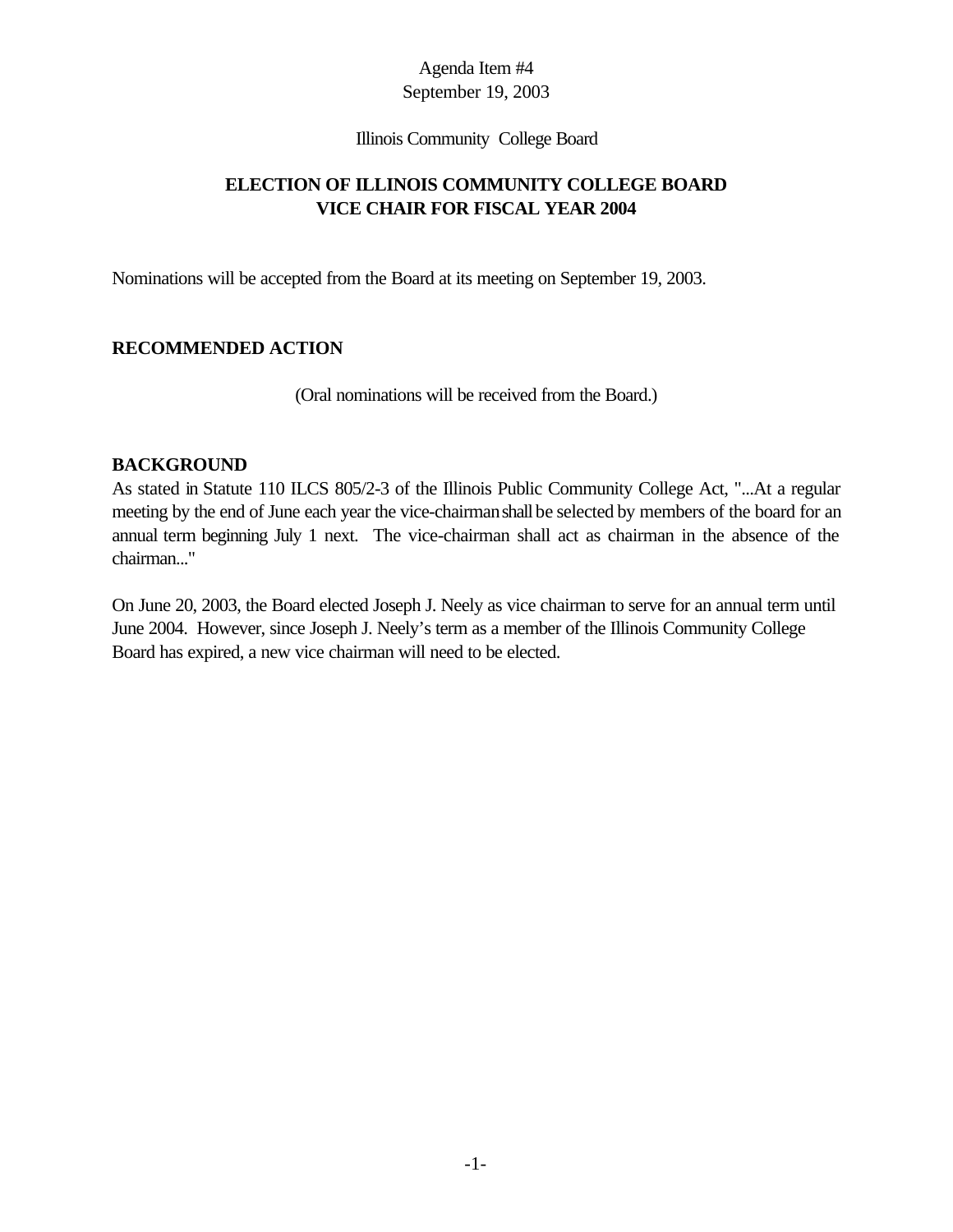Agenda Item #4
September 19, 2003

Illinois Community College Board

## ELECTION OF ILLINOIS COMMUNITY COLLEGE BOARD VICE CHAIR FOR FISCAL YEAR 2004

Nominations will be accepted from the Board at its meeting on September 19, 2003.

### RECOMMENDED ACTION

(Oral nominations will be received from the Board.)

### BACKGROUND

As stated in Statute 110 ILCS 805/2-3 of the Illinois Public Community College Act, "...At a regular meeting by the end of June each year the vice-chairman shall be selected by members of the board for an annual term beginning July 1 next. The vice-chairman shall act as chairman in the absence of the chairman..."

On June 20, 2003, the Board elected Joseph J. Neely as vice chairman to serve for an annual term until June 2004. However, since Joseph J. Neely's term as a member of the Illinois Community College Board has expired, a new vice chairman will need to be elected.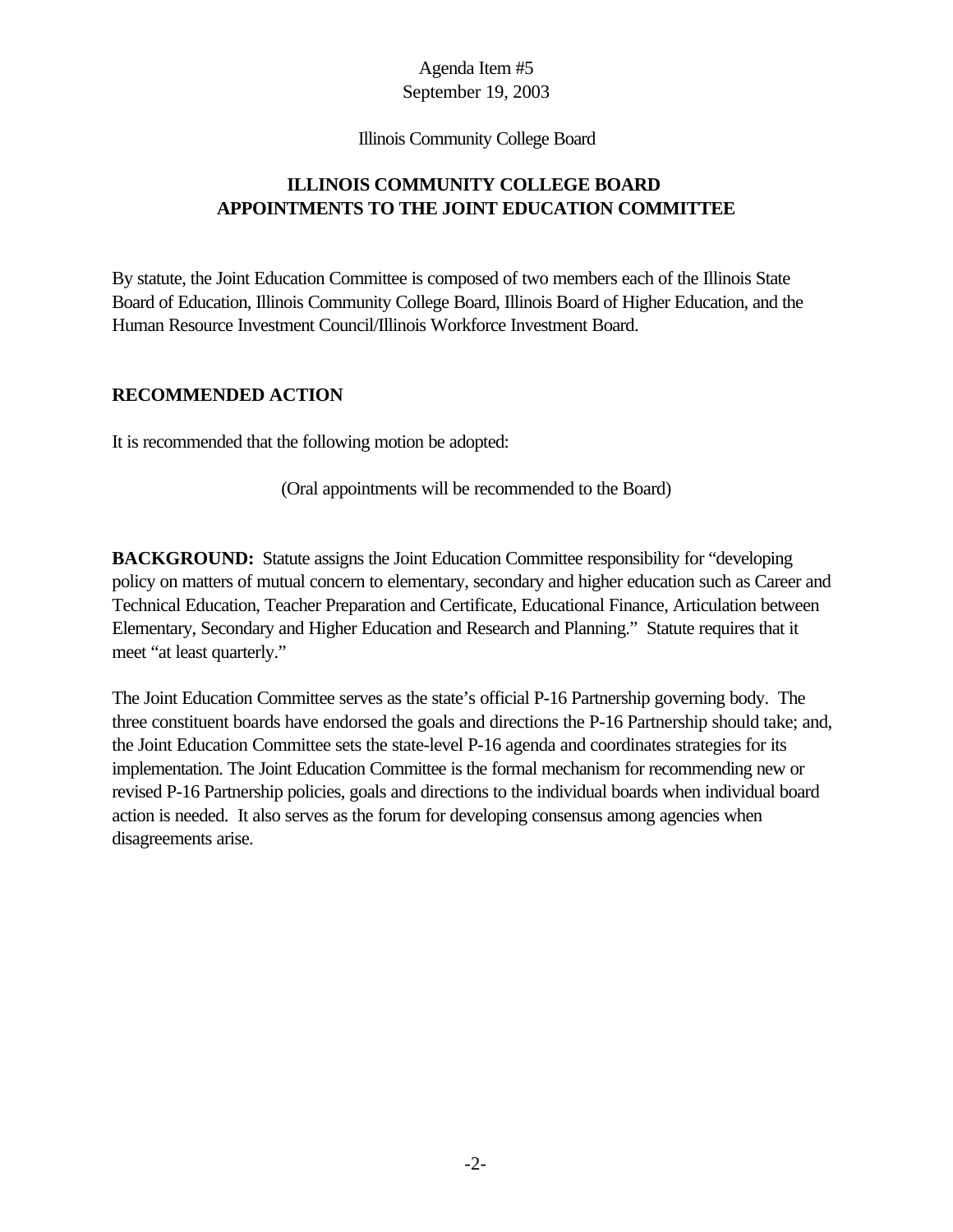Agenda Item #5
September 19, 2003

Illinois Community College Board

## ILLINOIS COMMUNITY COLLEGE BOARD
## APPOINTMENTS TO THE JOINT EDUCATION COMMITTEE

By statute, the Joint Education Committee is composed of two members each of the Illinois State Board of Education, Illinois Community College Board, Illinois Board of Higher Education, and the Human Resource Investment Council/Illinois Workforce Investment Board.

### RECOMMENDED ACTION

It is recommended that the following motion be adopted:

(Oral appointments will be recommended to the Board)

**BACKGROUND:** Statute assigns the Joint Education Committee responsibility for "developing policy on matters of mutual concern to elementary, secondary and higher education such as Career and Technical Education, Teacher Preparation and Certificate, Educational Finance, Articulation between Elementary, Secondary and Higher Education and Research and Planning." Statute requires that it meet "at least quarterly."

The Joint Education Committee serves as the state's official P-16 Partnership governing body. The three constituent boards have endorsed the goals and directions the P-16 Partnership should take; and, the Joint Education Committee sets the state-level P-16 agenda and coordinates strategies for its implementation. The Joint Education Committee is the formal mechanism for recommending new or revised P-16 Partnership policies, goals and directions to the individual boards when individual board action is needed. It also serves as the forum for developing consensus among agencies when disagreements arise.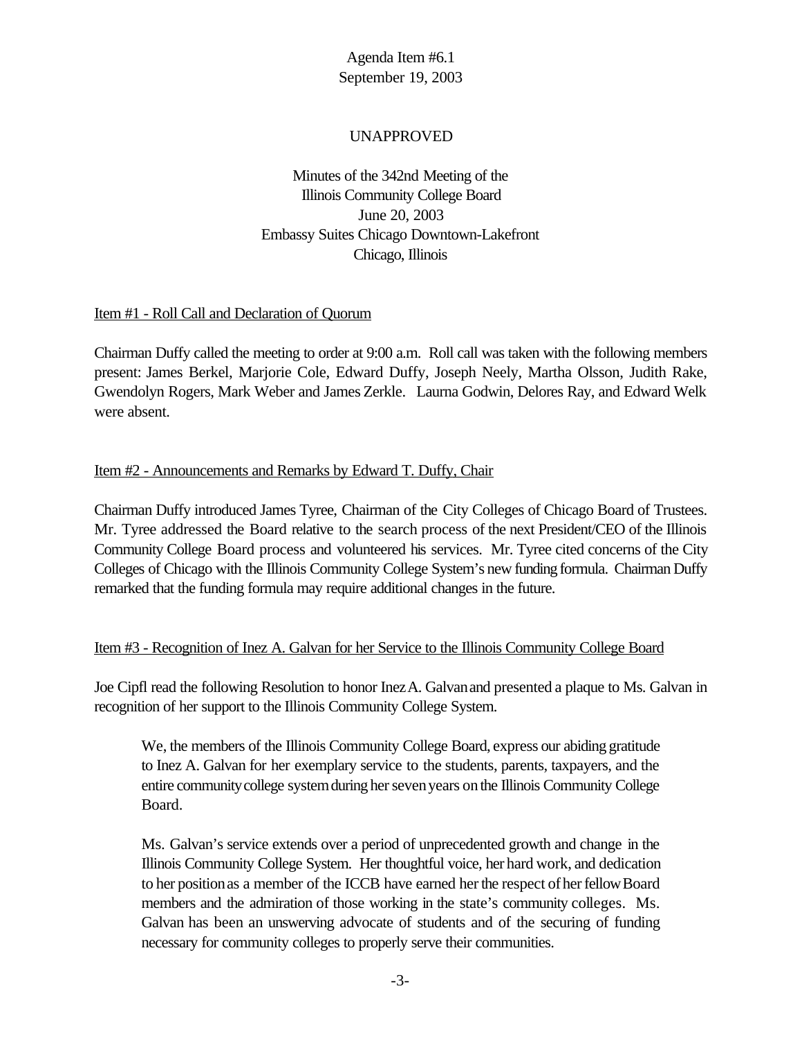Agenda Item #6.1
September 19, 2003

UNAPPROVED

Minutes of the 342nd Meeting of the
Illinois Community College Board
June 20, 2003
Embassy Suites Chicago Downtown-Lakefront
Chicago, Illinois

<u>Item #1 - Roll Call and Declaration of Quorum</u>

Chairman Duffy called the meeting to order at 9:00 a.m. Roll call was taken with the following members present: James Berkel, Marjorie Cole, Edward Duffy, Joseph Neely, Martha Olsson, Judith Rake, Gwendolyn Rogers, Mark Weber and James Zerkle. Laurna Godwin, Delores Ray, and Edward Welk were absent.

<u>Item #2 - Announcements and Remarks by Edward T. Duffy, Chair</u>

Chairman Duffy introduced James Tyree, Chairman of the City Colleges of Chicago Board of Trustees. Mr. Tyree addressed the Board relative to the search process of the next President/CEO of the Illinois Community College Board process and volunteered his services. Mr. Tyree cited concerns of the City Colleges of Chicago with the Illinois Community College System's new funding formula. Chairman Duffy remarked that the funding formula may require additional changes in the future.

<u>Item #3 - Recognition of Inez A. Galvan for her Service to the Illinois Community College Board</u>

Joe Cipfl read the following Resolution to honor Inez A. Galvan and presented a plaque to Ms. Galvan in recognition of her support to the Illinois Community College System.

> We, the members of the Illinois Community College Board, express our abiding gratitude to Inez A. Galvan for her exemplary service to the students, parents, taxpayers, and the entire community college system during her seven years on the Illinois Community College Board.
>
> Ms. Galvan's service extends over a period of unprecedented growth and change in the Illinois Community College System. Her thoughtful voice, her hard work, and dedication to her position as a member of the ICCB have earned her the respect of her fellow Board members and the admiration of those working in the state's community colleges. Ms. Galvan has been an unswerving advocate of students and of the securing of funding necessary for community colleges to properly serve their communities.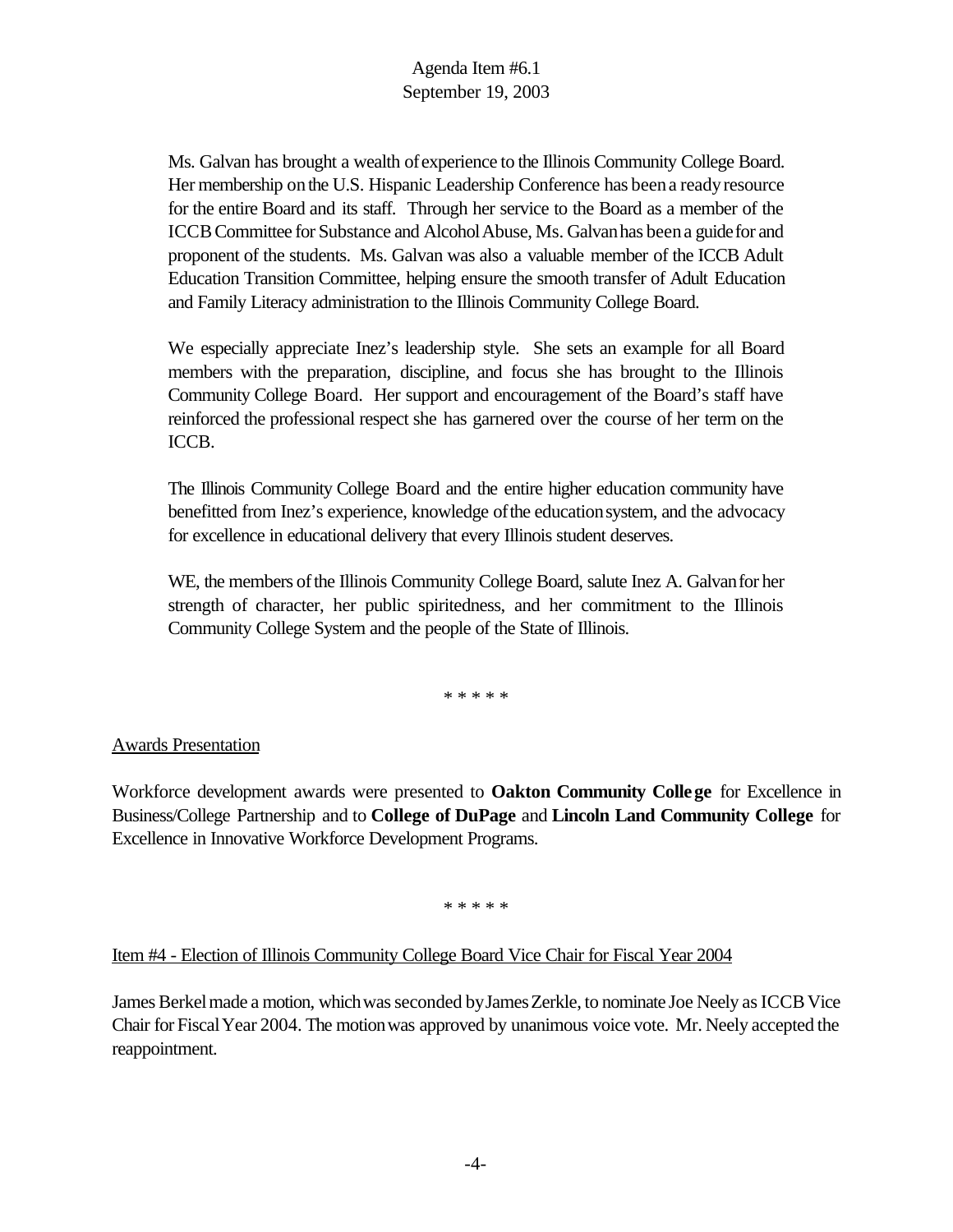Ms. Galvan has brought a wealth of experience to the Illinois Community College Board. Her membership on the U.S. Hispanic Leadership Conference has been a ready resource for the entire Board and its staff. Through her service to the Board as a member of the ICCB Committee for Substance and Alcohol Abuse, Ms. Galvan has been a guide for and proponent of the students. Ms. Galvan was also a valuable member of the ICCB Adult Education Transition Committee, helping ensure the smooth transfer of Adult Education and Family Literacy administration to the Illinois Community College Board.

We especially appreciate Inez's leadership style. She sets an example for all Board members with the preparation, discipline, and focus she has brought to the Illinois Community College Board. Her support and encouragement of the Board's staff have reinforced the professional respect she has garnered over the course of her term on the ICCB.

The Illinois Community College Board and the entire higher education community have benefitted from Inez's experience, knowledge of the education system, and the advocacy for excellence in educational delivery that every Illinois student deserves.

WE, the members of the Illinois Community College Board, salute Inez A. Galvan for her strength of character, her public spiritedness, and her commitment to the Illinois Community College System and the people of the State of Illinois.

\* \* \* \* \*

<u>Awards Presentation</u>

Workforce development awards were presented to **Oakton Community College** for Excellence in Business/College Partnership and to **College of DuPage** and **Lincoln Land Community College** for Excellence in Innovative Workforce Development Programs.

\* \* \* \* \*

<u>Item #4 - Election of Illinois Community College Board Vice Chair for Fiscal Year 2004</u>

James Berkel made a motion, which was seconded by James Zerkle, to nominate Joe Neely as ICCB Vice Chair for Fiscal Year 2004. The motion was approved by unanimous voice vote. Mr. Neely accepted the reappointment.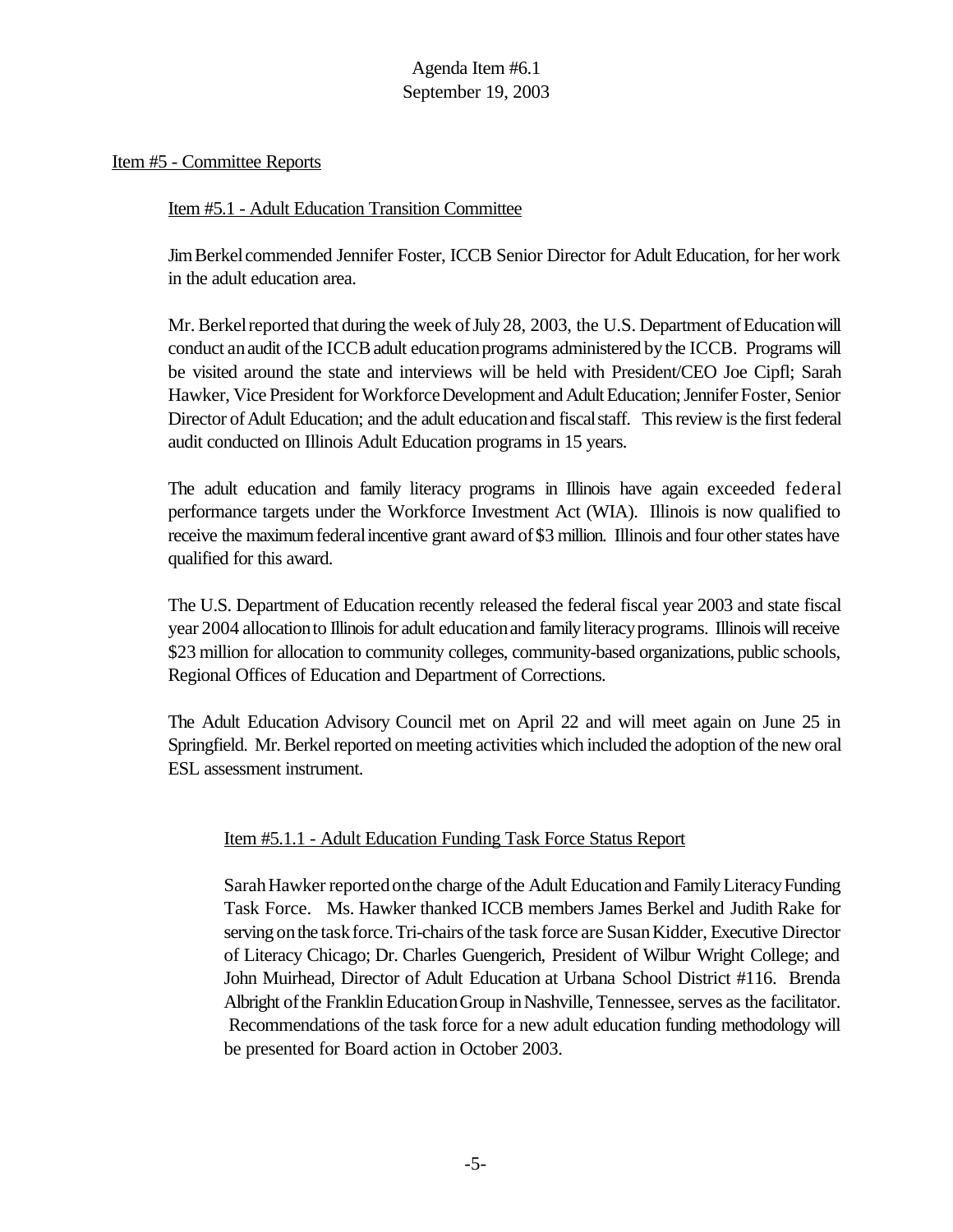Agenda Item #6.1
September 19, 2003

Item #5 - Committee Reports

Item #5.1 - Adult Education Transition Committee

Jim Berkel commended Jennifer Foster, ICCB Senior Director for Adult Education, for her work in the adult education area.

Mr. Berkel reported that during the week of July 28, 2003, the U.S. Department of Education will conduct an audit of the ICCB adult education programs administered by the ICCB. Programs will be visited around the state and interviews will be held with President/CEO Joe Cipfl; Sarah Hawker, Vice President for Workforce Development and Adult Education; Jennifer Foster, Senior Director of Adult Education; and the adult education and fiscal staff. This review is the first federal audit conducted on Illinois Adult Education programs in 15 years.

The adult education and family literacy programs in Illinois have again exceeded federal performance targets under the Workforce Investment Act (WIA). Illinois is now qualified to receive the maximum federal incentive grant award of $3 million. Illinois and four other states have qualified for this award.

The U.S. Department of Education recently released the federal fiscal year 2003 and state fiscal year 2004 allocation to Illinois for adult education and family literacy programs. Illinois will receive $23 million for allocation to community colleges, community-based organizations, public schools, Regional Offices of Education and Department of Corrections.

The Adult Education Advisory Council met on April 22 and will meet again on June 25 in Springfield. Mr. Berkel reported on meeting activities which included the adoption of the new oral ESL assessment instrument.

Item #5.1.1 - Adult Education Funding Task Force Status Report

Sarah Hawker reported on the charge of the Adult Education and Family Literacy Funding Task Force. Ms. Hawker thanked ICCB members James Berkel and Judith Rake for serving on the task force. Tri-chairs of the task force are Susan Kidder, Executive Director of Literacy Chicago; Dr. Charles Guengerich, President of Wilbur Wright College; and John Muirhead, Director of Adult Education at Urbana School District #116. Brenda Albright of the Franklin Education Group in Nashville, Tennessee, serves as the facilitator. Recommendations of the task force for a new adult education funding methodology will be presented for Board action in October 2003.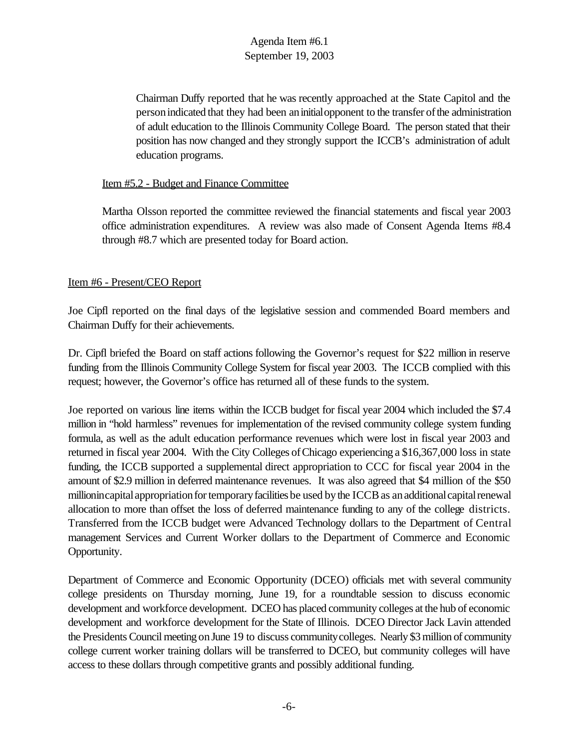Chairman Duffy reported that he was recently approached at the State Capitol and the person indicated that they had been an initial opponent to the transfer of the administration of adult education to the Illinois Community College Board. The person stated that their position has now changed and they strongly support the ICCB's administration of adult education programs.

Item #5.2 - Budget and Finance Committee

Martha Olsson reported the committee reviewed the financial statements and fiscal year 2003 office administration expenditures. A review was also made of Consent Agenda Items #8.4 through #8.7 which are presented today for Board action.

Item #6 - Present/CEO Report

Joe Cipfl reported on the final days of the legislative session and commended Board members and Chairman Duffy for their achievements.

Dr. Cipfl briefed the Board on staff actions following the Governor's request for \$22 million in reserve funding from the Illinois Community College System for fiscal year 2003. The ICCB complied with this request; however, the Governor's office has returned all of these funds to the system.

Joe reported on various line items within the ICCB budget for fiscal year 2004 which included the \$7.4 million in "hold harmless" revenues for implementation of the revised community college system funding formula, as well as the adult education performance revenues which were lost in fiscal year 2003 and returned in fiscal year 2004. With the City Colleges of Chicago experiencing a \$16,367,000 loss in state funding, the ICCB supported a supplemental direct appropriation to CCC for fiscal year 2004 in the amount of \$2.9 million in deferred maintenance revenues. It was also agreed that \$4 million of the \$50 million in capital appropriation for temporary facilities be used by the ICCB as an additional capital renewal allocation to more than offset the loss of deferred maintenance funding to any of the college districts. Transferred from the ICCB budget were Advanced Technology dollars to the Department of Central management Services and Current Worker dollars to the Department of Commerce and Economic Opportunity.

Department of Commerce and Economic Opportunity (DCEO) officials met with several community college presidents on Thursday morning, June 19, for a roundtable session to discuss economic development and workforce development. DCEO has placed community colleges at the hub of economic development and workforce development for the State of Illinois. DCEO Director Jack Lavin attended the Presidents Council meeting on June 19 to discuss community colleges. Nearly \$3 million of community college current worker training dollars will be transferred to DCEO, but community colleges will have access to these dollars through competitive grants and possibly additional funding.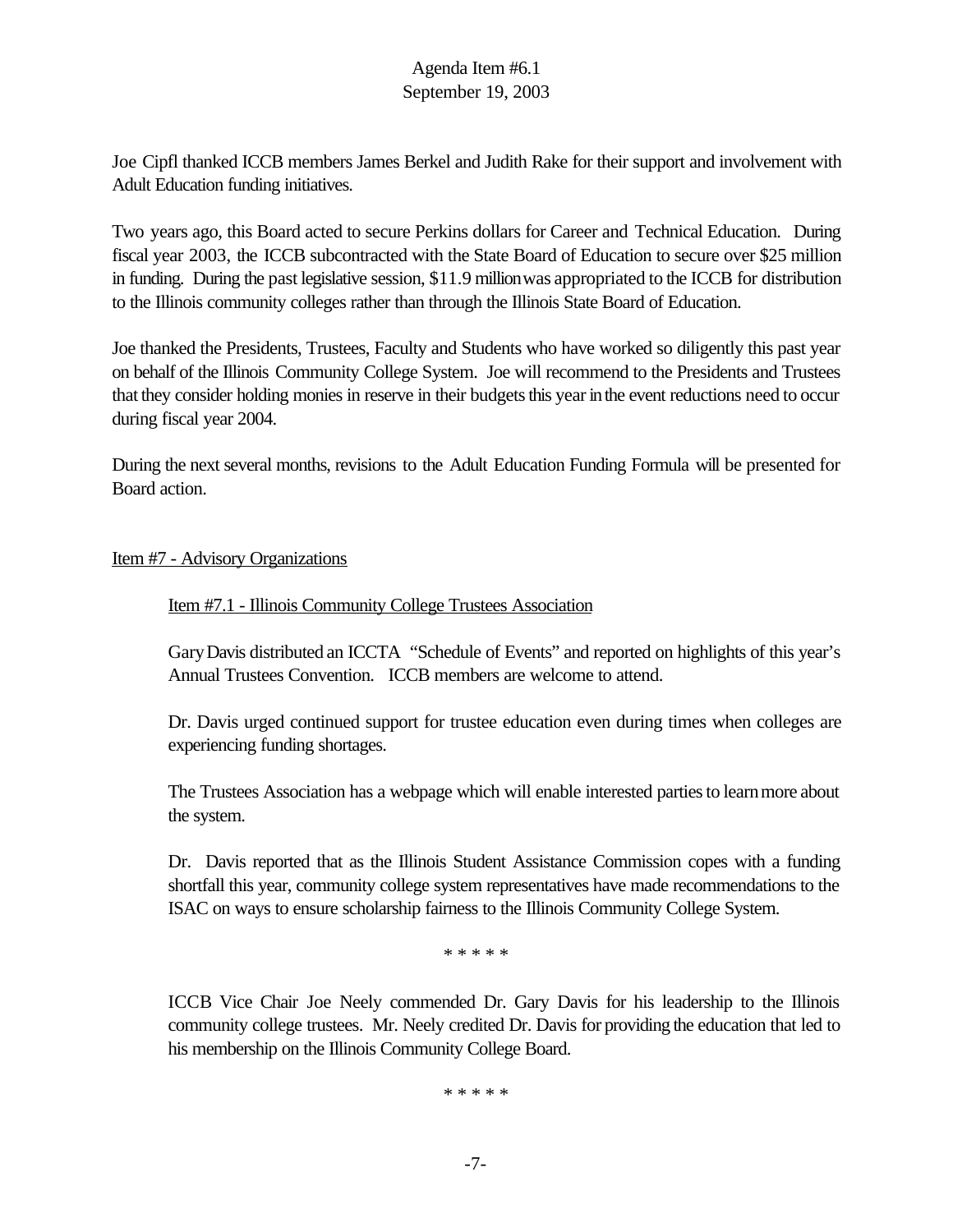Agenda Item #6.1
September 19, 2003

Joe Cipfl thanked ICCB members James Berkel and Judith Rake for their support and involvement with Adult Education funding initiatives.

Two years ago, this Board acted to secure Perkins dollars for Career and Technical Education. During fiscal year 2003, the ICCB subcontracted with the State Board of Education to secure over $25 million in funding. During the past legislative session, $11.9 million was appropriated to the ICCB for distribution to the Illinois community colleges rather than through the Illinois State Board of Education.

Joe thanked the Presidents, Trustees, Faculty and Students who have worked so diligently this past year on behalf of the Illinois Community College System. Joe will recommend to the Presidents and Trustees that they consider holding monies in reserve in their budgets this year in the event reductions need to occur during fiscal year 2004.

During the next several months, revisions to the Adult Education Funding Formula will be presented for Board action.

Item #7 - Advisory Organizations

Item #7.1 - Illinois Community College Trustees Association

Gary Davis distributed an ICCTA "Schedule of Events" and reported on highlights of this year's Annual Trustees Convention. ICCB members are welcome to attend.

Dr. Davis urged continued support for trustee education even during times when colleges are experiencing funding shortages.

The Trustees Association has a webpage which will enable interested parties to learn more about the system.

Dr. Davis reported that as the Illinois Student Assistance Commission copes with a funding shortfall this year, community college system representatives have made recommendations to the ISAC on ways to ensure scholarship fairness to the Illinois Community College System.

* * * * *

ICCB Vice Chair Joe Neely commended Dr. Gary Davis for his leadership to the Illinois community college trustees. Mr. Neely credited Dr. Davis for providing the education that led to his membership on the Illinois Community College Board.

* * * * *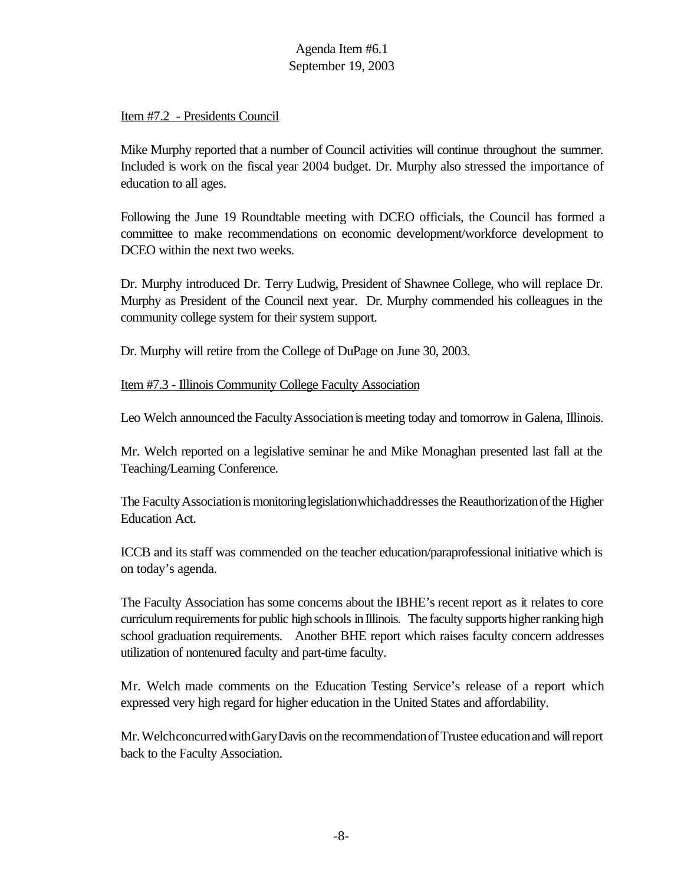Item #7.2 - Presidents Council

Mike Murphy reported that a number of Council activities will continue throughout the summer. Included is work on the fiscal year 2004 budget. Dr. Murphy also stressed the importance of education to all ages.

Following the June 19 Roundtable meeting with DCEO officials, the Council has formed a committee to make recommendations on economic development/workforce development to DCEO within the next two weeks.

Dr. Murphy introduced Dr. Terry Ludwig, President of Shawnee College, who will replace Dr. Murphy as President of the Council next year. Dr. Murphy commended his colleagues in the community college system for their system support.

Dr. Murphy will retire from the College of DuPage on June 30, 2003.

Item #7.3 - Illinois Community College Faculty Association

Leo Welch announced the Faculty Association is meeting today and tomorrow in Galena, Illinois.

Mr. Welch reported on a legislative seminar he and Mike Monaghan presented last fall at the Teaching/Learning Conference.

The Faculty Association is monitoring legislation which addresses the Reauthorization of the Higher Education Act.

ICCB and its staff was commended on the teacher education/paraprofessional initiative which is on today's agenda.

The Faculty Association has some concerns about the IBHE's recent report as it relates to core curriculum requirements for public high schools in Illinois. The faculty supports higher ranking high school graduation requirements. Another BHE report which raises faculty concern addresses utilization of nontenured faculty and part-time faculty.

Mr. Welch made comments on the Education Testing Service's release of a report which expressed very high regard for higher education in the United States and affordability.

Mr. Welch concurred with Gary Davis on the recommendation of Trustee education and will report back to the Faculty Association.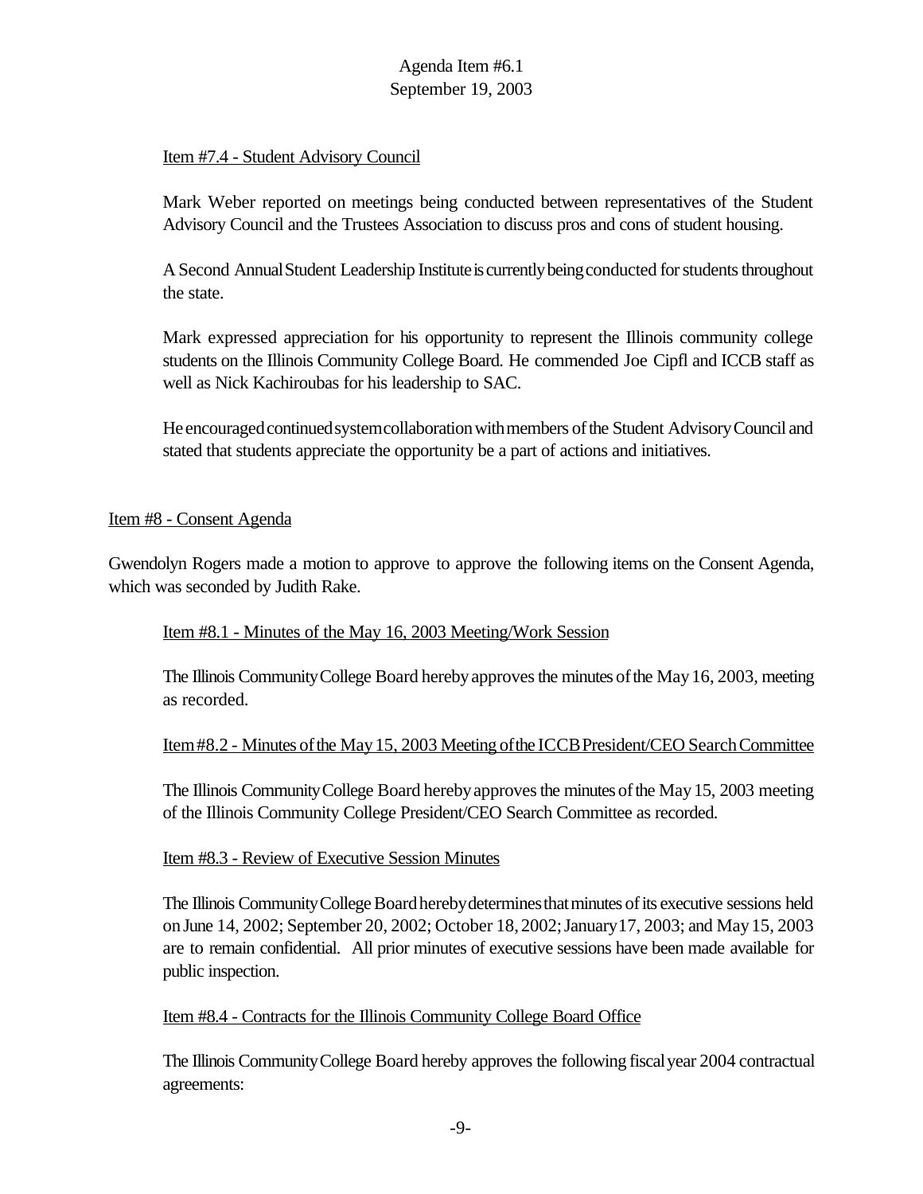Item #7.4 - Student Advisory Council

Mark Weber reported on meetings being conducted between representatives of the Student Advisory Council and the Trustees Association to discuss pros and cons of student housing.

A Second Annual Student Leadership Institute is currently being conducted for students throughout the state.

Mark expressed appreciation for his opportunity to represent the Illinois community college students on the Illinois Community College Board. He commended Joe Cipfl and ICCB staff as well as Nick Kachiroubas for his leadership to SAC.

He encouraged continued system collaboration with members of the Student Advisory Council and stated that students appreciate the opportunity be a part of actions and initiatives.

Item #8 - Consent Agenda

Gwendolyn Rogers made a motion to approve to approve the following items on the Consent Agenda, which was seconded by Judith Rake.

Item #8.1 - Minutes of the May 16, 2003 Meeting/Work Session

The Illinois Community College Board hereby approves the minutes of the May 16, 2003, meeting as recorded.

Item #8.2 - Minutes of the May 15, 2003 Meeting of the ICCB President/CEO Search Committee

The Illinois Community College Board hereby approves the minutes of the May 15, 2003 meeting of the Illinois Community College President/CEO Search Committee as recorded.

Item #8.3 - Review of Executive Session Minutes

The Illinois Community College Board hereby determines that minutes of its executive sessions held on June 14, 2002; September 20, 2002; October 18, 2002; January 17, 2003; and May 15, 2003 are to remain confidential. All prior minutes of executive sessions have been made available for public inspection.

Item #8.4 - Contracts for the Illinois Community College Board Office

The Illinois Community College Board hereby approves the following fiscal year 2004 contractual agreements: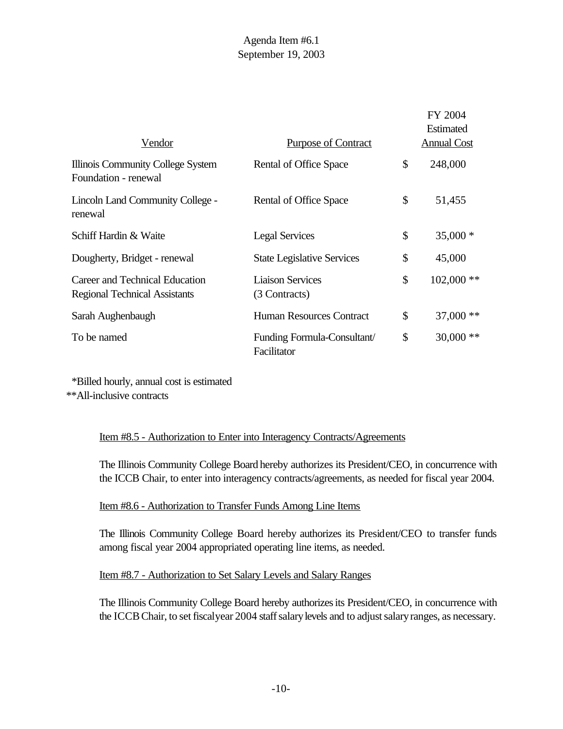Agenda Item #6.1
September 19, 2003

| Vendor | Purpose of Contract | FY 2004 Estimated Annual Cost |
|---|---|---|
| Illinois Community College System Foundation - renewal | Rental of Office Space | $ 248,000 |
| Lincoln Land Community College - renewal | Rental of Office Space | $ 51,455 |
| Schiff Hardin & Waite | Legal Services | $ 35,000 * |
| Dougherty, Bridget - renewal | State Legislative Services | $ 45,000 |
| Career and Technical Education Regional Technical Assistants | Liaison Services (3 Contracts) | $ 102,000 ** |
| Sarah Aughenbaugh | Human Resources Contract | $ 37,000 ** |
| To be named | Funding Formula-Consultant/ Facilitator | $ 30,000 ** |

*Billed hourly, annual cost is estimated
**All-inclusive contracts

Item #8.5 - Authorization to Enter into Interagency Contracts/Agreements

The Illinois Community College Board hereby authorizes its President/CEO, in concurrence with the ICCB Chair, to enter into interagency contracts/agreements, as needed for fiscal year 2004.

Item #8.6 - Authorization to Transfer Funds Among Line Items

The Illinois Community College Board hereby authorizes its President/CEO to transfer funds among fiscal year 2004 appropriated operating line items, as needed.

Item #8.7 - Authorization to Set Salary Levels and Salary Ranges

The Illinois Community College Board hereby authorizes its President/CEO, in concurrence with the ICCB Chair, to set fiscal year 2004 staff salary levels and to adjust salary ranges, as necessary.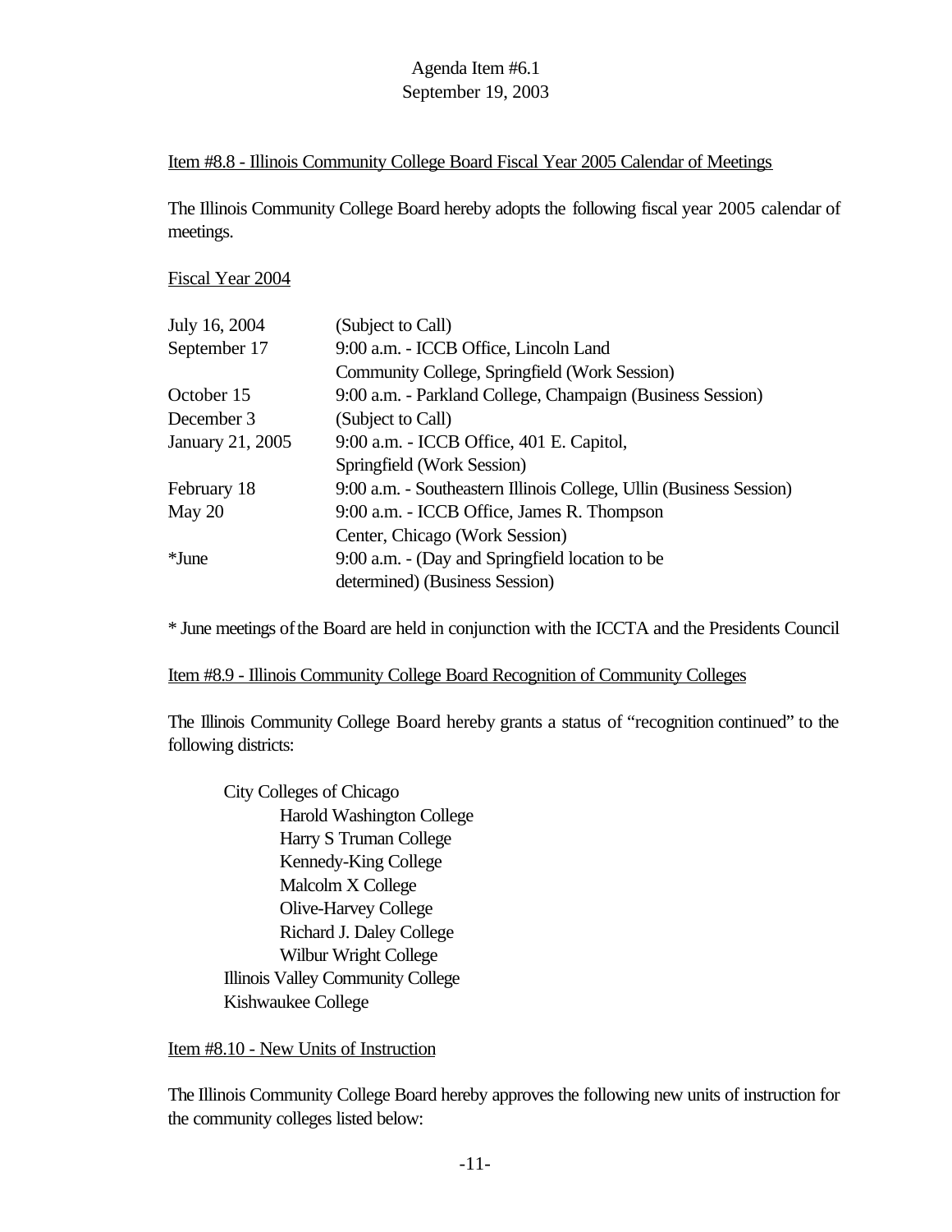Agenda Item #6.1
September 19, 2003

Item #8.8 - Illinois Community College Board Fiscal Year 2005 Calendar of Meetings

The Illinois Community College Board hereby adopts the following fiscal year 2005 calendar of meetings.

Fiscal Year 2004

| | |
|---|---|
| July 16, 2004 | (Subject to Call) |
| September 17 | 9:00 a.m. - ICCB Office, Lincoln Land Community College, Springfield (Work Session) |
| October 15 | 9:00 a.m. - Parkland College, Champaign (Business Session) |
| December 3 | (Subject to Call) |
| January 21, 2005 | 9:00 a.m. - ICCB Office, 401 E. Capitol, Springfield (Work Session) |
| February 18 | 9:00 a.m. - Southeastern Illinois College, Ullin (Business Session) |
| May 20 | 9:00 a.m. - ICCB Office, James R. Thompson Center, Chicago (Work Session) |
| *June | 9:00 a.m. - (Day and Springfield location to be determined) (Business Session) |

* June meetings of the Board are held in conjunction with the ICCTA and the Presidents Council

Item #8.9 - Illinois Community College Board Recognition of Community Colleges

The Illinois Community College Board hereby grants a status of "recognition continued" to the following districts:

- City Colleges of Chicago
  - Harold Washington College
  - Harry S Truman College
  - Kennedy-King College
  - Malcolm X College
  - Olive-Harvey College
  - Richard J. Daley College
  - Wilbur Wright College
- Illinois Valley Community College
- Kishwaukee College

Item #8.10 - New Units of Instruction

The Illinois Community College Board hereby approves the following new units of instruction for the community colleges listed below: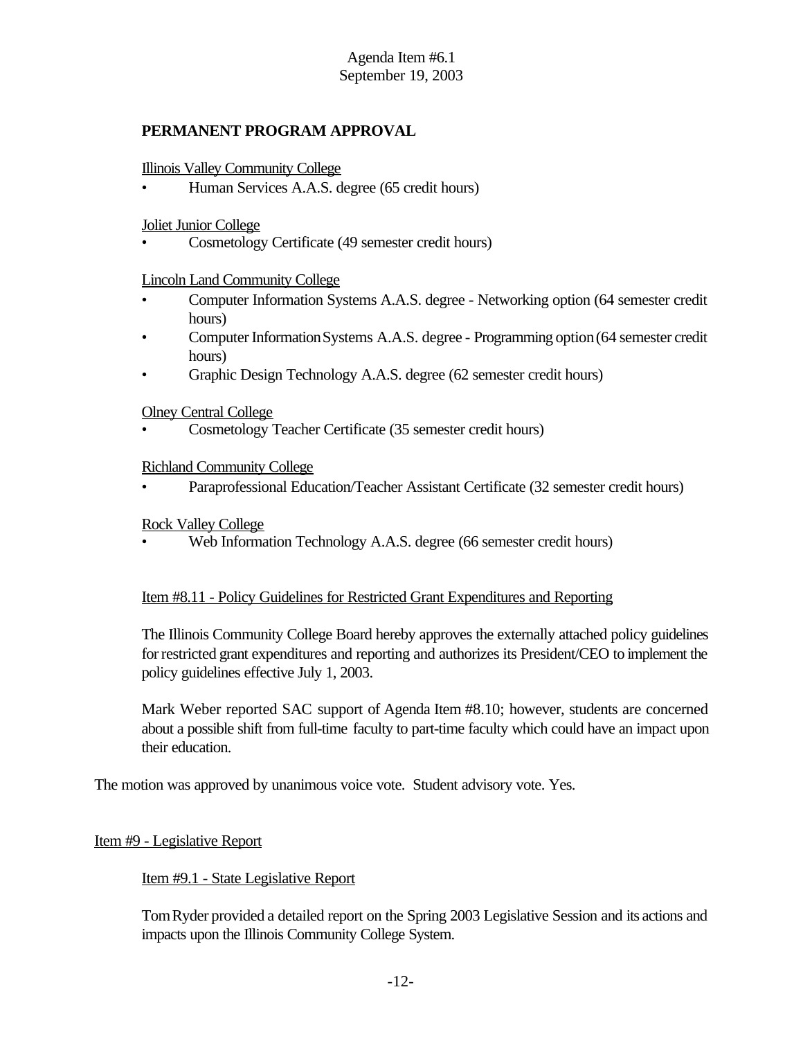Agenda Item #6.1
September 19, 2003

**PERMANENT PROGRAM APPROVAL**

Illinois Valley Community College

- Human Services A.A.S. degree (65 credit hours)

Joliet Junior College

- Cosmetology Certificate (49 semester credit hours)

Lincoln Land Community College

- Computer Information Systems A.A.S. degree - Networking option (64 semester credit hours)
- Computer Information Systems A.A.S. degree - Programming option (64 semester credit hours)
- Graphic Design Technology A.A.S. degree (62 semester credit hours)

Olney Central College

- Cosmetology Teacher Certificate (35 semester credit hours)

Richland Community College

- Paraprofessional Education/Teacher Assistant Certificate (32 semester credit hours)

Rock Valley College

- Web Information Technology A.A.S. degree (66 semester credit hours)

Item #8.11 - Policy Guidelines for Restricted Grant Expenditures and Reporting

The Illinois Community College Board hereby approves the externally attached policy guidelines for restricted grant expenditures and reporting and authorizes its President/CEO to implement the policy guidelines effective July 1, 2003.

Mark Weber reported SAC support of Agenda Item #8.10; however, students are concerned about a possible shift from full-time faculty to part-time faculty which could have an impact upon their education.

The motion was approved by unanimous voice vote. Student advisory vote. Yes.

Item #9 - Legislative Report

Item #9.1 - State Legislative Report

Tom Ryder provided a detailed report on the Spring 2003 Legislative Session and its actions and impacts upon the Illinois Community College System.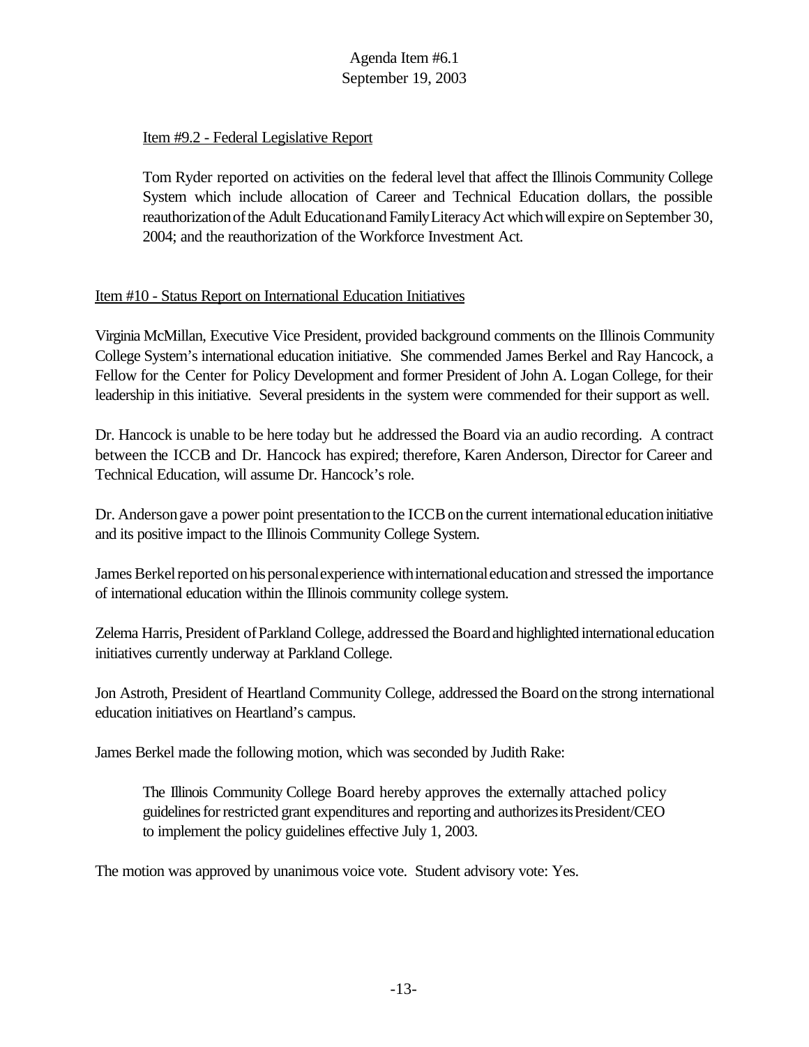Item #9.2 - Federal Legislative Report

Tom Ryder reported on activities on the federal level that affect the Illinois Community College System which include allocation of Career and Technical Education dollars, the possible reauthorization of the Adult Education and Family Literacy Act which will expire on September 30, 2004; and the reauthorization of the Workforce Investment Act.

Item #10 - Status Report on International Education Initiatives

Virginia McMillan, Executive Vice President, provided background comments on the Illinois Community College System's international education initiative. She commended James Berkel and Ray Hancock, a Fellow for the Center for Policy Development and former President of John A. Logan College, for their leadership in this initiative. Several presidents in the system were commended for their support as well.

Dr. Hancock is unable to be here today but he addressed the Board via an audio recording. A contract between the ICCB and Dr. Hancock has expired; therefore, Karen Anderson, Director for Career and Technical Education, will assume Dr. Hancock's role.

Dr. Anderson gave a power point presentation to the ICCB on the current international education initiative and its positive impact to the Illinois Community College System.

James Berkel reported on his personal experience with international education and stressed the importance of international education within the Illinois community college system.

Zelema Harris, President of Parkland College, addressed the Board and highlighted international education initiatives currently underway at Parkland College.

Jon Astroth, President of Heartland Community College, addressed the Board on the strong international education initiatives on Heartland's campus.

James Berkel made the following motion, which was seconded by Judith Rake:

> The Illinois Community College Board hereby approves the externally attached policy guidelines for restricted grant expenditures and reporting and authorizes its President/CEO to implement the policy guidelines effective July 1, 2003.

The motion was approved by unanimous voice vote. Student advisory vote: Yes.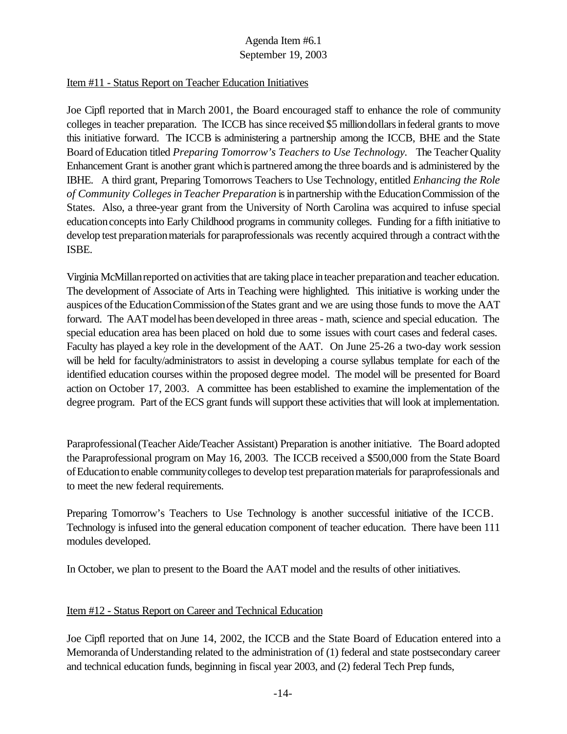Agenda Item #6.1
September 19, 2003

Item #11 - Status Report on Teacher Education Initiatives

Joe Cipfl reported that in March 2001, the Board encouraged staff to enhance the role of community colleges in teacher preparation. The ICCB has since received $5 million dollars in federal grants to move this initiative forward. The ICCB is administering a partnership among the ICCB, BHE and the State Board of Education titled *Preparing Tomorrow's Teachers to Use Technology.* The Teacher Quality Enhancement Grant is another grant which is partnered among the three boards and is administered by the IBHE. A third grant, Preparing Tomorrows Teachers to Use Technology, entitled *Enhancing the Role of Community Colleges in Teacher Preparation* is in partnership with the Education Commission of the States. Also, a three-year grant from the University of North Carolina was acquired to infuse special education concepts into Early Childhood programs in community colleges. Funding for a fifth initiative to develop test preparation materials for paraprofessionals was recently acquired through a contract with the ISBE.

Virginia McMillan reported on activities that are taking place in teacher preparation and teacher education. The development of Associate of Arts in Teaching were highlighted. This initiative is working under the auspices of the Education Commission of the States grant and we are using those funds to move the AAT forward. The AAT model has been developed in three areas - math, science and special education. The special education area has been placed on hold due to some issues with court cases and federal cases. Faculty has played a key role in the development of the AAT. On June 25-26 a two-day work session will be held for faculty/administrators to assist in developing a course syllabus template for each of the identified education courses within the proposed degree model. The model will be presented for Board action on October 17, 2003. A committee has been established to examine the implementation of the degree program. Part of the ECS grant funds will support these activities that will look at implementation.

Paraprofessional (Teacher Aide/Teacher Assistant) Preparation is another initiative. The Board adopted the Paraprofessional program on May 16, 2003. The ICCB received a $500,000 from the State Board of Education to enable community colleges to develop test preparation materials for paraprofessionals and to meet the new federal requirements.

Preparing Tomorrow's Teachers to Use Technology is another successful initiative of the ICCB. Technology is infused into the general education component of teacher education. There have been 111 modules developed.

In October, we plan to present to the Board the AAT model and the results of other initiatives.

Item #12 - Status Report on Career and Technical Education

Joe Cipfl reported that on June 14, 2002, the ICCB and the State Board of Education entered into a Memoranda of Understanding related to the administration of (1) federal and state postsecondary career and technical education funds, beginning in fiscal year 2003, and (2) federal Tech Prep funds,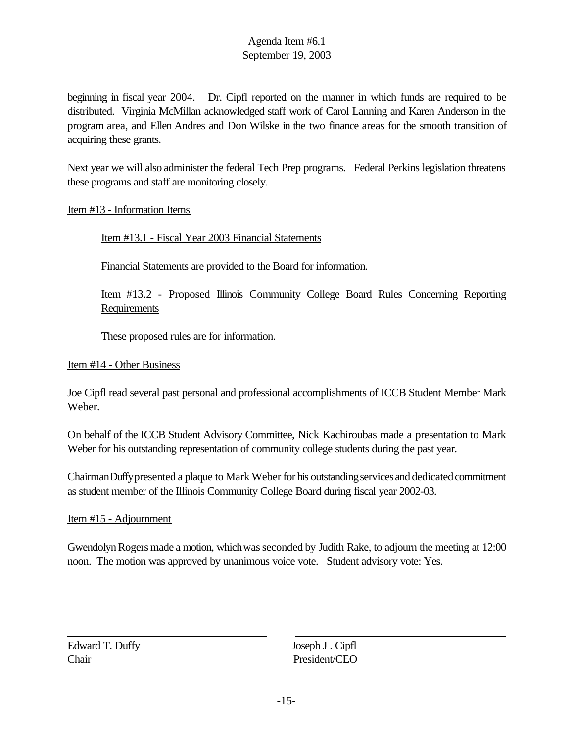beginning in fiscal year 2004. Dr. Cipfl reported on the manner in which funds are required to be distributed. Virginia McMillan acknowledged staff work of Carol Lanning and Karen Anderson in the program area, and Ellen Andres and Don Wilske in the two finance areas for the smooth transition of acquiring these grants.

Next year we will also administer the federal Tech Prep programs. Federal Perkins legislation threatens these programs and staff are monitoring closely.

Item #13 - Information Items

Item #13.1 - Fiscal Year 2003 Financial Statements

Financial Statements are provided to the Board for information.

Item #13.2 - Proposed Illinois Community College Board Rules Concerning Reporting Requirements

These proposed rules are for information.

Item #14 - Other Business

Joe Cipfl read several past personal and professional accomplishments of ICCB Student Member Mark Weber.

On behalf of the ICCB Student Advisory Committee, Nick Kachiroubas made a presentation to Mark Weber for his outstanding representation of community college students during the past year.

Chairman Duffy presented a plaque to Mark Weber for his outstanding services and dedicated commitment as student member of the Illinois Community College Board during fiscal year 2002-03.

Item #15 - Adjournment

Gwendolyn Rogers made a motion, which was seconded by Judith Rake, to adjourn the meeting at 12:00 noon. The motion was approved by unanimous voice vote. Student advisory vote: Yes.

| | |
|---|---|
| Edward T. Duffy | Joseph J . Cipfl |
| Chair | President/CEO |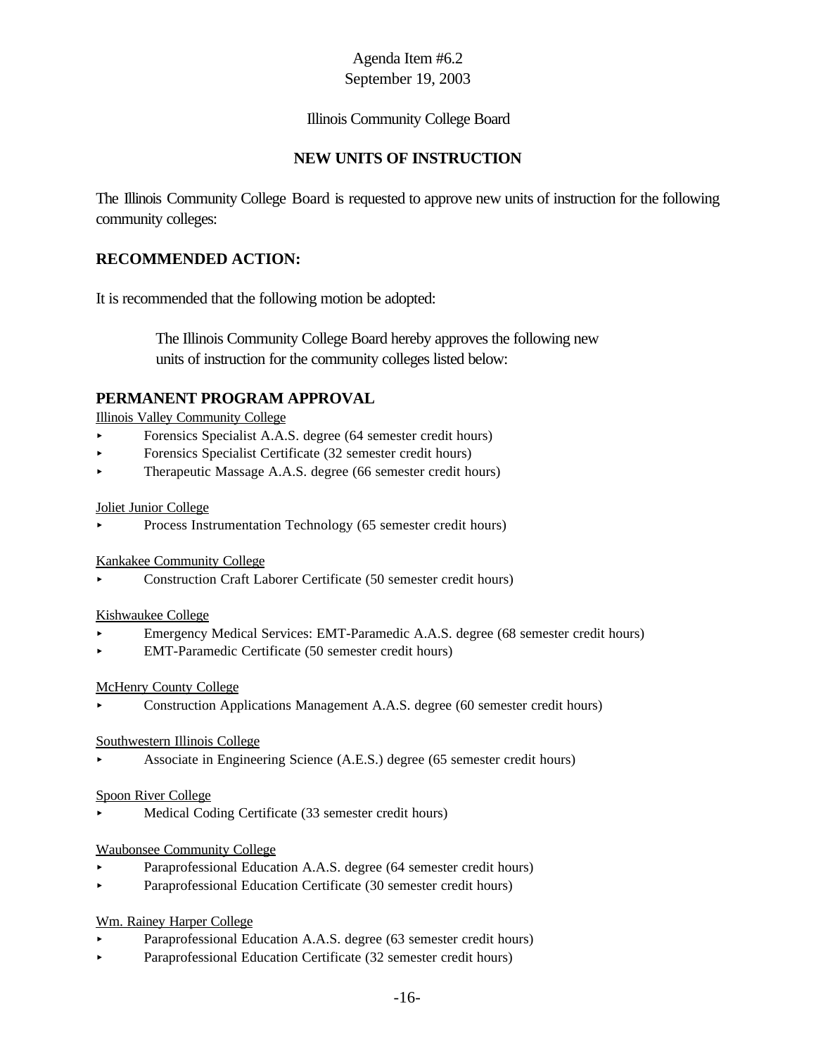Agenda Item #6.2
September 19, 2003

Illinois Community College Board

## NEW UNITS OF INSTRUCTION

The Illinois Community College Board is requested to approve new units of instruction for the following community colleges:

### RECOMMENDED ACTION:

It is recommended that the following motion be adopted:

> The Illinois Community College Board hereby approves the following new units of instruction for the community colleges listed below:

### PERMANENT PROGRAM APPROVAL

Illinois Valley Community College

- Forensics Specialist A.A.S. degree (64 semester credit hours)
- Forensics Specialist Certificate (32 semester credit hours)
- Therapeutic Massage A.A.S. degree (66 semester credit hours)

Joliet Junior College

- Process Instrumentation Technology (65 semester credit hours)

Kankakee Community College

- Construction Craft Laborer Certificate (50 semester credit hours)

Kishwaukee College

- Emergency Medical Services: EMT-Paramedic A.A.S. degree (68 semester credit hours)
- EMT-Paramedic Certificate (50 semester credit hours)

McHenry County College

- Construction Applications Management A.A.S. degree (60 semester credit hours)

Southwestern Illinois College

- Associate in Engineering Science (A.E.S.) degree (65 semester credit hours)

Spoon River College

- Medical Coding Certificate (33 semester credit hours)

Waubonsee Community College

- Paraprofessional Education A.A.S. degree (64 semester credit hours)
- Paraprofessional Education Certificate (30 semester credit hours)

Wm. Rainey Harper College

- Paraprofessional Education A.A.S. degree (63 semester credit hours)
- Paraprofessional Education Certificate (32 semester credit hours)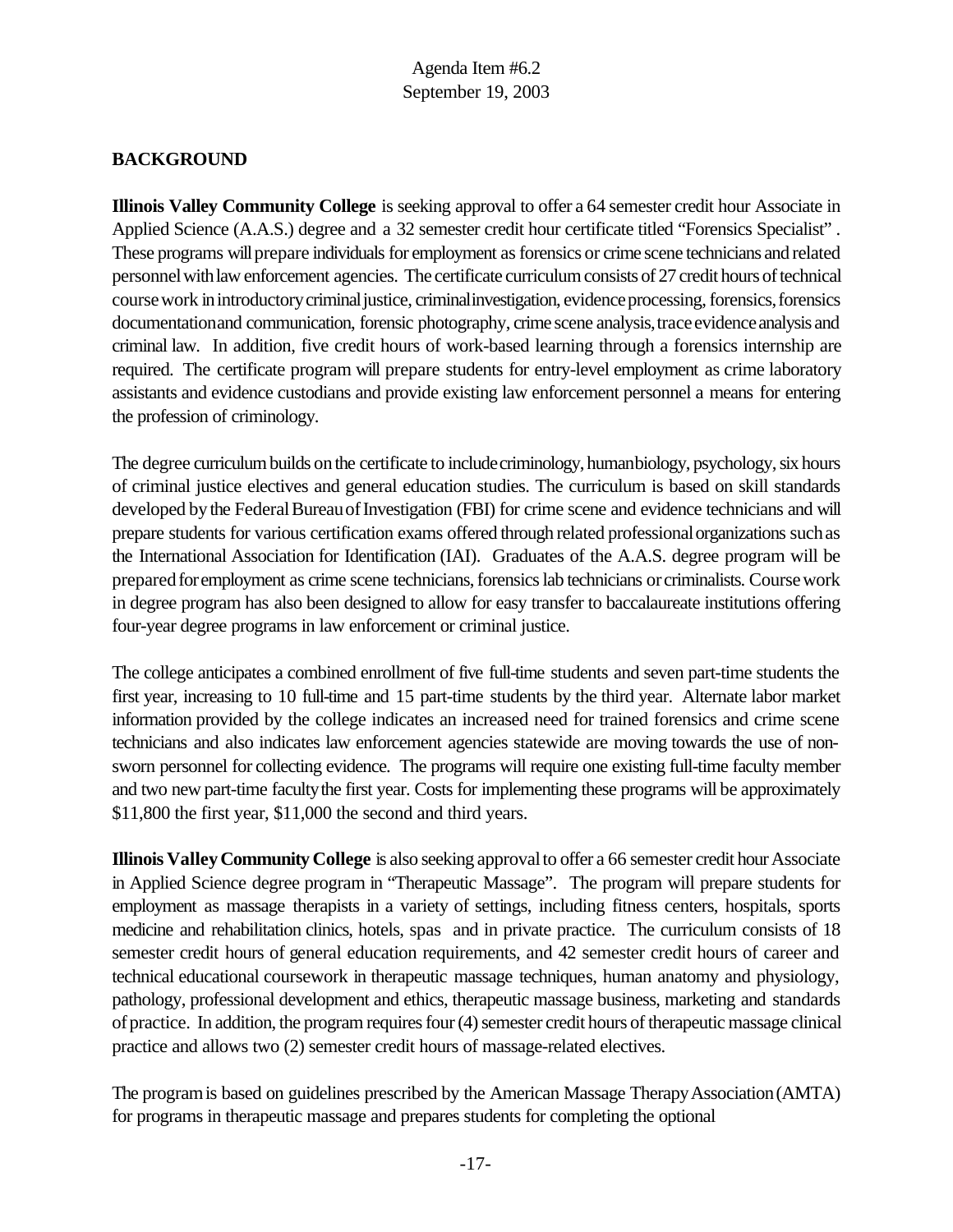Agenda Item #6.2
September 19, 2003

## BACKGROUND

**Illinois Valley Community College** is seeking approval to offer a 64 semester credit hour Associate in Applied Science (A.A.S.) degree and a 32 semester credit hour certificate titled "Forensics Specialist" . These programs will prepare individuals for employment as forensics or crime scene technicians and related personnel with law enforcement agencies. The certificate curriculum consists of 27 credit hours of technical course work in introductory criminal justice, criminal investigation, evidence processing, forensics, forensics documentation and communication, forensic photography, crime scene analysis, trace evidence analysis and criminal law. In addition, five credit hours of work-based learning through a forensics internship are required. The certificate program will prepare students for entry-level employment as crime laboratory assistants and evidence custodians and provide existing law enforcement personnel a means for entering the profession of criminology.

The degree curriculum builds on the certificate to include criminology, human biology, psychology, six hours of criminal justice electives and general education studies. The curriculum is based on skill standards developed by the Federal Bureau of Investigation (FBI) for crime scene and evidence technicians and will prepare students for various certification exams offered through related professional organizations such as the International Association for Identification (IAI). Graduates of the A.A.S. degree program will be prepared for employment as crime scene technicians, forensics lab technicians or criminalists. Course work in degree program has also been designed to allow for easy transfer to baccalaureate institutions offering four-year degree programs in law enforcement or criminal justice.

The college anticipates a combined enrollment of five full-time students and seven part-time students the first year, increasing to 10 full-time and 15 part-time students by the third year. Alternate labor market information provided by the college indicates an increased need for trained forensics and crime scene technicians and also indicates law enforcement agencies statewide are moving towards the use of non-sworn personnel for collecting evidence. The programs will require one existing full-time faculty member and two new part-time faculty the first year. Costs for implementing these programs will be approximately $11,800 the first year, $11,000 the second and third years.

**Illinois Valley Community College** is also seeking approval to offer a 66 semester credit hour Associate in Applied Science degree program in "Therapeutic Massage". The program will prepare students for employment as massage therapists in a variety of settings, including fitness centers, hospitals, sports medicine and rehabilitation clinics, hotels, spas and in private practice. The curriculum consists of 18 semester credit hours of general education requirements, and 42 semester credit hours of career and technical educational coursework in therapeutic massage techniques, human anatomy and physiology, pathology, professional development and ethics, therapeutic massage business, marketing and standards of practice. In addition, the program requires four (4) semester credit hours of therapeutic massage clinical practice and allows two (2) semester credit hours of massage-related electives.

The program is based on guidelines prescribed by the American Massage Therapy Association (AMTA) for programs in therapeutic massage and prepares students for completing the optional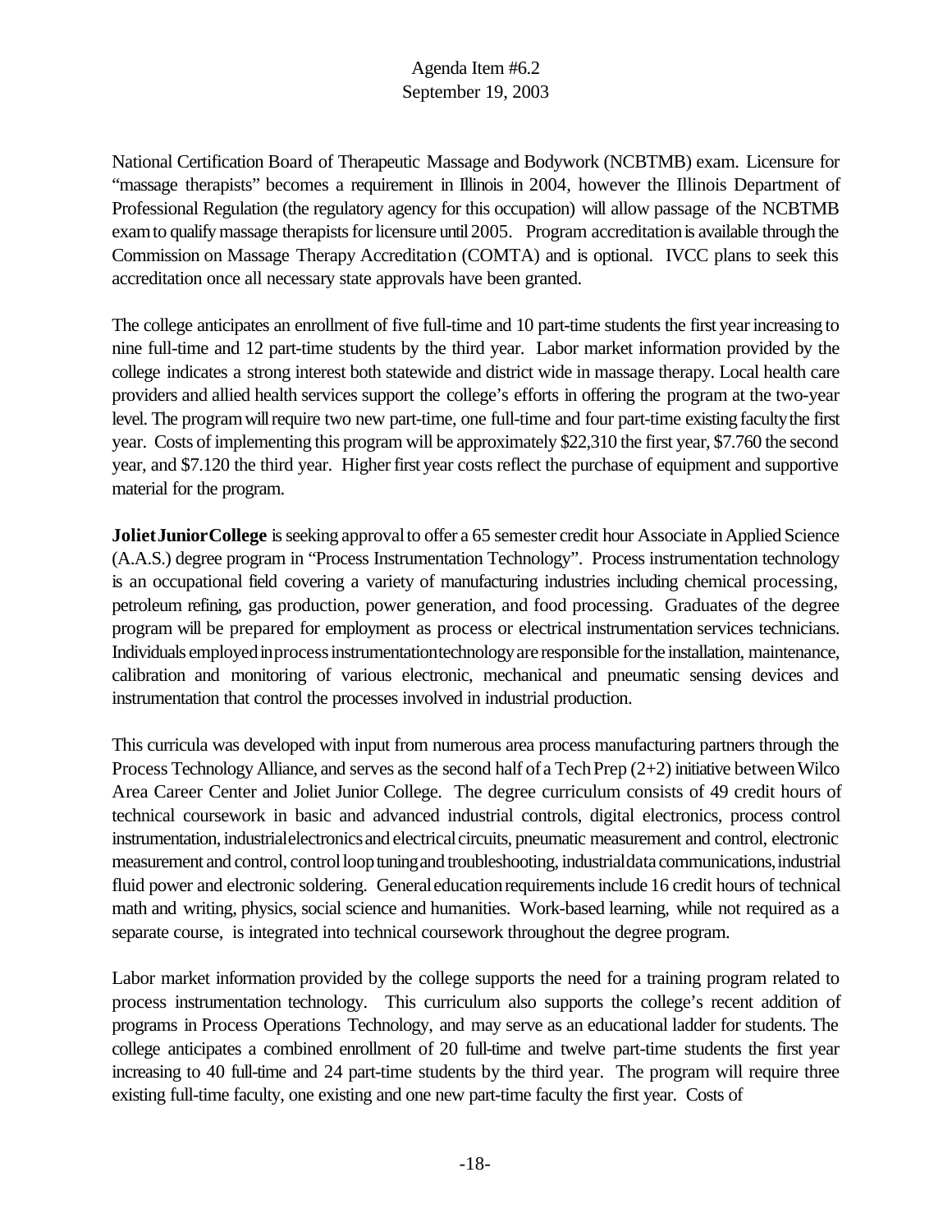National Certification Board of Therapeutic Massage and Bodywork (NCBTMB) exam. Licensure for "massage therapists" becomes a requirement in Illinois in 2004, however the Illinois Department of Professional Regulation (the regulatory agency for this occupation) will allow passage of the NCBTMB exam to qualify massage therapists for licensure until 2005. Program accreditation is available through the Commission on Massage Therapy Accreditation (COMTA) and is optional. IVCC plans to seek this accreditation once all necessary state approvals have been granted.

The college anticipates an enrollment of five full-time and 10 part-time students the first year increasing to nine full-time and 12 part-time students by the third year. Labor market information provided by the college indicates a strong interest both statewide and district wide in massage therapy. Local health care providers and allied health services support the college's efforts in offering the program at the two-year level. The program will require two new part-time, one full-time and four part-time existing faculty the first year. Costs of implementing this program will be approximately $22,310 the first year, $7.760 the second year, and $7.120 the third year. Higher first year costs reflect the purchase of equipment and supportive material for the program.

**Joliet Junior College** is seeking approval to offer a 65 semester credit hour Associate in Applied Science (A.A.S.) degree program in "Process Instrumentation Technology". Process instrumentation technology is an occupational field covering a variety of manufacturing industries including chemical processing, petroleum refining, gas production, power generation, and food processing. Graduates of the degree program will be prepared for employment as process or electrical instrumentation services technicians. Individuals employed in process instrumentation technology are responsible for the installation, maintenance, calibration and monitoring of various electronic, mechanical and pneumatic sensing devices and instrumentation that control the processes involved in industrial production.

This curricula was developed with input from numerous area process manufacturing partners through the Process Technology Alliance, and serves as the second half of a Tech Prep (2+2) initiative between Wilco Area Career Center and Joliet Junior College. The degree curriculum consists of 49 credit hours of technical coursework in basic and advanced industrial controls, digital electronics, process control instrumentation, industrial electronics and electrical circuits, pneumatic measurement and control, electronic measurement and control, control loop tuning and troubleshooting, industrial data communications, industrial fluid power and electronic soldering. General education requirements include 16 credit hours of technical math and writing, physics, social science and humanities. Work-based learning, while not required as a separate course, is integrated into technical coursework throughout the degree program.

Labor market information provided by the college supports the need for a training program related to process instrumentation technology. This curriculum also supports the college's recent addition of programs in Process Operations Technology, and may serve as an educational ladder for students. The college anticipates a combined enrollment of 20 full-time and twelve part-time students the first year increasing to 40 full-time and 24 part-time students by the third year. The program will require three existing full-time faculty, one existing and one new part-time faculty the first year. Costs of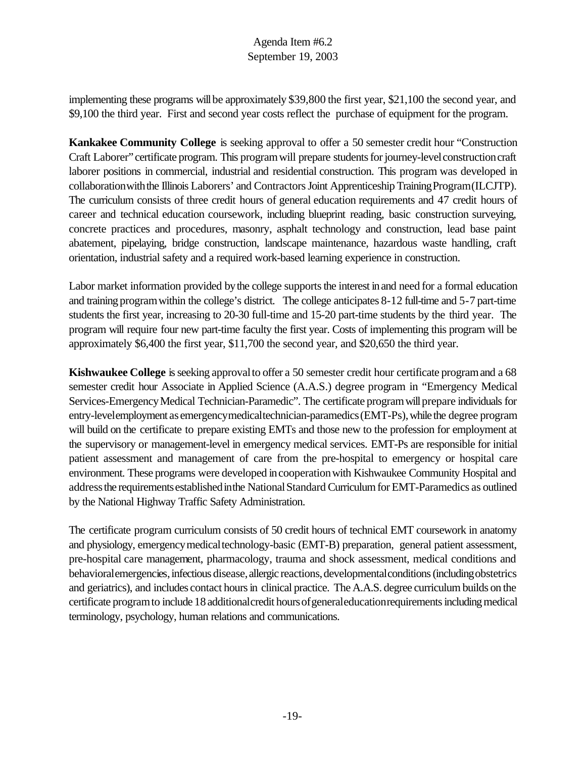implementing these programs will be approximately $39,800 the first year, $21,100 the second year, and $9,100 the third year. First and second year costs reflect the purchase of equipment for the program.

**Kankakee Community College** is seeking approval to offer a 50 semester credit hour "Construction Craft Laborer" certificate program. This program will prepare students for journey-level construction craft laborer positions in commercial, industrial and residential construction. This program was developed in collaboration with the Illinois Laborers' and Contractors Joint Apprenticeship Training Program (ILCJTP). The curriculum consists of three credit hours of general education requirements and 47 credit hours of career and technical education coursework, including blueprint reading, basic construction surveying, concrete practices and procedures, masonry, asphalt technology and construction, lead base paint abatement, pipelaying, bridge construction, landscape maintenance, hazardous waste handling, craft orientation, industrial safety and a required work-based learning experience in construction.

Labor market information provided by the college supports the interest in and need for a formal education and training program within the college's district. The college anticipates 8-12 full-time and 5-7 part-time students the first year, increasing to 20-30 full-time and 15-20 part-time students by the third year. The program will require four new part-time faculty the first year. Costs of implementing this program will be approximately $6,400 the first year, $11,700 the second year, and $20,650 the third year.

**Kishwaukee College** is seeking approval to offer a 50 semester credit hour certificate program and a 68 semester credit hour Associate in Applied Science (A.A.S.) degree program in "Emergency Medical Services-Emergency Medical Technician-Paramedic". The certificate program will prepare individuals for entry-level employment as emergency medical technician-paramedics (EMT-Ps), while the degree program will build on the certificate to prepare existing EMTs and those new to the profession for employment at the supervisory or management-level in emergency medical services. EMT-Ps are responsible for initial patient assessment and management of care from the pre-hospital to emergency or hospital care environment. These programs were developed in cooperation with Kishwaukee Community Hospital and address the requirements established in the National Standard Curriculum for EMT-Paramedics as outlined by the National Highway Traffic Safety Administration.

The certificate program curriculum consists of 50 credit hours of technical EMT coursework in anatomy and physiology, emergency medical technology-basic (EMT-B) preparation, general patient assessment, pre-hospital care management, pharmacology, trauma and shock assessment, medical conditions and behavioral emergencies, infectious disease, allergic reactions, developmental conditions (including obstetrics and geriatrics), and includes contact hours in clinical practice. The A.A.S. degree curriculum builds on the certificate program to include 18 additional credit hours of general education requirements including medical terminology, psychology, human relations and communications.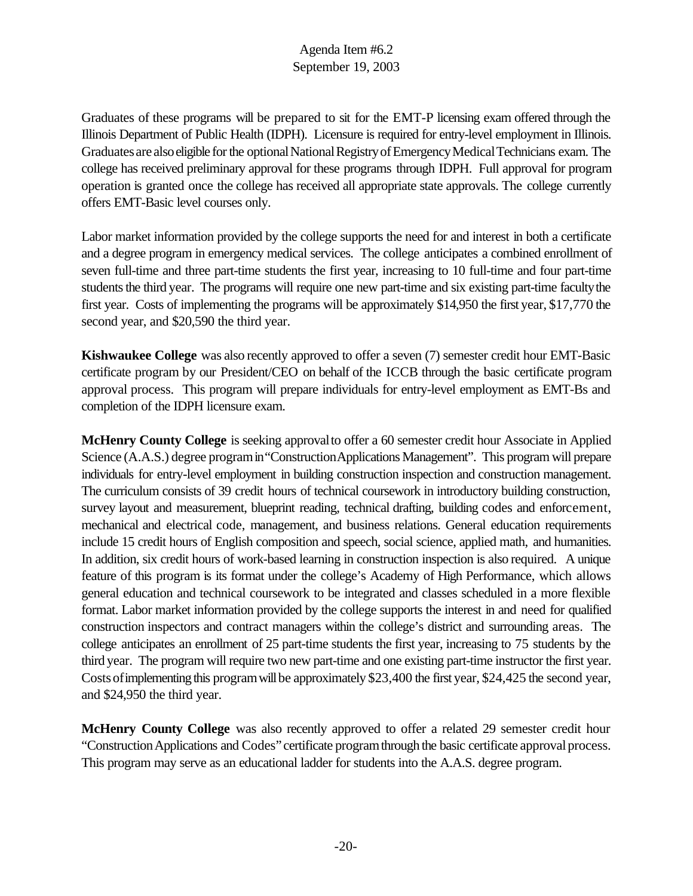Graduates of these programs will be prepared to sit for the EMT-P licensing exam offered through the Illinois Department of Public Health (IDPH). Licensure is required for entry-level employment in Illinois. Graduates are also eligible for the optional National Registry of Emergency Medical Technicians exam. The college has received preliminary approval for these programs through IDPH. Full approval for program operation is granted once the college has received all appropriate state approvals. The college currently offers EMT-Basic level courses only.

Labor market information provided by the college supports the need for and interest in both a certificate and a degree program in emergency medical services. The college anticipates a combined enrollment of seven full-time and three part-time students the first year, increasing to 10 full-time and four part-time students the third year. The programs will require one new part-time and six existing part-time faculty the first year. Costs of implementing the programs will be approximately $14,950 the first year, $17,770 the second year, and $20,590 the third year.

**Kishwaukee College** was also recently approved to offer a seven (7) semester credit hour EMT-Basic certificate program by our President/CEO on behalf of the ICCB through the basic certificate program approval process. This program will prepare individuals for entry-level employment as EMT-Bs and completion of the IDPH licensure exam.

**McHenry County College** is seeking approval to offer a 60 semester credit hour Associate in Applied Science (A.A.S.) degree program in "Construction Applications Management". This program will prepare individuals for entry-level employment in building construction inspection and construction management. The curriculum consists of 39 credit hours of technical coursework in introductory building construction, survey layout and measurement, blueprint reading, technical drafting, building codes and enforcement, mechanical and electrical code, management, and business relations. General education requirements include 15 credit hours of English composition and speech, social science, applied math, and humanities. In addition, six credit hours of work-based learning in construction inspection is also required. A unique feature of this program is its format under the college's Academy of High Performance, which allows general education and technical coursework to be integrated and classes scheduled in a more flexible format. Labor market information provided by the college supports the interest in and need for qualified construction inspectors and contract managers within the college's district and surrounding areas. The college anticipates an enrollment of 25 part-time students the first year, increasing to 75 students by the third year. The program will require two new part-time and one existing part-time instructor the first year. Costs of implementing this program will be approximately $23,400 the first year, $24,425 the second year, and $24,950 the third year.

**McHenry County College** was also recently approved to offer a related 29 semester credit hour "Construction Applications and Codes" certificate program through the basic certificate approval process. This program may serve as an educational ladder for students into the A.A.S. degree program.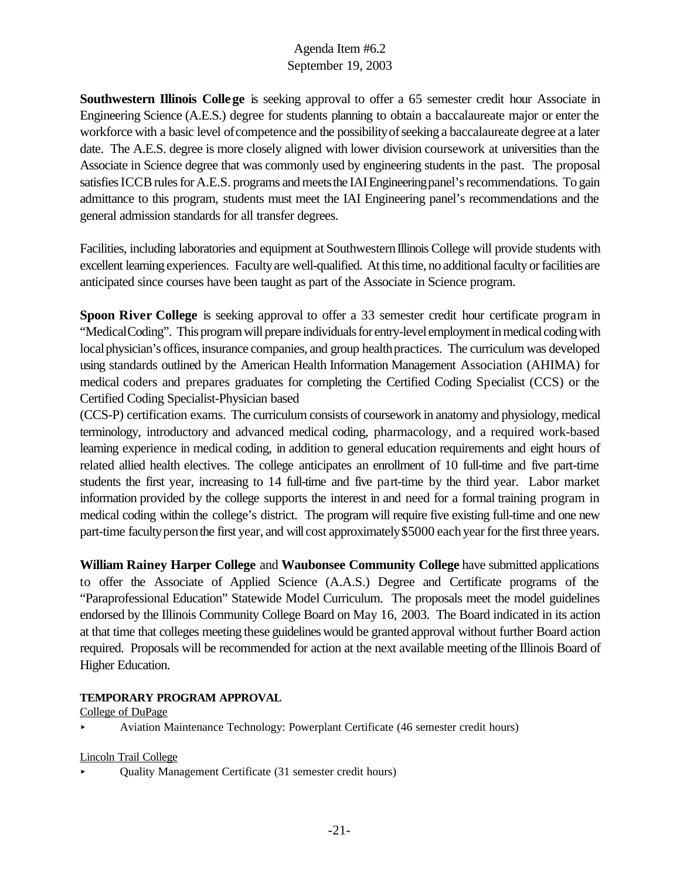**Southwestern Illinois College** is seeking approval to offer a 65 semester credit hour Associate in Engineering Science (A.E.S.) degree for students planning to obtain a baccalaureate major or enter the workforce with a basic level of competence and the possibility of seeking a baccalaureate degree at a later date. The A.E.S. degree is more closely aligned with lower division coursework at universities than the Associate in Science degree that was commonly used by engineering students in the past. The proposal satisfies ICCB rules for A.E.S. programs and meets the IAI Engineering panel's recommendations. To gain admittance to this program, students must meet the IAI Engineering panel's recommendations and the general admission standards for all transfer degrees.

Facilities, including laboratories and equipment at Southwestern Illinois College will provide students with excellent learning experiences. Faculty are well-qualified. At this time, no additional faculty or facilities are anticipated since courses have been taught as part of the Associate in Science program.

**Spoon River College** is seeking approval to offer a 33 semester credit hour certificate program in "Medical Coding". This program will prepare individuals for entry-level employment in medical coding with local physician's offices, insurance companies, and group health practices. The curriculum was developed using standards outlined by the American Health Information Management Association (AHIMA) for medical coders and prepares graduates for completing the Certified Coding Specialist (CCS) or the Certified Coding Specialist-Physician based
(CCS-P) certification exams. The curriculum consists of coursework in anatomy and physiology, medical terminology, introductory and advanced medical coding, pharmacology, and a required work-based learning experience in medical coding, in addition to general education requirements and eight hours of related allied health electives. The college anticipates an enrollment of 10 full-time and five part-time students the first year, increasing to 14 full-time and five part-time by the third year. Labor market information provided by the college supports the interest in and need for a formal training program in medical coding within the college's district. The program will require five existing full-time and one new part-time faculty person the first year, and will cost approximately $5000 each year for the first three years.

**William Rainey Harper College** and **Waubonsee Community College** have submitted applications to offer the Associate of Applied Science (A.A.S.) Degree and Certificate programs of the "Paraprofessional Education" Statewide Model Curriculum. The proposals meet the model guidelines endorsed by the Illinois Community College Board on May 16, 2003. The Board indicated in its action at that time that colleges meeting these guidelines would be granted approval without further Board action required. Proposals will be recommended for action at the next available meeting of the Illinois Board of Higher Education.

**TEMPORARY PROGRAM APPROVAL**

College of DuPage

- Aviation Maintenance Technology: Powerplant Certificate (46 semester credit hours)

Lincoln Trail College

- Quality Management Certificate (31 semester credit hours)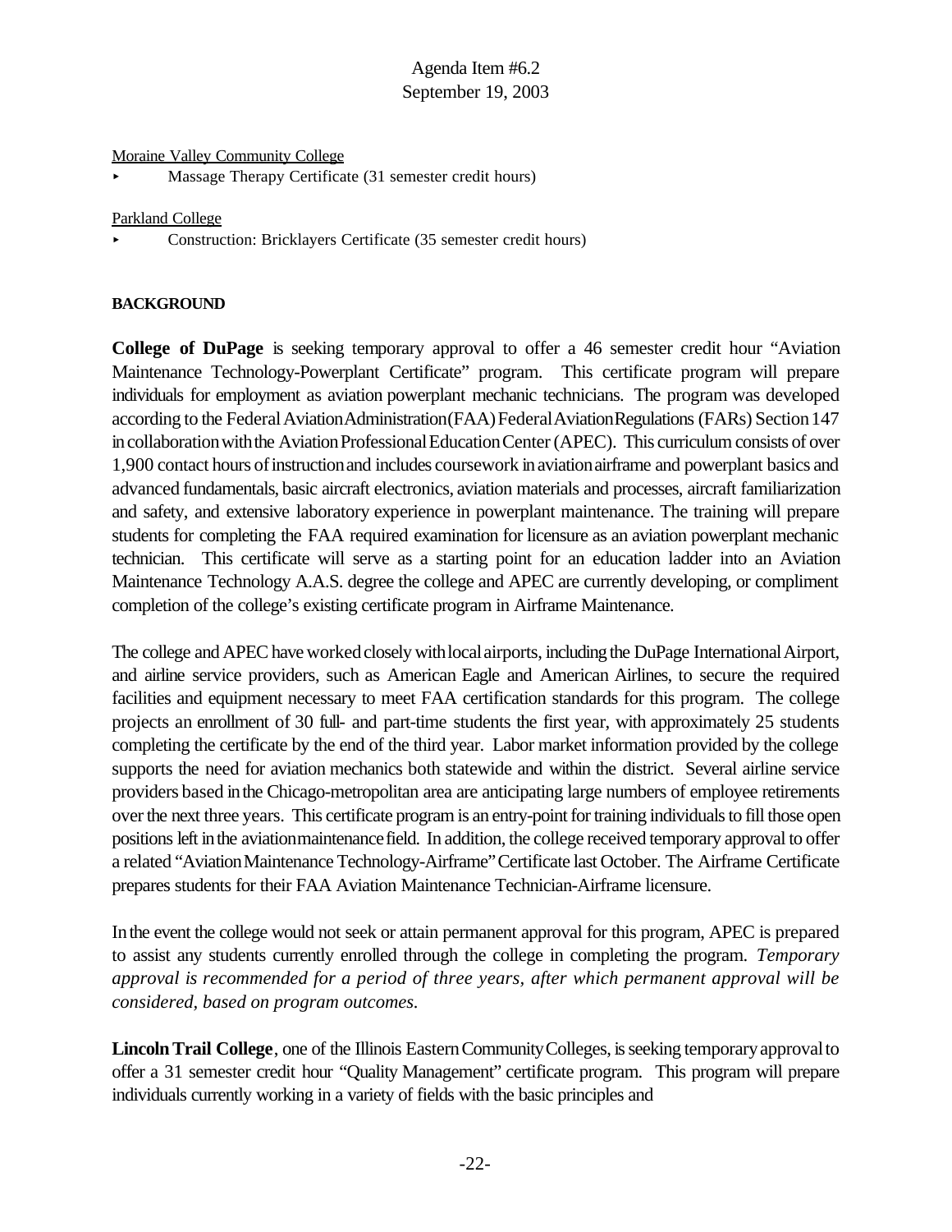Moraine Valley Community College

- Massage Therapy Certificate (31 semester credit hours)

Parkland College

- Construction: Bricklayers Certificate (35 semester credit hours)

**BACKGROUND**

**College of DuPage** is seeking temporary approval to offer a 46 semester credit hour "Aviation Maintenance Technology-Powerplant Certificate" program. This certificate program will prepare individuals for employment as aviation powerplant mechanic technicians. The program was developed according to the Federal Aviation Administration (FAA) Federal Aviation Regulations (FARs) Section 147 in collaboration with the Aviation Professional Education Center (APEC). This curriculum consists of over 1,900 contact hours of instruction and includes coursework in aviation airframe and powerplant basics and advanced fundamentals, basic aircraft electronics, aviation materials and processes, aircraft familiarization and safety, and extensive laboratory experience in powerplant maintenance. The training will prepare students for completing the FAA required examination for licensure as an aviation powerplant mechanic technician. This certificate will serve as a starting point for an education ladder into an Aviation Maintenance Technology A.A.S. degree the college and APEC are currently developing, or compliment completion of the college's existing certificate program in Airframe Maintenance.

The college and APEC have worked closely with local airports, including the DuPage International Airport, and airline service providers, such as American Eagle and American Airlines, to secure the required facilities and equipment necessary to meet FAA certification standards for this program. The college projects an enrollment of 30 full- and part-time students the first year, with approximately 25 students completing the certificate by the end of the third year. Labor market information provided by the college supports the need for aviation mechanics both statewide and within the district. Several airline service providers based in the Chicago-metropolitan area are anticipating large numbers of employee retirements over the next three years. This certificate program is an entry-point for training individuals to fill those open positions left in the aviation maintenance field. In addition, the college received temporary approval to offer a related "Aviation Maintenance Technology-Airframe" Certificate last October. The Airframe Certificate prepares students for their FAA Aviation Maintenance Technician-Airframe licensure.

In the event the college would not seek or attain permanent approval for this program, APEC is prepared to assist any students currently enrolled through the college in completing the program. *Temporary approval is recommended for a period of three years, after which permanent approval will be considered, based on program outcomes.*

**Lincoln Trail College**, one of the Illinois Eastern Community Colleges, is seeking temporary approval to offer a 31 semester credit hour "Quality Management" certificate program. This program will prepare individuals currently working in a variety of fields with the basic principles and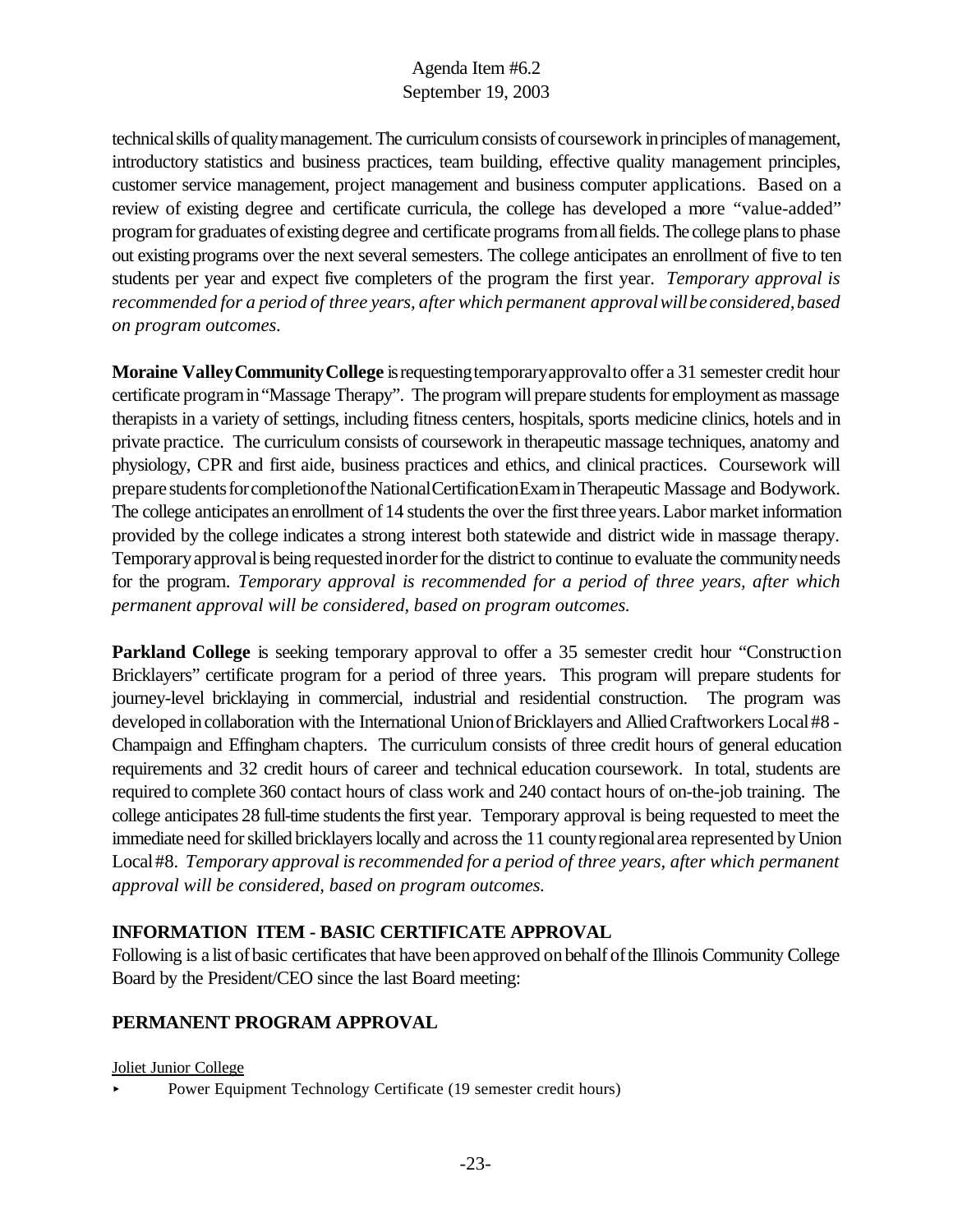technical skills of quality management. The curriculum consists of coursework in principles of management, introductory statistics and business practices, team building, effective quality management principles, customer service management, project management and business computer applications. Based on a review of existing degree and certificate curricula, the college has developed a more "value-added" program for graduates of existing degree and certificate programs from all fields. The college plans to phase out existing programs over the next several semesters. The college anticipates an enrollment of five to ten students per year and expect five completers of the program the first year. *Temporary approval is recommended for a period of three years, after which permanent approval will be considered, based on program outcomes.*

**Moraine Valley Community College** is requesting temporary approval to offer a 31 semester credit hour certificate program in "Massage Therapy". The program will prepare students for employment as massage therapists in a variety of settings, including fitness centers, hospitals, sports medicine clinics, hotels and in private practice. The curriculum consists of coursework in therapeutic massage techniques, anatomy and physiology, CPR and first aide, business practices and ethics, and clinical practices. Coursework will prepare students for completion of the National Certification Exam in Therapeutic Massage and Bodywork. The college anticipates an enrollment of 14 students the over the first three years. Labor market information provided by the college indicates a strong interest both statewide and district wide in massage therapy. Temporary approval is being requested in order for the district to continue to evaluate the community needs for the program. *Temporary approval is recommended for a period of three years, after which permanent approval will be considered, based on program outcomes.*

**Parkland College** is seeking temporary approval to offer a 35 semester credit hour "Construction Bricklayers" certificate program for a period of three years. This program will prepare students for journey-level bricklaying in commercial, industrial and residential construction. The program was developed in collaboration with the International Union of Bricklayers and Allied Craftworkers Local #8 - Champaign and Effingham chapters. The curriculum consists of three credit hours of general education requirements and 32 credit hours of career and technical education coursework. In total, students are required to complete 360 contact hours of class work and 240 contact hours of on-the-job training. The college anticipates 28 full-time students the first year. Temporary approval is being requested to meet the immediate need for skilled bricklayers locally and across the 11 county regional area represented by Union Local #8. *Temporary approval is recommended for a period of three years, after which permanent approval will be considered, based on program outcomes.*

## INFORMATION ITEM - BASIC CERTIFICATE APPROVAL

Following is a list of basic certificates that have been approved on behalf of the Illinois Community College Board by the President/CEO since the last Board meeting:

## PERMANENT PROGRAM APPROVAL

Joliet Junior College

- Power Equipment Technology Certificate (19 semester credit hours)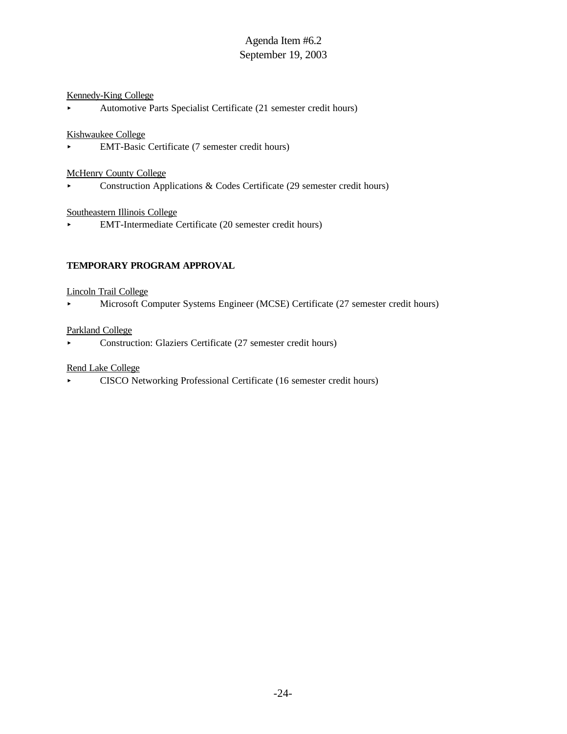<u>Kennedy-King College</u>

- Automotive Parts Specialist Certificate (21 semester credit hours)

<u>Kishwaukee College</u>

- EMT-Basic Certificate (7 semester credit hours)

<u>McHenry County College</u>

- Construction Applications & Codes Certificate (29 semester credit hours)

<u>Southeastern Illinois College</u>

- EMT-Intermediate Certificate (20 semester credit hours)

**TEMPORARY PROGRAM APPROVAL**

<u>Lincoln Trail College</u>

- Microsoft Computer Systems Engineer (MCSE) Certificate (27 semester credit hours)

<u>Parkland College</u>

- Construction: Glaziers Certificate (27 semester credit hours)

<u>Rend Lake College</u>

- CISCO Networking Professional Certificate (16 semester credit hours)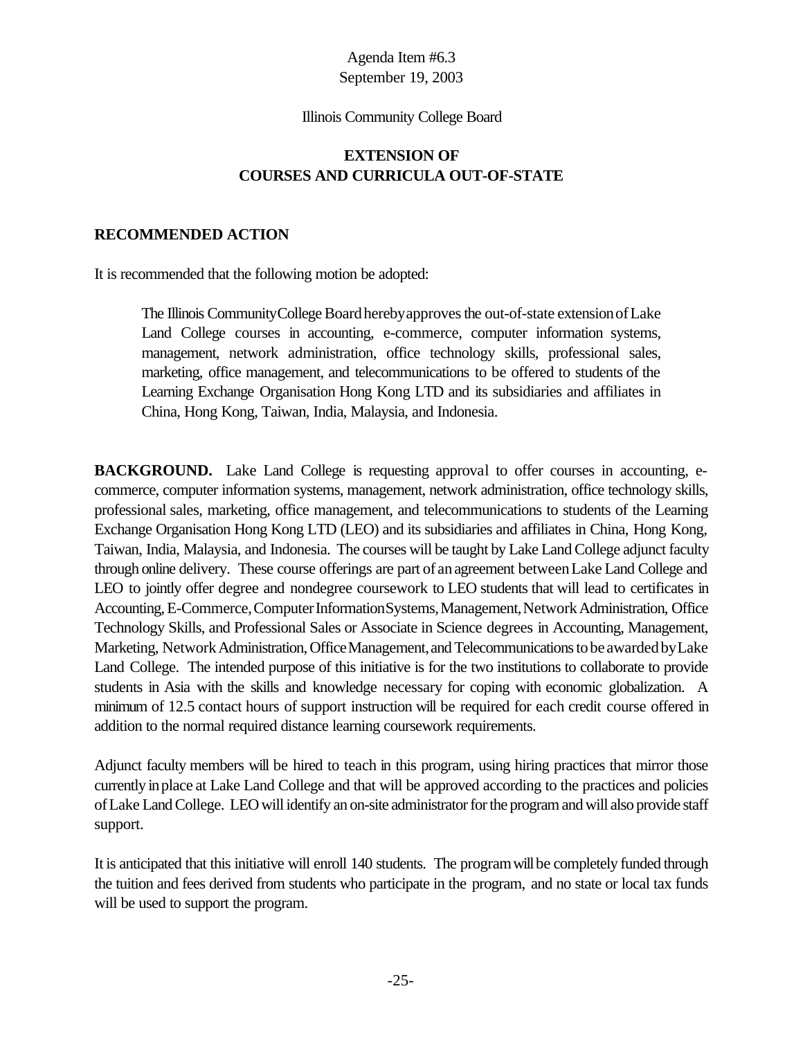Agenda Item #6.3
September 19, 2003

Illinois Community College Board

**EXTENSION OF**
**COURSES AND CURRICULA OUT-OF-STATE**

## RECOMMENDED ACTION

It is recommended that the following motion be adopted:

> The Illinois Community College Board hereby approves the out-of-state extension of Lake Land College courses in accounting, e-commerce, computer information systems, management, network administration, office technology skills, professional sales, marketing, office management, and telecommunications to be offered to students of the Learning Exchange Organisation Hong Kong LTD and its subsidiaries and affiliates in China, Hong Kong, Taiwan, India, Malaysia, and Indonesia.

**BACKGROUND.** Lake Land College is requesting approval to offer courses in accounting, e-commerce, computer information systems, management, network administration, office technology skills, professional sales, marketing, office management, and telecommunications to students of the Learning Exchange Organisation Hong Kong LTD (LEO) and its subsidiaries and affiliates in China, Hong Kong, Taiwan, India, Malaysia, and Indonesia. The courses will be taught by Lake Land College adjunct faculty through online delivery. These course offerings are part of an agreement between Lake Land College and LEO to jointly offer degree and nondegree coursework to LEO students that will lead to certificates in Accounting, E-Commerce, Computer Information Systems, Management, Network Administration, Office Technology Skills, and Professional Sales or Associate in Science degrees in Accounting, Management, Marketing, Network Administration, Office Management, and Telecommunications to be awarded by Lake Land College. The intended purpose of this initiative is for the two institutions to collaborate to provide students in Asia with the skills and knowledge necessary for coping with economic globalization. A minimum of 12.5 contact hours of support instruction will be required for each credit course offered in addition to the normal required distance learning coursework requirements.

Adjunct faculty members will be hired to teach in this program, using hiring practices that mirror those currently in place at Lake Land College and that will be approved according to the practices and policies of Lake Land College. LEO will identify an on-site administrator for the program and will also provide staff support.

It is anticipated that this initiative will enroll 140 students. The program will be completely funded through the tuition and fees derived from students who participate in the program, and no state or local tax funds will be used to support the program.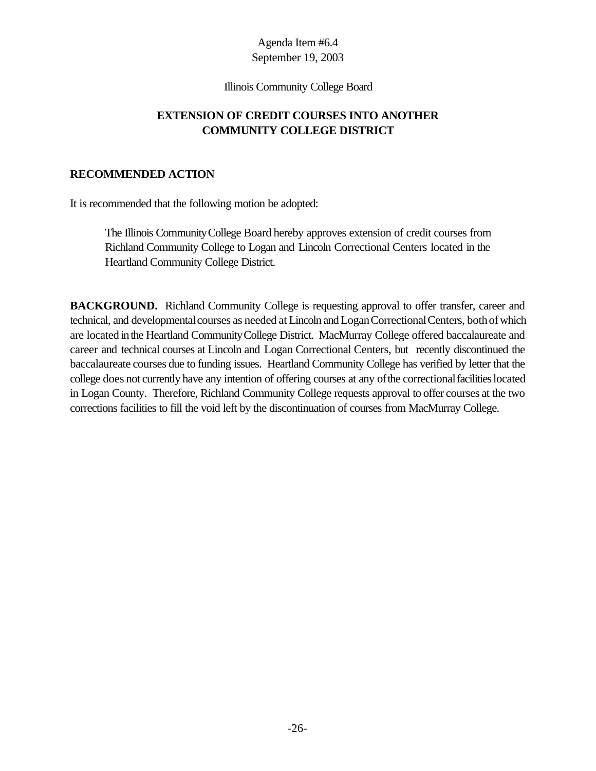Agenda Item #6.4
September 19, 2003

Illinois Community College Board

## EXTENSION OF CREDIT COURSES INTO ANOTHER COMMUNITY COLLEGE DISTRICT

### RECOMMENDED ACTION

It is recommended that the following motion be adopted:

> The Illinois Community College Board hereby approves extension of credit courses from Richland Community College to Logan and Lincoln Correctional Centers located in the Heartland Community College District.

**BACKGROUND.** Richland Community College is requesting approval to offer transfer, career and technical, and developmental courses as needed at Lincoln and Logan Correctional Centers, both of which are located in the Heartland Community College District. MacMurray College offered baccalaureate and career and technical courses at Lincoln and Logan Correctional Centers, but recently discontinued the baccalaureate courses due to funding issues. Heartland Community College has verified by letter that the college does not currently have any intention of offering courses at any of the correctional facilities located in Logan County. Therefore, Richland Community College requests approval to offer courses at the two corrections facilities to fill the void left by the discontinuation of courses from MacMurray College.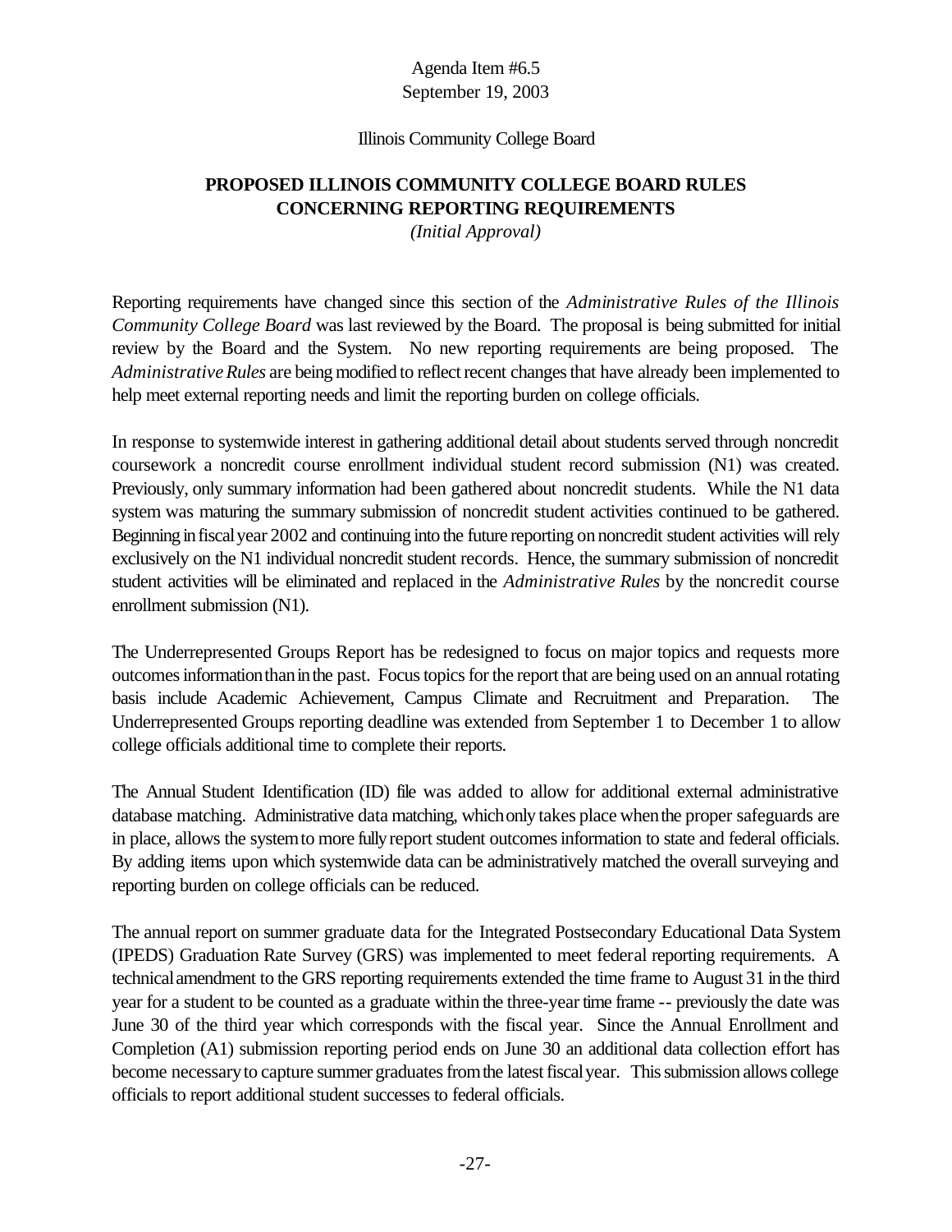Agenda Item #6.5
September 19, 2003

Illinois Community College Board

## PROPOSED ILLINOIS COMMUNITY COLLEGE BOARD RULES CONCERNING REPORTING REQUIREMENTS

*(Initial Approval)*

Reporting requirements have changed since this section of the *Administrative Rules of the Illinois Community College Board* was last reviewed by the Board. The proposal is being submitted for initial review by the Board and the System. No new reporting requirements are being proposed. The *Administrative Rules* are being modified to reflect recent changes that have already been implemented to help meet external reporting needs and limit the reporting burden on college officials.

In response to systemwide interest in gathering additional detail about students served through noncredit coursework a noncredit course enrollment individual student record submission (N1) was created. Previously, only summary information had been gathered about noncredit students. While the N1 data system was maturing the summary submission of noncredit student activities continued to be gathered. Beginning in fiscal year 2002 and continuing into the future reporting on noncredit student activities will rely exclusively on the N1 individual noncredit student records. Hence, the summary submission of noncredit student activities will be eliminated and replaced in the *Administrative Rules* by the noncredit course enrollment submission (N1).

The Underrepresented Groups Report has be redesigned to focus on major topics and requests more outcomes information than in the past. Focus topics for the report that are being used on an annual rotating basis include Academic Achievement, Campus Climate and Recruitment and Preparation. The Underrepresented Groups reporting deadline was extended from September 1 to December 1 to allow college officials additional time to complete their reports.

The Annual Student Identification (ID) file was added to allow for additional external administrative database matching. Administrative data matching, which only takes place when the proper safeguards are in place, allows the system to more fully report student outcomes information to state and federal officials. By adding items upon which systemwide data can be administratively matched the overall surveying and reporting burden on college officials can be reduced.

The annual report on summer graduate data for the Integrated Postsecondary Educational Data System (IPEDS) Graduation Rate Survey (GRS) was implemented to meet federal reporting requirements. A technical amendment to the GRS reporting requirements extended the time frame to August 31 in the third year for a student to be counted as a graduate within the three-year time frame -- previously the date was June 30 of the third year which corresponds with the fiscal year. Since the Annual Enrollment and Completion (A1) submission reporting period ends on June 30 an additional data collection effort has become necessary to capture summer graduates from the latest fiscal year. This submission allows college officials to report additional student successes to federal officials.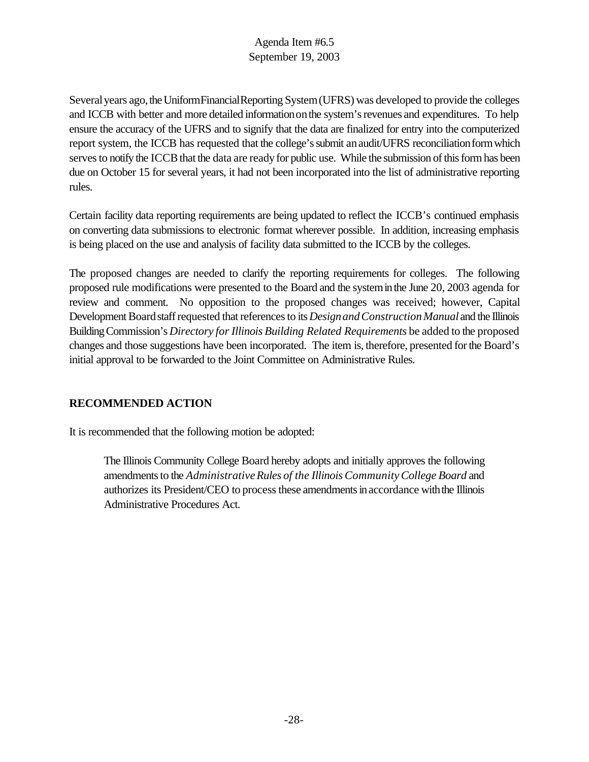Agenda Item #6.5
September 19, 2003

Several years ago, the Uniform Financial Reporting System (UFRS) was developed to provide the colleges and ICCB with better and more detailed information on the system's revenues and expenditures. To help ensure the accuracy of the UFRS and to signify that the data are finalized for entry into the computerized report system, the ICCB has requested that the college's submit an audit/UFRS reconciliation form which serves to notify the ICCB that the data are ready for public use. While the submission of this form has been due on October 15 for several years, it had not been incorporated into the list of administrative reporting rules.

Certain facility data reporting requirements are being updated to reflect the ICCB's continued emphasis on converting data submissions to electronic format wherever possible. In addition, increasing emphasis is being placed on the use and analysis of facility data submitted to the ICCB by the colleges.

The proposed changes are needed to clarify the reporting requirements for colleges. The following proposed rule modifications were presented to the Board and the system in the June 20, 2003 agenda for review and comment. No opposition to the proposed changes was received; however, Capital Development Board staff requested that references to its *Design and Construction Manual* and the Illinois Building Commission's *Directory for Illinois Building Related Requirements* be added to the proposed changes and those suggestions have been incorporated. The item is, therefore, presented for the Board's initial approval to be forwarded to the Joint Committee on Administrative Rules.

## RECOMMENDED ACTION

It is recommended that the following motion be adopted:

> The Illinois Community College Board hereby adopts and initially approves the following amendments to the *Administrative Rules of the Illinois Community College Board* and authorizes its President/CEO to process these amendments in accordance with the Illinois Administrative Procedures Act.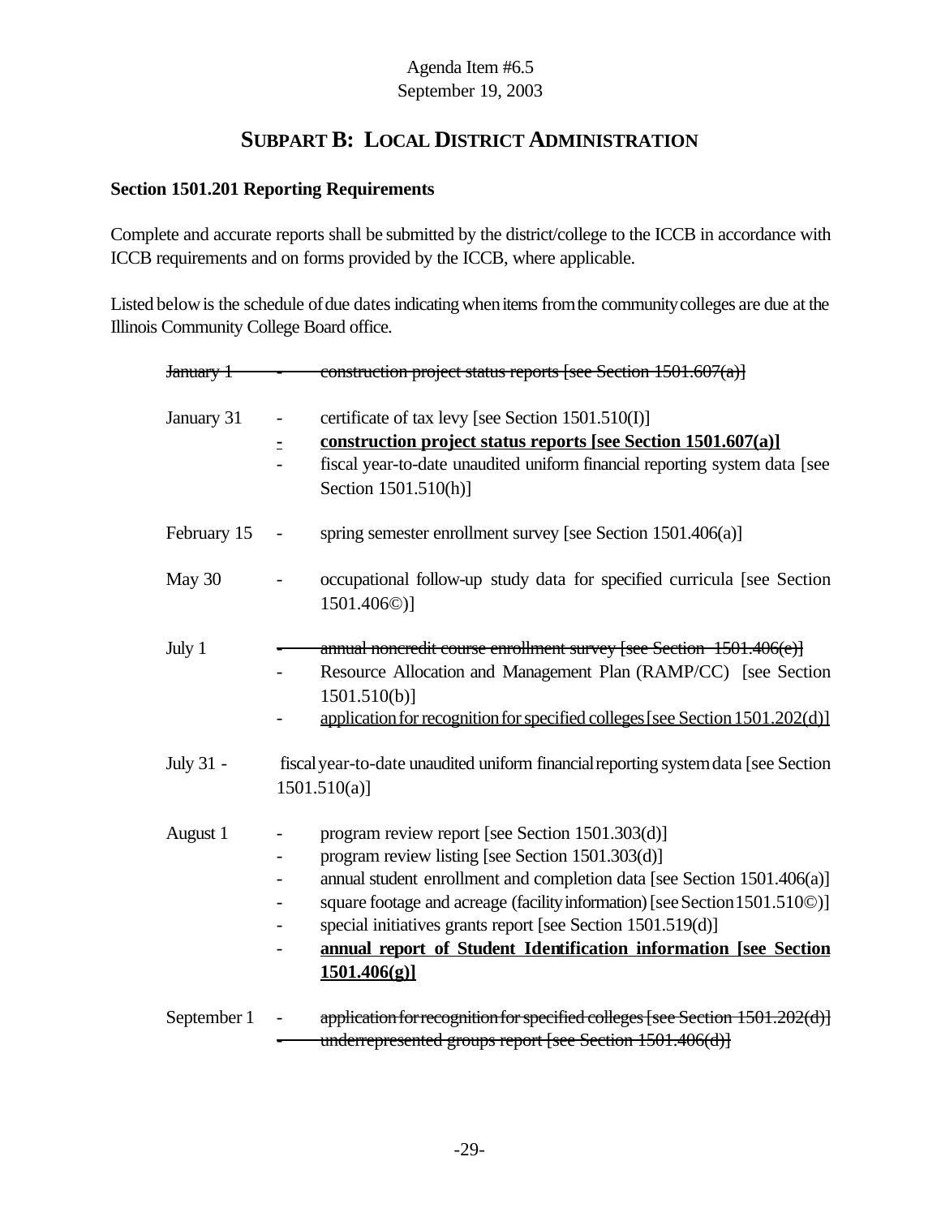Agenda Item #6.5
September 19, 2003

## SUBPART B: LOCAL DISTRICT ADMINISTRATION

### Section 1501.201 Reporting Requirements

Complete and accurate reports shall be submitted by the district/college to the ICCB in accordance with ICCB requirements and on forms provided by the ICCB, where applicable.

Listed below is the schedule of due dates indicating when items from the community colleges are due at the Illinois Community College Board office.

| Date | | Item |
|---|---|---|
| ~~January 1~~ | ~~-~~ | ~~construction project status reports [see Section 1501.607(a)]~~ |
| January 31 | - | certificate of tax levy [see Section 1501.510(I)] |
| | <u>-</u> | **<u>construction project status reports [see Section 1501.607(a)]</u>** |
| | - | fiscal year-to-date unaudited uniform financial reporting system data [see Section 1501.510(h)] |
| February 15 | - | spring semester enrollment survey [see Section 1501.406(a)] |
| May 30 | - | occupational follow-up study data for specified curricula [see Section 1501.406©)] |
| July 1 | ~~-~~ | ~~annual noncredit course enrollment survey [see Section 1501.406(e)]~~ |
| | - | Resource Allocation and Management Plan (RAMP/CC) [see Section 1501.510(b)] |
| | - | <u>application for recognition for specified colleges [see Section 1501.202(d)]</u> |
| July 31 - | | fiscal year-to-date unaudited uniform financial reporting system data [see Section 1501.510(a)] |
| August 1 | - | program review report [see Section 1501.303(d)] |
| | - | program review listing [see Section 1501.303(d)] |
| | - | annual student enrollment and completion data [see Section 1501.406(a)] |
| | - | square footage and acreage (facility information) [see Section 1501.510©)] |
| | - | special initiatives grants report [see Section 1501.519(d)] |
| | - | **<u>annual report of Student Identification information [see Section 1501.406(g)]</u>** |
| September 1 | - | ~~application for recognition for specified colleges [see Section 1501.202(d)]~~ |
| | ~~-~~ | ~~underrepresented groups report [see Section 1501.406(d)]~~ |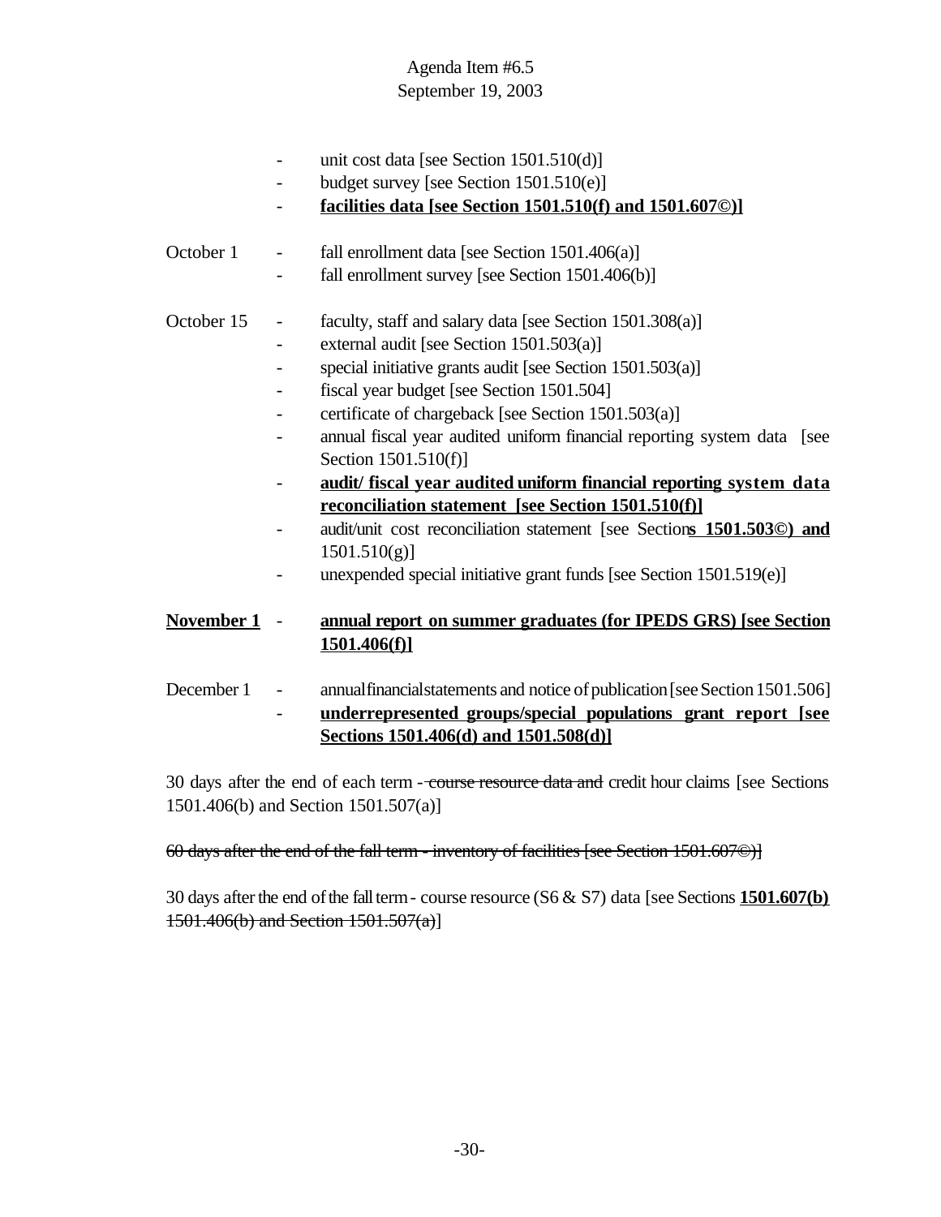Agenda Item #6.5
September 19, 2003

- unit cost data [see Section 1501.510(d)]
- budget survey [see Section 1501.510(e)]
- **<u>facilities data [see Section 1501.510(f) and 1501.607©)]</u>**

October 1
- fall enrollment data [see Section 1501.406(a)]
- fall enrollment survey [see Section 1501.406(b)]

October 15
- faculty, staff and salary data [see Section 1501.308(a)]
- external audit [see Section 1501.503(a)]
- special initiative grants audit [see Section 1501.503(a)]
- fiscal year budget [see Section 1501.504]
- certificate of chargeback [see Section 1501.503(a)]
- annual fiscal year audited uniform financial reporting system data [see Section 1501.510(f)]
- **<u>audit/ fiscal year audited uniform financial reporting system data reconciliation statement [see Section 1501.510(f)]</u>**
- audit/unit cost reconciliation statement [see Section**<u>s 1501.503©) and</u>** 1501.510(g)]
- unexpended special initiative grant funds [see Section 1501.519(e)]

**<u>November 1</u>**
- **<u>annual report on summer graduates (for IPEDS GRS) [see Section 1501.406(f)]</u>**

December 1
- annual financial statements and notice of publication [see Section 1501.506]
- **<u>underrepresented groups/special populations grant report [see Sections 1501.406(d) and 1501.508(d)]</u>**

30 days after the end of each term - ~~course resource data and~~ credit hour claims [see Sections 1501.406(b) and Section 1501.507(a)]

~~60 days after the end of the fall term - inventory of facilities [see Section 1501.607©)]~~

30 days after the end of the fall term - course resource (S6 & S7) data [see Sections **<u>1501.607(b)</u>** ~~1501.406(b) and Section 1501.507(a)~~]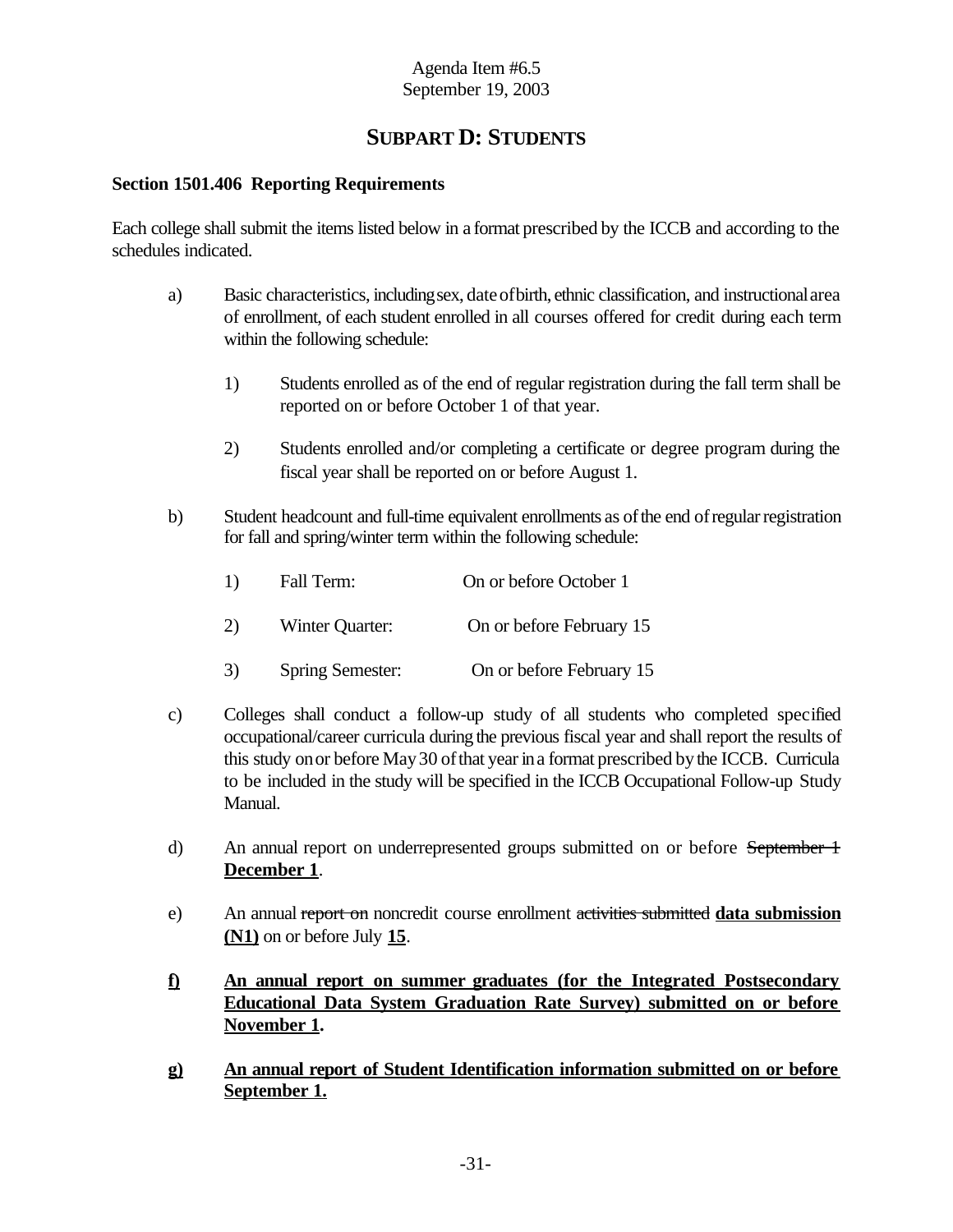Agenda Item #6.5
September 19, 2003

## SUBPART D: STUDENTS

### Section 1501.406 Reporting Requirements

Each college shall submit the items listed below in a format prescribed by the ICCB and according to the schedules indicated.

a) Basic characteristics, including sex, date of birth, ethnic classification, and instructional area of enrollment, of each student enrolled in all courses offered for credit during each term within the following schedule:

   1) Students enrolled as of the end of regular registration during the fall term shall be reported on or before October 1 of that year.

   2) Students enrolled and/or completing a certificate or degree program during the fiscal year shall be reported on or before August 1.

b) Student headcount and full-time equivalent enrollments as of the end of regular registration for fall and spring/winter term within the following schedule:

   1) Fall Term: On or before October 1

   2) Winter Quarter: On or before February 15

   3) Spring Semester: On or before February 15

c) Colleges shall conduct a follow-up study of all students who completed specified occupational/career curricula during the previous fiscal year and shall report the results of this study on or before May 30 of that year in a format prescribed by the ICCB. Curricula to be included in the study will be specified in the ICCB Occupational Follow-up Study Manual.

d) An annual report on underrepresented groups submitted on or before ~~September 1~~ **<u>December 1</u>**.

e) An annual ~~report on~~ noncredit course enrollment ~~activities submitted~~ **<u>data submission (N1)</u>** on or before July **<u>15</u>**.

**<u>f) An annual report on summer graduates (for the Integrated Postsecondary Educational Data System Graduation Rate Survey) submitted on or before November 1</u>.**

**<u>g) An annual report of Student Identification information submitted on or before September 1.</u>**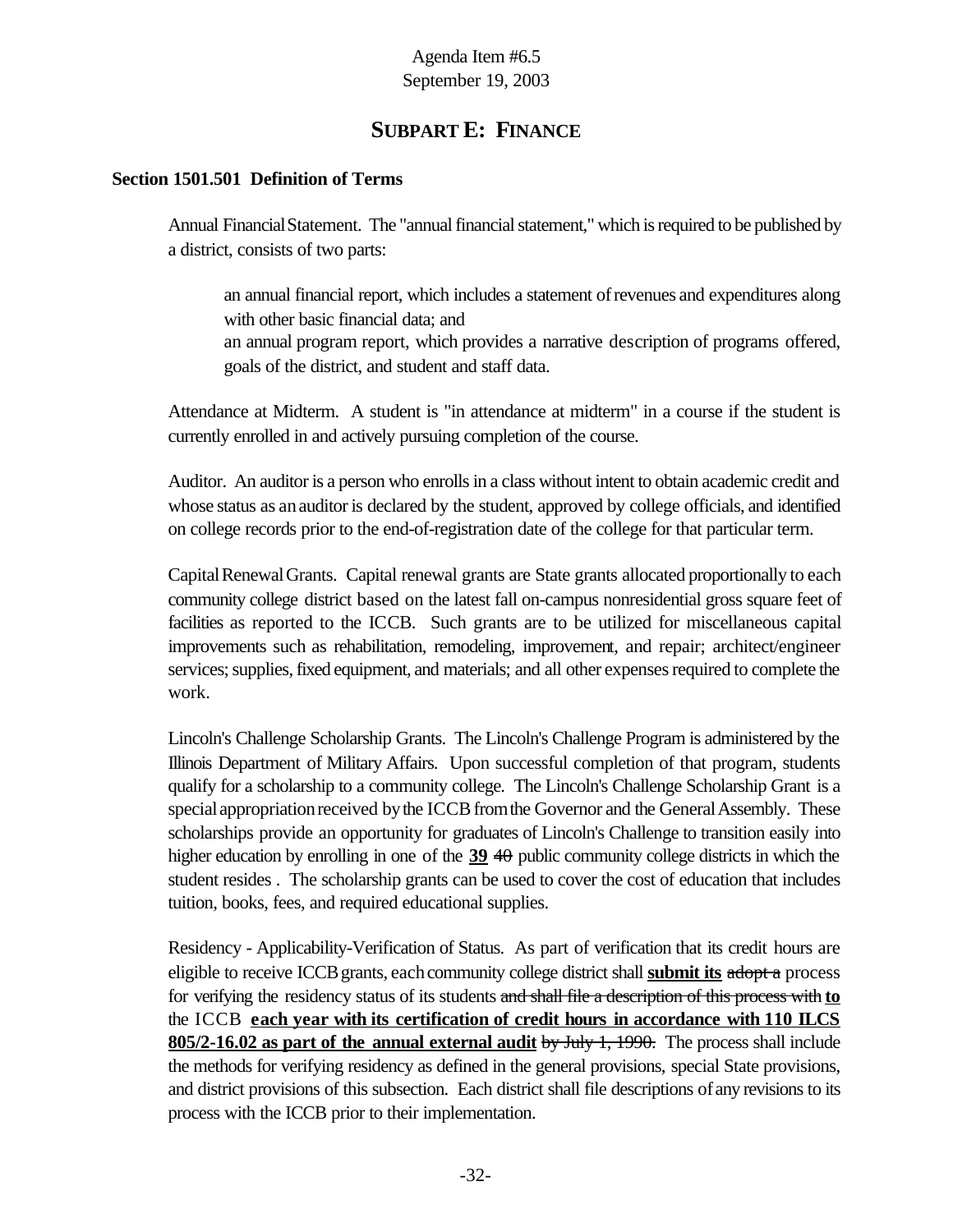Agenda Item #6.5
September 19, 2003

## SUBPART E: FINANCE

### Section 1501.501 Definition of Terms

Annual Financial Statement. The "annual financial statement," which is required to be published by a district, consists of two parts:

> an annual financial report, which includes a statement of revenues and expenditures along with other basic financial data; and
>
> an annual program report, which provides a narrative description of programs offered, goals of the district, and student and staff data.

Attendance at Midterm. A student is "in attendance at midterm" in a course if the student is currently enrolled in and actively pursuing completion of the course.

Auditor. An auditor is a person who enrolls in a class without intent to obtain academic credit and whose status as an auditor is declared by the student, approved by college officials, and identified on college records prior to the end-of-registration date of the college for that particular term.

Capital Renewal Grants. Capital renewal grants are State grants allocated proportionally to each community college district based on the latest fall on-campus nonresidential gross square feet of facilities as reported to the ICCB. Such grants are to be utilized for miscellaneous capital improvements such as rehabilitation, remodeling, improvement, and repair; architect/engineer services; supplies, fixed equipment, and materials; and all other expenses required to complete the work.

Lincoln's Challenge Scholarship Grants. The Lincoln's Challenge Program is administered by the Illinois Department of Military Affairs. Upon successful completion of that program, students qualify for a scholarship to a community college. The Lincoln's Challenge Scholarship Grant is a special appropriation received by the ICCB from the Governor and the General Assembly. These scholarships provide an opportunity for graduates of Lincoln's Challenge to transition easily into higher education by enrolling in one of the **<u>39</u>** ~~40~~ public community college districts in which the student resides . The scholarship grants can be used to cover the cost of education that includes tuition, books, fees, and required educational supplies.

Residency - Applicability-Verification of Status. As part of verification that its credit hours are eligible to receive ICCB grants, each community college district shall **<u>submit its</u>** ~~adopt a~~ process for verifying the residency status of its students ~~and shall file a description of this process with~~ **<u>to</u>** the ICCB **<u>each year with its certification of credit hours in accordance with 110 ILCS 805/2-16.02 as part of the annual external audit</u>** ~~by July 1, 1990.~~ The process shall include the methods for verifying residency as defined in the general provisions, special State provisions, and district provisions of this subsection. Each district shall file descriptions of any revisions to its process with the ICCB prior to their implementation.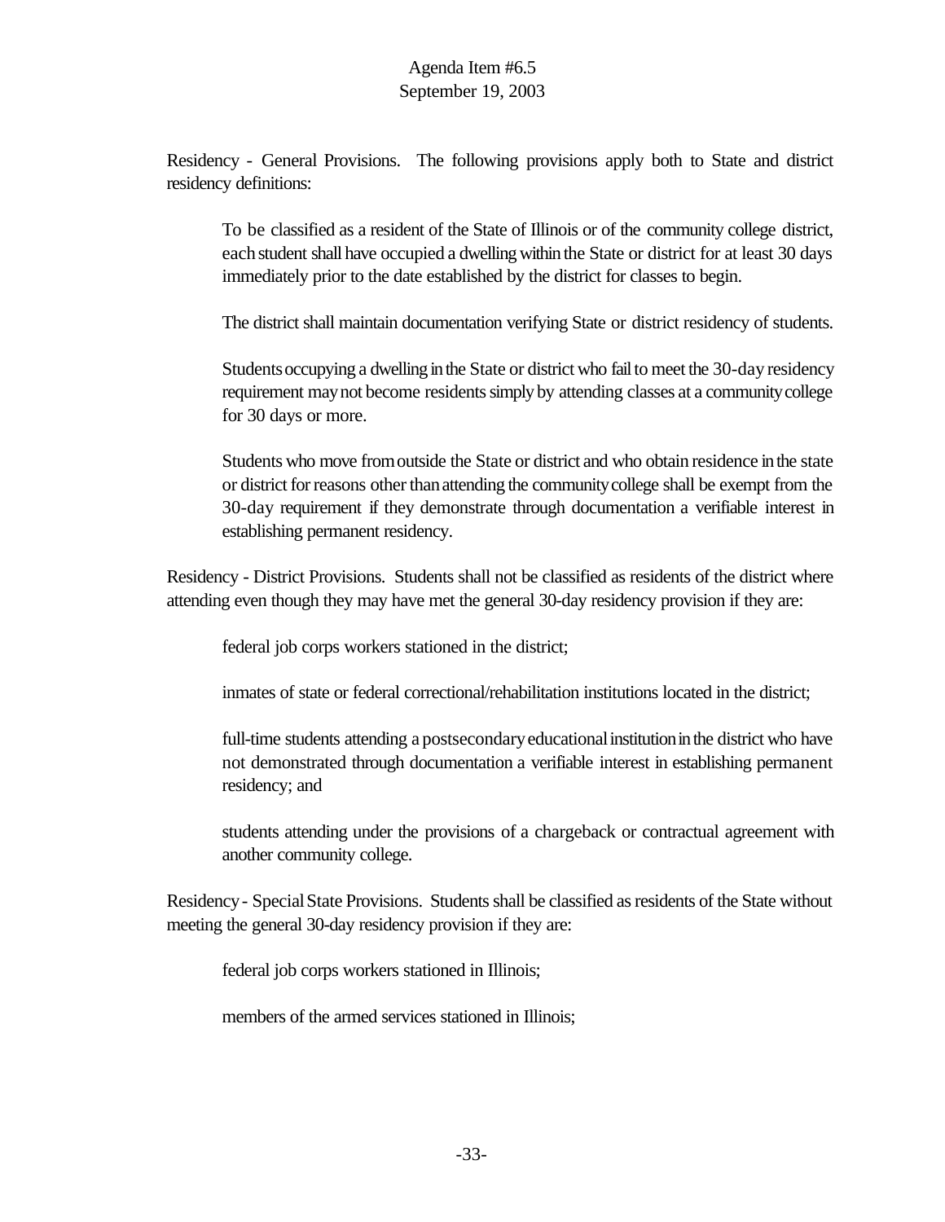Residency - General Provisions. The following provisions apply both to State and district residency definitions:

> To be classified as a resident of the State of Illinois or of the community college district, each student shall have occupied a dwelling within the State or district for at least 30 days immediately prior to the date established by the district for classes to begin.
>
> The district shall maintain documentation verifying State or district residency of students.
>
> Students occupying a dwelling in the State or district who fail to meet the 30-day residency requirement may not become residents simply by attending classes at a community college for 30 days or more.
>
> Students who move from outside the State or district and who obtain residence in the state or district for reasons other than attending the community college shall be exempt from the 30-day requirement if they demonstrate through documentation a verifiable interest in establishing permanent residency.

Residency - District Provisions. Students shall not be classified as residents of the district where attending even though they may have met the general 30-day residency provision if they are:

> federal job corps workers stationed in the district;
>
> inmates of state or federal correctional/rehabilitation institutions located in the district;
>
> full-time students attending a postsecondary educational institution in the district who have not demonstrated through documentation a verifiable interest in establishing permanent residency; and
>
> students attending under the provisions of a chargeback or contractual agreement with another community college.

Residency - Special State Provisions. Students shall be classified as residents of the State without meeting the general 30-day residency provision if they are:

> federal job corps workers stationed in Illinois;
>
> members of the armed services stationed in Illinois;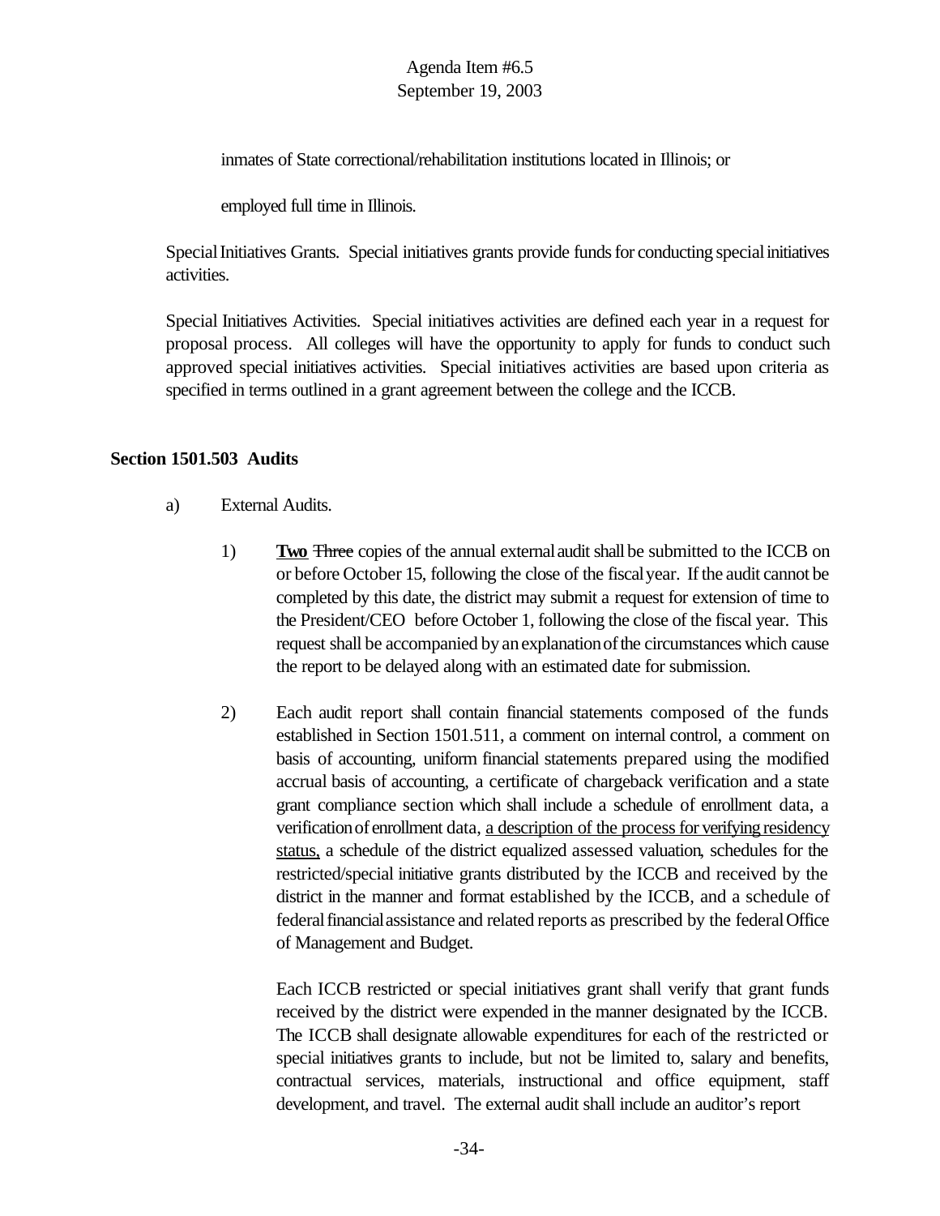inmates of State correctional/rehabilitation institutions located in Illinois; or

employed full time in Illinois.

Special Initiatives Grants. Special initiatives grants provide funds for conducting special initiatives activities.

Special Initiatives Activities. Special initiatives activities are defined each year in a request for proposal process. All colleges will have the opportunity to apply for funds to conduct such approved special initiatives activities. Special initiatives activities are based upon criteria as specified in terms outlined in a grant agreement between the college and the ICCB.

**Section 1501.503 Audits**

a) External Audits.

1) **<u>Two</u>** ~~Three~~ copies of the annual external audit shall be submitted to the ICCB on or before October 15, following the close of the fiscal year. If the audit cannot be completed by this date, the district may submit a request for extension of time to the President/CEO before October 1, following the close of the fiscal year. This request shall be accompanied by an explanation of the circumstances which cause the report to be delayed along with an estimated date for submission.

2) Each audit report shall contain financial statements composed of the funds established in Section 1501.511, a comment on internal control, a comment on basis of accounting, uniform financial statements prepared using the modified accrual basis of accounting, a certificate of chargeback verification and a state grant compliance section which shall include a schedule of enrollment data, a verification of enrollment data, <u>a description of the process for verifying residency status,</u> a schedule of the district equalized assessed valuation, schedules for the restricted/special initiative grants distributed by the ICCB and received by the district in the manner and format established by the ICCB, and a schedule of federal financial assistance and related reports as prescribed by the federal Office of Management and Budget.

Each ICCB restricted or special initiatives grant shall verify that grant funds received by the district were expended in the manner designated by the ICCB. The ICCB shall designate allowable expenditures for each of the restricted or special initiatives grants to include, but not be limited to, salary and benefits, contractual services, materials, instructional and office equipment, staff development, and travel. The external audit shall include an auditor's report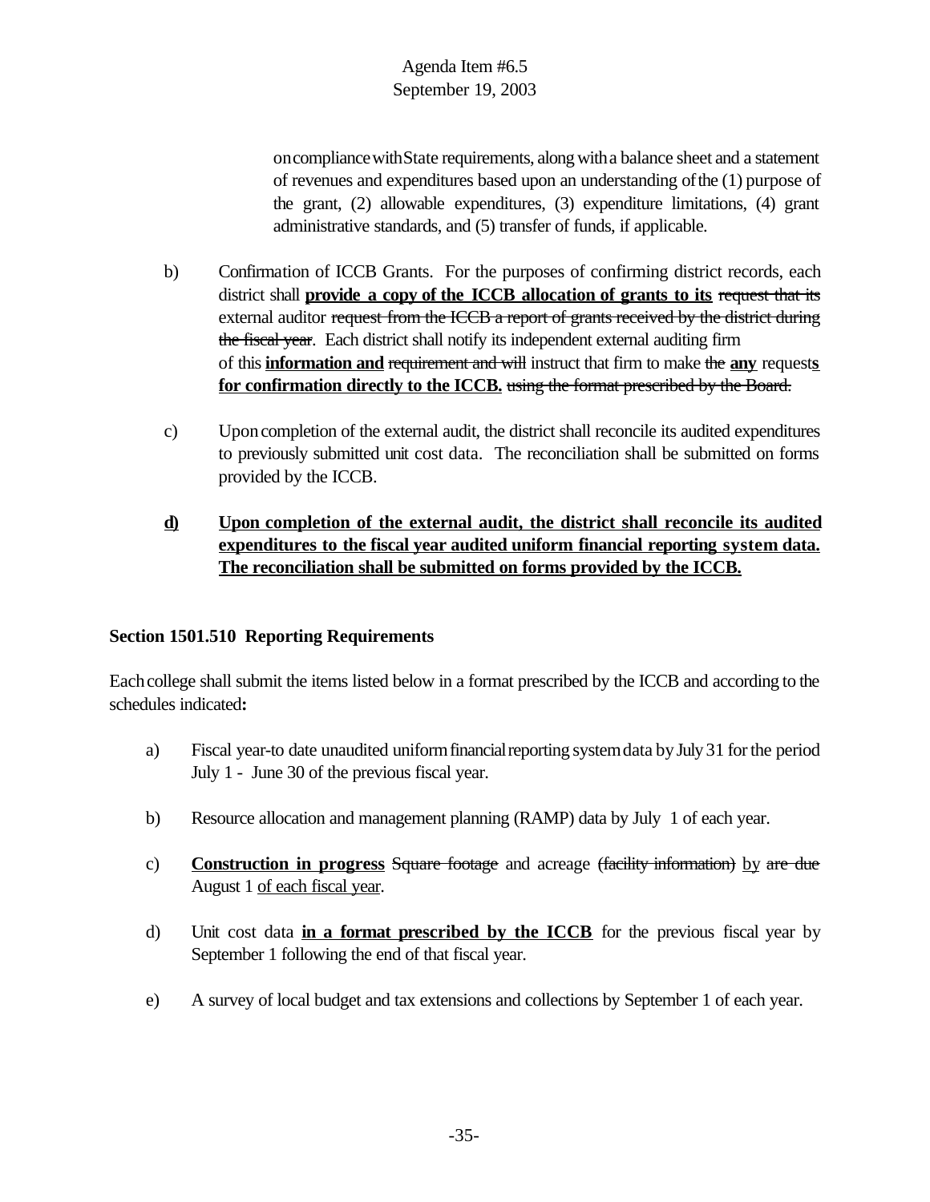on compliance with State requirements, along with a balance sheet and a statement of revenues and expenditures based upon an understanding of the (1) purpose of the grant, (2) allowable expenditures, (3) expenditure limitations, (4) grant administrative standards, and (5) transfer of funds, if applicable.

b) Confirmation of ICCB Grants. For the purposes of confirming district records, each district shall **<u>provide a copy of the ICCB allocation of grants to its</u>** ~~request that its~~ external auditor ~~request from the ICCB a report of grants received by the district during the fiscal year~~. Each district shall notify its independent external auditing firm of this **<u>information and</u>** ~~requirement and will~~ instruct that firm to make ~~the~~ **<u>any</u>** request**<u>s</u>** **<u>for confirmation directly to the ICCB.</u>** ~~using the format prescribed by the Board.~~

c) Upon completion of the external audit, the district shall reconcile its audited expenditures to previously submitted unit cost data. The reconciliation shall be submitted on forms provided by the ICCB.

**<u>d) Upon completion of the external audit, the district shall reconcile its audited expenditures to the fiscal year audited uniform financial reporting system data. The reconciliation shall be submitted on forms provided by the ICCB.</u>**

**Section 1501.510 Reporting Requirements**

Each college shall submit the items listed below in a format prescribed by the ICCB and according to the schedules indicated**:**

a) Fiscal year-to date unaudited uniform financial reporting system data by July 31 for the period July 1 - June 30 of the previous fiscal year.

b) Resource allocation and management planning (RAMP) data by July 1 of each year.

c) **<u>Construction in progress</u>** ~~Square footage~~ and acreage ~~(facility information)~~ <u>by</u> ~~are due~~ August 1 <u>of each fiscal year</u>.

d) Unit cost data **<u>in a format prescribed by the ICCB</u>** for the previous fiscal year by September 1 following the end of that fiscal year.

e) A survey of local budget and tax extensions and collections by September 1 of each year.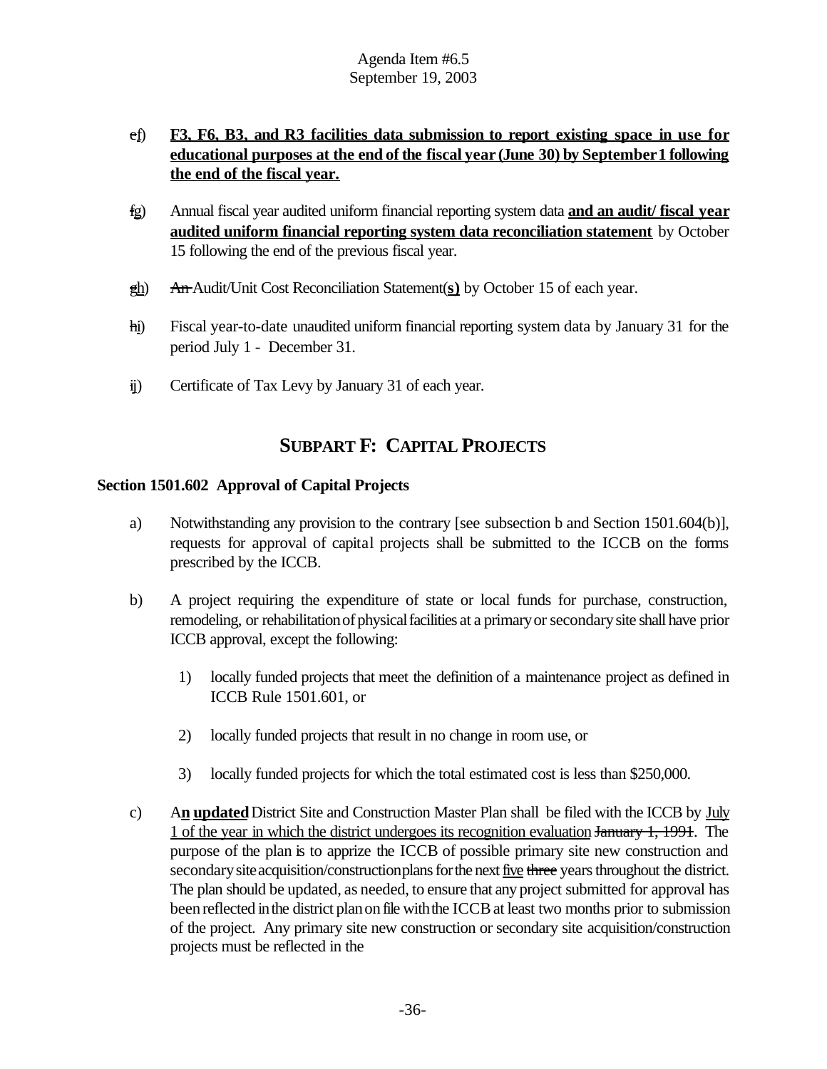Agenda Item #6.5
September 19, 2003

- ~~e~~f) **F3, F6, B3, and R3 facilities data submission to report existing space in use for educational purposes at the end of the fiscal year (June 30) by September 1 following the end of the fiscal year.**

- ~~f~~g) Annual fiscal year audited uniform financial reporting system data **and an audit/ fiscal year audited uniform financial reporting system data reconciliation statement** by October 15 following the end of the previous fiscal year.

- ~~g~~h) ~~An~~ Audit/Unit Cost Reconciliation Statement(**s)** by October 15 of each year.

- ~~h~~i) Fiscal year-to-date unaudited uniform financial reporting system data by January 31 for the period July 1 - December 31.

- ~~i~~j) Certificate of Tax Levy by January 31 of each year.

## SUBPART F: CAPITAL PROJECTS

### Section 1501.602 Approval of Capital Projects

a) Notwithstanding any provision to the contrary [see subsection b and Section 1501.604(b)], requests for approval of capital projects shall be submitted to the ICCB on the forms prescribed by the ICCB.

b) A project requiring the expenditure of state or local funds for purchase, construction, remodeling, or rehabilitation of physical facilities at a primary or secondary site shall have prior ICCB approval, except the following:

   1) locally funded projects that meet the definition of a maintenance project as defined in ICCB Rule 1501.601, or

   2) locally funded projects that result in no change in room use, or

   3) locally funded projects for which the total estimated cost is less than $250,000.

c) A**n updated** District Site and Construction Master Plan shall be filed with the ICCB by July 1 of the year in which the district undergoes its recognition evaluation ~~January 1, 1991~~. The purpose of the plan is to apprize the ICCB of possible primary site new construction and secondary site acquisition/construction plans for the next five ~~three~~ years throughout the district. The plan should be updated, as needed, to ensure that any project submitted for approval has been reflected in the district plan on file with the ICCB at least two months prior to submission of the project. Any primary site new construction or secondary site acquisition/construction projects must be reflected in the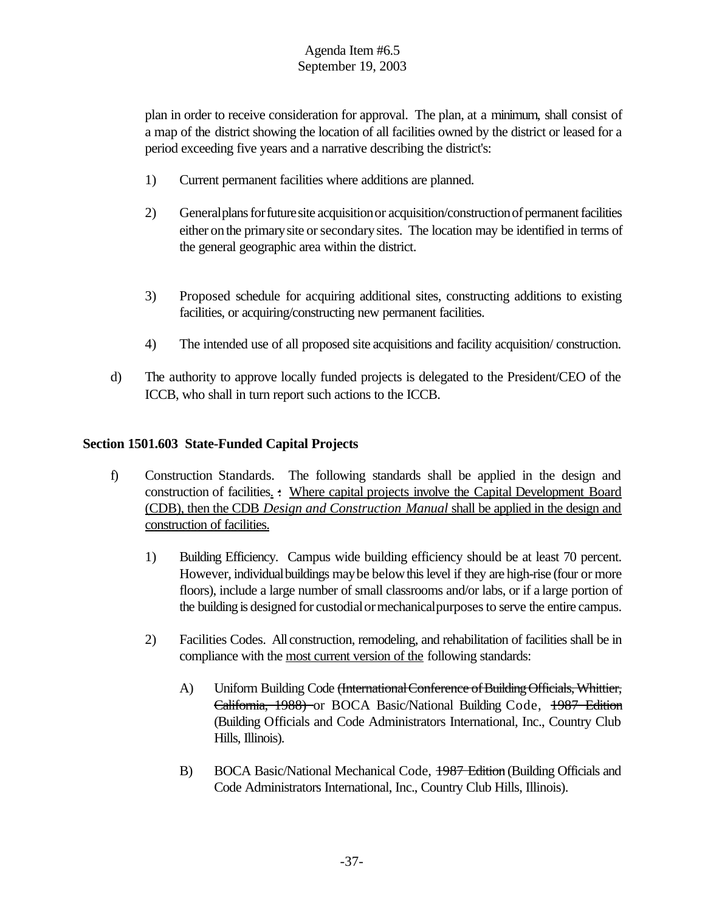plan in order to receive consideration for approval. The plan, at a minimum, shall consist of a map of the district showing the location of all facilities owned by the district or leased for a period exceeding five years and a narrative describing the district's:

1) Current permanent facilities where additions are planned.

2) General plans for future site acquisition or acquisition/construction of permanent facilities either on the primary site or secondary sites. The location may be identified in terms of the general geographic area within the district.

3) Proposed schedule for acquiring additional sites, constructing additions to existing facilities, or acquiring/constructing new permanent facilities.

4) The intended use of all proposed site acquisitions and facility acquisition/ construction.

d) The authority to approve locally funded projects is delegated to the President/CEO of the ICCB, who shall in turn report such actions to the ICCB.

**Section 1501.603 State-Funded Capital Projects**

f) Construction Standards. The following standards shall be applied in the design and construction of facilities. ~~:~~ <u>Where capital projects involve the Capital Development Board (CDB), then the CDB *Design and Construction Manual* shall be applied in the design and construction of facilities.</u>

1) Building Efficiency. Campus wide building efficiency should be at least 70 percent. However, individual buildings may be below this level if they are high-rise (four or more floors), include a large number of small classrooms and/or labs, or if a large portion of the building is designed for custodial or mechanical purposes to serve the entire campus.

2) Facilities Codes. All construction, remodeling, and rehabilitation of facilities shall be in compliance with the <u>most current version of the</u> following standards:

A) Uniform Building Code ~~(International Conference of Building Officials, Whittier, California, 1988)~~ or BOCA Basic/National Building Code, ~~1987 Edition~~ (Building Officials and Code Administrators International, Inc., Country Club Hills, Illinois).

B) BOCA Basic/National Mechanical Code, ~~1987 Edition~~ (Building Officials and Code Administrators International, Inc., Country Club Hills, Illinois).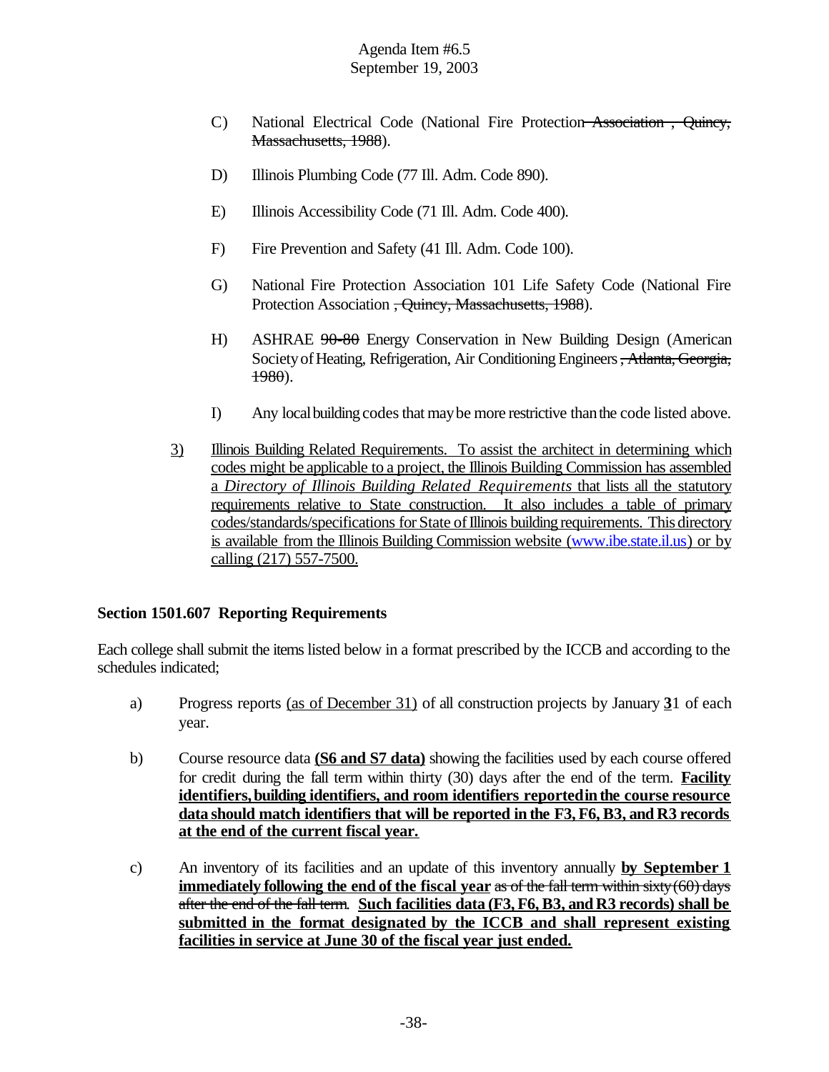C) National Electrical Code (National Fire Protection ~~Association , Quincy, Massachusetts, 1988~~).

D) Illinois Plumbing Code (77 Ill. Adm. Code 890).

E) Illinois Accessibility Code (71 Ill. Adm. Code 400).

F) Fire Prevention and Safety (41 Ill. Adm. Code 100).

G) National Fire Protection Association 101 Life Safety Code (National Fire Protection Association ~~, Quincy, Massachusetts, 1988~~).

H) ASHRAE ~~90-80~~ Energy Conservation in New Building Design (American Society of Heating, Refrigeration, Air Conditioning Engineers ~~, Atlanta, Georgia, 1980~~).

I) Any local building codes that may be more restrictive than the code listed above.

<u>3)</u> <u>Illinois Building Related Requirements. To assist the architect in determining which codes might be applicable to a project, the Illinois Building Commission has assembled a *Directory of Illinois Building Related Requirements* that lists all the statutory requirements relative to State construction. It also includes a table of primary codes/standards/specifications for State of Illinois building requirements. This directory is available from the Illinois Building Commission website (www.ibe.state.il.us) or by calling (217) 557-7500.</u>

**Section 1501.607 Reporting Requirements**

Each college shall submit the items listed below in a format prescribed by the ICCB and according to the schedules indicated;

a) Progress reports <u>(as of December 31)</u> of all construction projects by January **<u>3</u>**1 of each year.

b) Course resource data **<u>(S6 and S7 data)</u>** showing the facilities used by each course offered for credit during the fall term within thirty (30) days after the end of the term. **<u>Facility identifiers, building identifiers, and room identifiers reported in the course resource data should match identifiers that will be reported in the F3, F6, B3, and R3 records at the end of the current fiscal year.</u>**

c) An inventory of its facilities and an update of this inventory annually **<u>by September 1 immediately following the end of the fiscal year</u>** ~~as of the fall term within sixty (60) days after the end of the fall term~~. **<u>Such facilities data (F3, F6, B3, and R3 records) shall be submitted in the format designated by the ICCB and shall represent existing facilities in service at June 30 of the fiscal year just ended.</u>**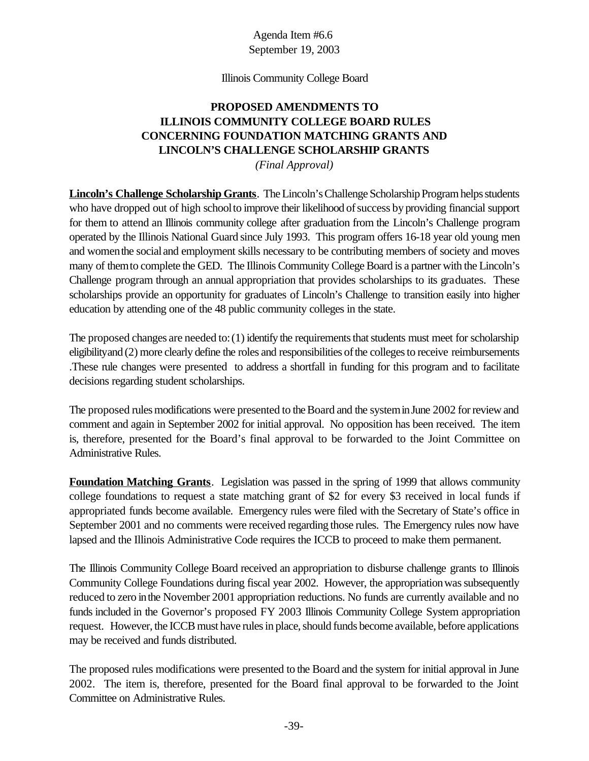Agenda Item #6.6
September 19, 2003

Illinois Community College Board

# PROPOSED AMENDMENTS TO ILLINOIS COMMUNITY COLLEGE BOARD RULES CONCERNING FOUNDATION MATCHING GRANTS AND LINCOLN'S CHALLENGE SCHOLARSHIP GRANTS

*(Final Approval)*

**Lincoln's Challenge Scholarship Grants**. The Lincoln's Challenge Scholarship Program helps students who have dropped out of high school to improve their likelihood of success by providing financial support for them to attend an Illinois community college after graduation from the Lincoln's Challenge program operated by the Illinois National Guard since July 1993. This program offers 16-18 year old young men and women the social and employment skills necessary to be contributing members of society and moves many of them to complete the GED. The Illinois Community College Board is a partner with the Lincoln's Challenge program through an annual appropriation that provides scholarships to its graduates. These scholarships provide an opportunity for graduates of Lincoln's Challenge to transition easily into higher education by attending one of the 48 public community colleges in the state.

The proposed changes are needed to: (1) identify the requirements that students must meet for scholarship eligibilityand (2) more clearly define the roles and responsibilities of the colleges to receive reimbursements .These rule changes were presented to address a shortfall in funding for this program and to facilitate decisions regarding student scholarships.

The proposed rules modifications were presented to the Board and the system in June 2002 for review and comment and again in September 2002 for initial approval. No opposition has been received. The item is, therefore, presented for the Board's final approval to be forwarded to the Joint Committee on Administrative Rules.

**Foundation Matching Grants**. Legislation was passed in the spring of 1999 that allows community college foundations to request a state matching grant of $2 for every $3 received in local funds if appropriated funds become available. Emergency rules were filed with the Secretary of State's office in September 2001 and no comments were received regarding those rules. The Emergency rules now have lapsed and the Illinois Administrative Code requires the ICCB to proceed to make them permanent.

The Illinois Community College Board received an appropriation to disburse challenge grants to Illinois Community College Foundations during fiscal year 2002. However, the appropriation was subsequently reduced to zero in the November 2001 appropriation reductions. No funds are currently available and no funds included in the Governor's proposed FY 2003 Illinois Community College System appropriation request. However, the ICCB must have rules in place, should funds become available, before applications may be received and funds distributed.

The proposed rules modifications were presented to the Board and the system for initial approval in June 2002. The item is, therefore, presented for the Board final approval to be forwarded to the Joint Committee on Administrative Rules.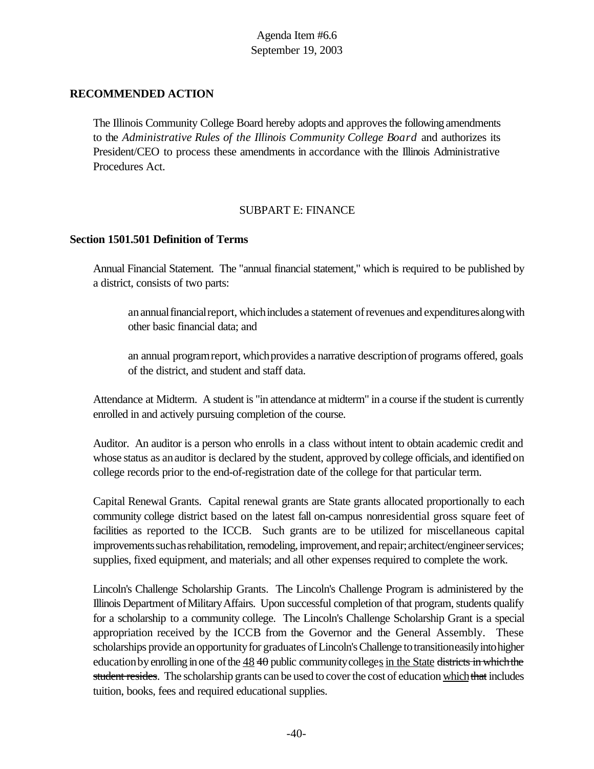## RECOMMENDED ACTION

The Illinois Community College Board hereby adopts and approves the following amendments to the *Administrative Rules of the Illinois Community College Board* and authorizes its President/CEO to process these amendments in accordance with the Illinois Administrative Procedures Act.

### SUBPART E: FINANCE

**Section 1501.501 Definition of Terms**

Annual Financial Statement. The "annual financial statement," which is required to be published by a district, consists of two parts:

> an annual financial report, which includes a statement of revenues and expenditures along with other basic financial data; and
>
> an annual program report, which provides a narrative description of programs offered, goals of the district, and student and staff data.

Attendance at Midterm. A student is "in attendance at midterm" in a course if the student is currently enrolled in and actively pursuing completion of the course.

Auditor. An auditor is a person who enrolls in a class without intent to obtain academic credit and whose status as an auditor is declared by the student, approved by college officials, and identified on college records prior to the end-of-registration date of the college for that particular term.

Capital Renewal Grants. Capital renewal grants are State grants allocated proportionally to each community college district based on the latest fall on-campus nonresidential gross square feet of facilities as reported to the ICCB. Such grants are to be utilized for miscellaneous capital improvements such as rehabilitation, remodeling, improvement, and repair; architect/engineer services; supplies, fixed equipment, and materials; and all other expenses required to complete the work.

Lincoln's Challenge Scholarship Grants. The Lincoln's Challenge Program is administered by the Illinois Department of Military Affairs. Upon successful completion of that program, students qualify for a scholarship to a community college. The Lincoln's Challenge Scholarship Grant is a special appropriation received by the ICCB from the Governor and the General Assembly. These scholarships provide an opportunity for graduates of Lincoln's Challenge to transition easily into higher education by enrolling in one of the <u>48</u> ~~40~~ public community college<u>s</u> <u>in the State</u> ~~districts in which the student resides~~. The scholarship grants can be used to cover the cost of education <u>which</u> ~~that~~ includes tuition, books, fees and required educational supplies.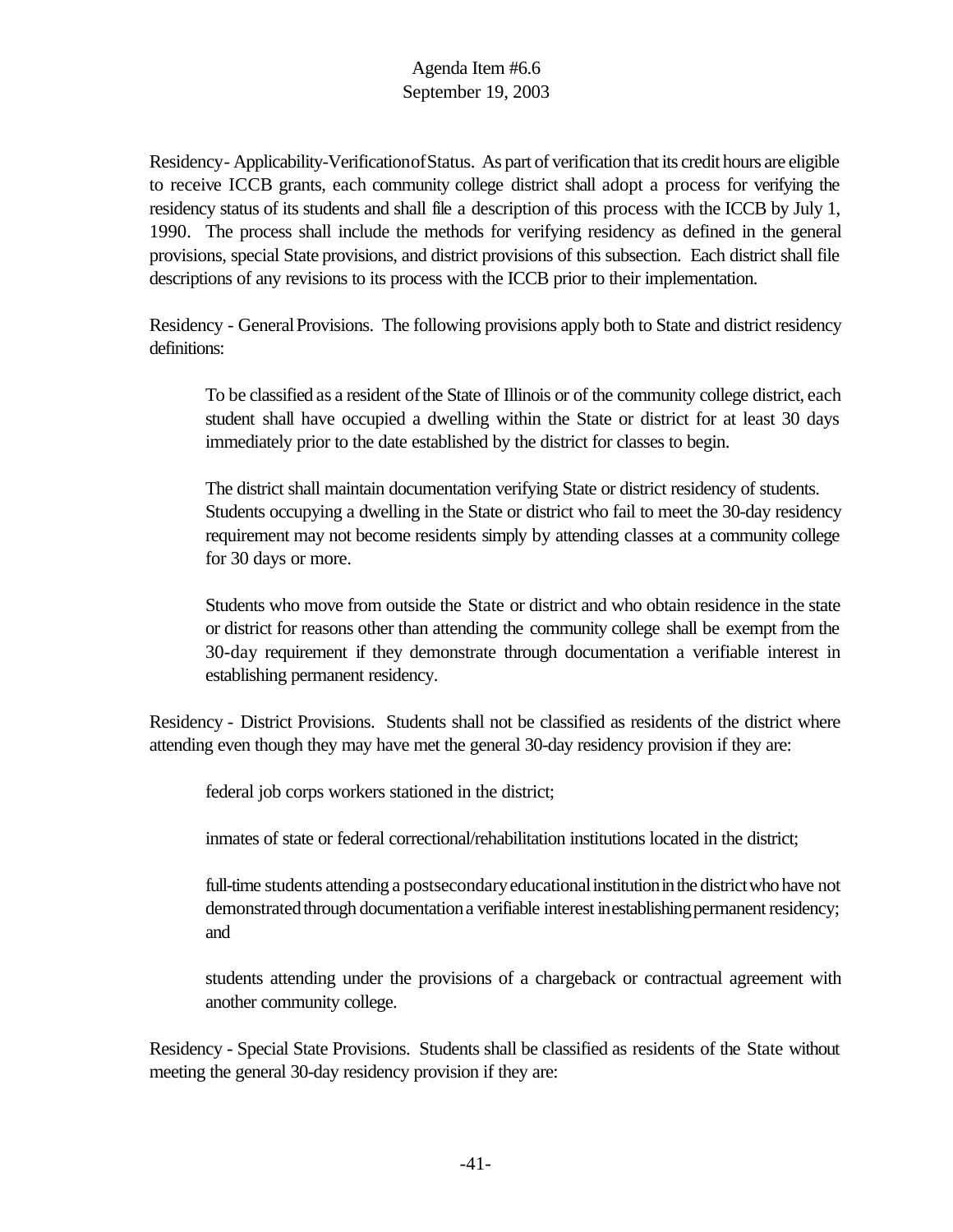Residency- Applicability-Verification of Status. As part of verification that its credit hours are eligible to receive ICCB grants, each community college district shall adopt a process for verifying the residency status of its students and shall file a description of this process with the ICCB by July 1, 1990. The process shall include the methods for verifying residency as defined in the general provisions, special State provisions, and district provisions of this subsection. Each district shall file descriptions of any revisions to its process with the ICCB prior to their implementation.

Residency - General Provisions. The following provisions apply both to State and district residency definitions:

> To be classified as a resident of the State of Illinois or of the community college district, each student shall have occupied a dwelling within the State or district for at least 30 days immediately prior to the date established by the district for classes to begin.
>
> The district shall maintain documentation verifying State or district residency of students. Students occupying a dwelling in the State or district who fail to meet the 30-day residency requirement may not become residents simply by attending classes at a community college for 30 days or more.
>
> Students who move from outside the State or district and who obtain residence in the state or district for reasons other than attending the community college shall be exempt from the 30-day requirement if they demonstrate through documentation a verifiable interest in establishing permanent residency.

Residency - District Provisions. Students shall not be classified as residents of the district where attending even though they may have met the general 30-day residency provision if they are:

> federal job corps workers stationed in the district;
>
> inmates of state or federal correctional/rehabilitation institutions located in the district;
>
> full-time students attending a postsecondary educational institution in the district who have not demonstrated through documentation a verifiable interest in establishing permanent residency; and
>
> students attending under the provisions of a chargeback or contractual agreement with another community college.

Residency - Special State Provisions. Students shall be classified as residents of the State without meeting the general 30-day residency provision if they are: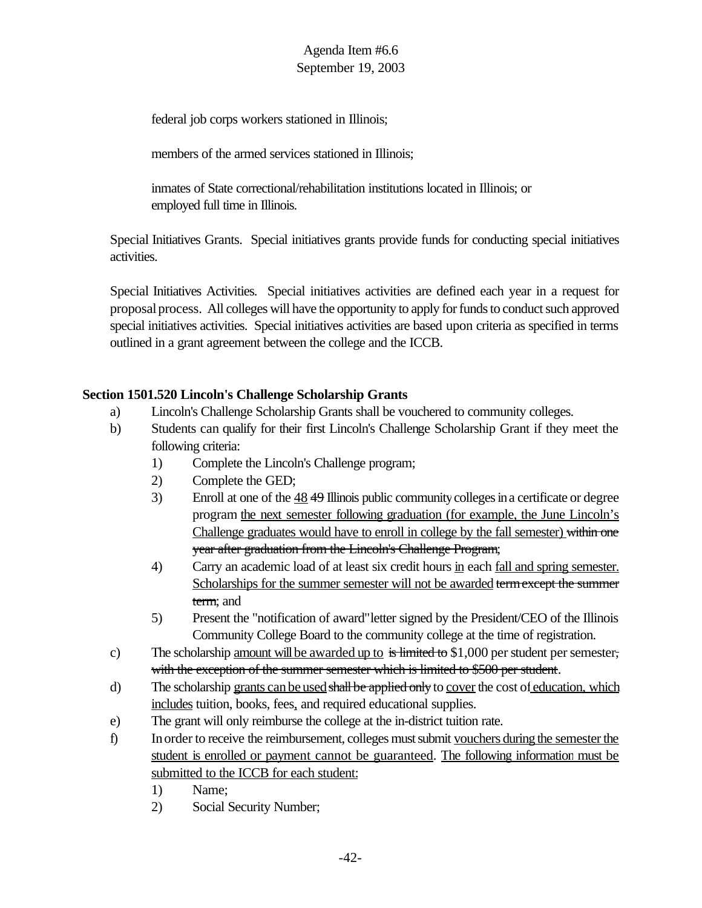federal job corps workers stationed in Illinois;

members of the armed services stationed in Illinois;

inmates of State correctional/rehabilitation institutions located in Illinois; or
employed full time in Illinois.

Special Initiatives Grants. Special initiatives grants provide funds for conducting special initiatives activities.

Special Initiatives Activities. Special initiatives activities are defined each year in a request for proposal process. All colleges will have the opportunity to apply for funds to conduct such approved special initiatives activities. Special initiatives activities are based upon criteria as specified in terms outlined in a grant agreement between the college and the ICCB.

**Section 1501.520 Lincoln's Challenge Scholarship Grants**

a) Lincoln's Challenge Scholarship Grants shall be vouchered to community colleges.

b) Students can qualify for their first Lincoln's Challenge Scholarship Grant if they meet the following criteria:

   1) Complete the Lincoln's Challenge program;

   2) Complete the GED;

   3) Enroll at one of the <u>48</u> ~~49~~ Illinois public community colleges in a certificate or degree program <u>the next semester following graduation (for example, the June Lincoln's Challenge graduates would have to enroll in college by the fall semester)</u> ~~within one year after graduation from the Lincoln's Challenge Program~~;

   4) Carry an academic load of at least six credit hours <u>in</u> each <u>fall and spring semester. Scholarships for the summer semester will not be awarded</u> ~~term except the summer term~~; and

   5) Present the "notification of award" letter signed by the President/CEO of the Illinois Community College Board to the community college at the time of registration.

c) The scholarship <u>amount will be awarded up to</u> ~~is limited to~~ $1,000 per student per semester~~, with the exception of the summer semester which is limited to $500 per student~~.

d) The scholarship <u>grants can be used</u> ~~shall be applied only~~ to <u>cover</u> the cost of <u>education, which includes</u> tuition, books, fees<u>,</u> and required educational supplies.

e) The grant will only reimburse the college at the in-district tuition rate.

f) In order to receive the reimbursement, colleges must submit <u>vouchers during the semester the student is enrolled or payment cannot be guaranteed</u>. <u>The following information must be submitted to the ICCB for each student:</u>

   1) Name;

   2) Social Security Number;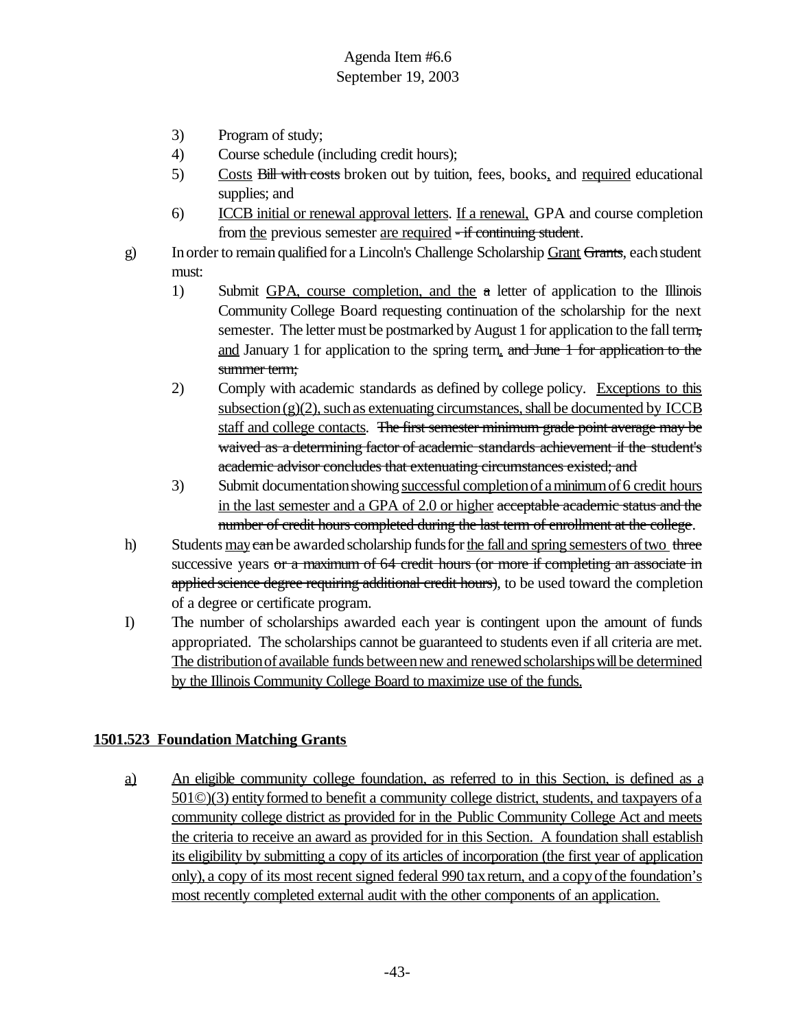3) Program of study;
4) Course schedule (including credit hours);
5) Costs ~~Bill with costs~~ broken out by tuition, fees, books, and required educational supplies; and
6) ICCB initial or renewal approval letters. If a renewal, GPA and course completion from the previous semester are required ~~- if continuing student~~.

g) In order to remain qualified for a Lincoln's Challenge Scholarship Grant ~~Grants~~, each student must:

1) Submit GPA, course completion, and the ~~a~~ letter of application to the Illinois Community College Board requesting continuation of the scholarship for the next semester. The letter must be postmarked by August 1 for application to the fall term~~,~~ and January 1 for application to the spring term. ~~and June 1 for application to the summer term;~~
2) Comply with academic standards as defined by college policy. Exceptions to this subsection (g)(2), such as extenuating circumstances, shall be documented by ICCB staff and college contacts. ~~The first semester minimum grade point average may be waived as a determining factor of academic standards achievement if the student's academic advisor concludes that extenuating circumstances existed; and~~
3) Submit documentation showing successful completion of a minimum of 6 credit hours in the last semester and a GPA of 2.0 or higher ~~acceptable academic status and the number of credit hours completed during the last term of enrollment at the college~~.

h) Students may ~~can~~ be awarded scholarship funds for the fall and spring semesters of two ~~three~~ successive years ~~or a maximum of 64 credit hours (or more if completing an associate in applied science degree requiring additional credit hours)~~, to be used toward the completion of a degree or certificate program.

I) The number of scholarships awarded each year is contingent upon the amount of funds appropriated. The scholarships cannot be guaranteed to students even if all criteria are met. The distribution of available funds between new and renewed scholarships will be determined by the Illinois Community College Board to maximize use of the funds.

**1501.523 Foundation Matching Grants**

a) An eligible community college foundation, as referred to in this Section, is defined as a 501©)(3) entity formed to benefit a community college district, students, and taxpayers of a community college district as provided for in the Public Community College Act and meets the criteria to receive an award as provided for in this Section. A foundation shall establish its eligibility by submitting a copy of its articles of incorporation (the first year of application only), a copy of its most recent signed federal 990 tax return, and a copy of the foundation's most recently completed external audit with the other components of an application.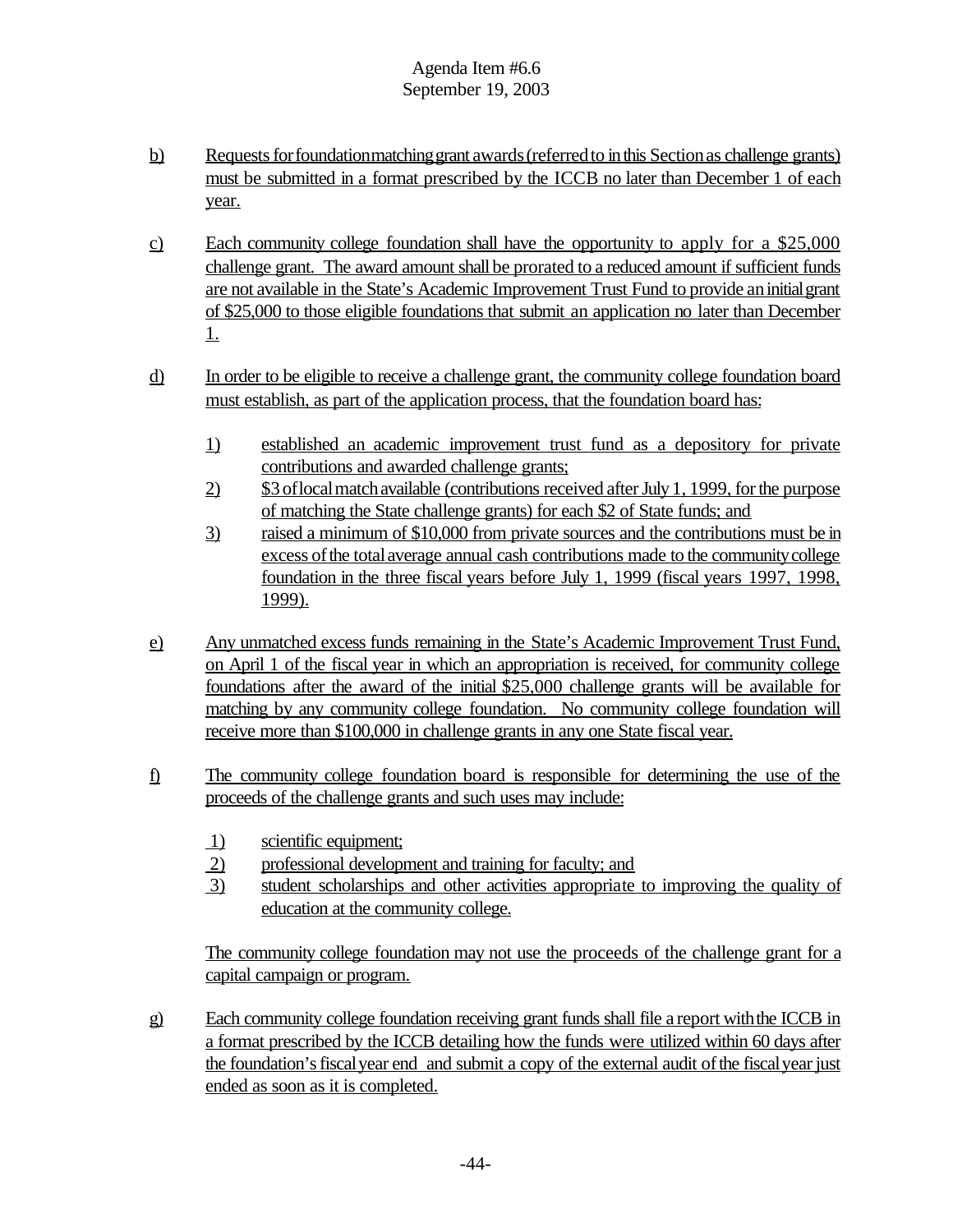b) Requests for foundation matching grant awards (referred to in this Section as challenge grants) must be submitted in a format prescribed by the ICCB no later than December 1 of each year.

c) Each community college foundation shall have the opportunity to apply for a $25,000 challenge grant. The award amount shall be prorated to a reduced amount if sufficient funds are not available in the State's Academic Improvement Trust Fund to provide an initial grant of $25,000 to those eligible foundations that submit an application no later than December 1.

d) In order to be eligible to receive a challenge grant, the community college foundation board must establish, as part of the application process, that the foundation board has:

   1) established an academic improvement trust fund as a depository for private contributions and awarded challenge grants;
   2) $3 of local match available (contributions received after July 1, 1999, for the purpose of matching the State challenge grants) for each $2 of State funds; and
   3) raised a minimum of $10,000 from private sources and the contributions must be in excess of the total average annual cash contributions made to the community college foundation in the three fiscal years before July 1, 1999 (fiscal years 1997, 1998, 1999).

e) Any unmatched excess funds remaining in the State's Academic Improvement Trust Fund, on April 1 of the fiscal year in which an appropriation is received, for community college foundations after the award of the initial $25,000 challenge grants will be available for matching by any community college foundation. No community college foundation will receive more than $100,000 in challenge grants in any one State fiscal year.

f) The community college foundation board is responsible for determining the use of the proceeds of the challenge grants and such uses may include:

   1) scientific equipment;
   2) professional development and training for faculty; and
   3) student scholarships and other activities appropriate to improving the quality of education at the community college.

   The community college foundation may not use the proceeds of the challenge grant for a capital campaign or program.

g) Each community college foundation receiving grant funds shall file a report with the ICCB in a format prescribed by the ICCB detailing how the funds were utilized within 60 days after the foundation's fiscal year end and submit a copy of the external audit of the fiscal year just ended as soon as it is completed.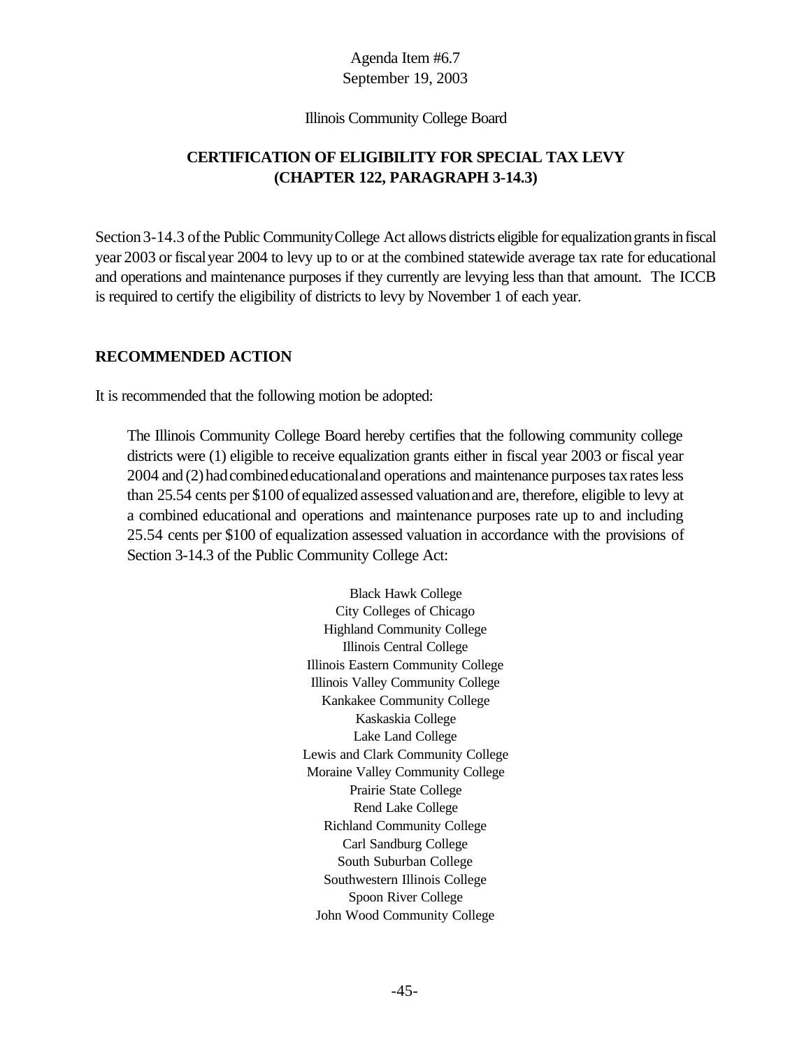Agenda Item #6.7
September 19, 2003

Illinois Community College Board

## CERTIFICATION OF ELIGIBILITY FOR SPECIAL TAX LEVY (CHAPTER 122, PARAGRAPH 3-14.3)

Section 3-14.3 of the Public Community College Act allows districts eligible for equalization grants in fiscal year 2003 or fiscal year 2004 to levy up to or at the combined statewide average tax rate for educational and operations and maintenance purposes if they currently are levying less than that amount. The ICCB is required to certify the eligibility of districts to levy by November 1 of each year.

### RECOMMENDED ACTION

It is recommended that the following motion be adopted:

> The Illinois Community College Board hereby certifies that the following community college districts were (1) eligible to receive equalization grants either in fiscal year 2003 or fiscal year 2004 and (2) had combined educational and operations and maintenance purposes tax rates less than 25.54 cents per $100 of equalized assessed valuation and are, therefore, eligible to levy at a combined educational and operations and maintenance purposes rate up to and including 25.54 cents per $100 of equalization assessed valuation in accordance with the provisions of Section 3-14.3 of the Public Community College Act:

Black Hawk College
City Colleges of Chicago
Highland Community College
Illinois Central College
Illinois Eastern Community College
Illinois Valley Community College
Kankakee Community College
Kaskaskia College
Lake Land College
Lewis and Clark Community College
Moraine Valley Community College
Prairie State College
Rend Lake College
Richland Community College
Carl Sandburg College
South Suburban College
Southwestern Illinois College
Spoon River College
John Wood Community College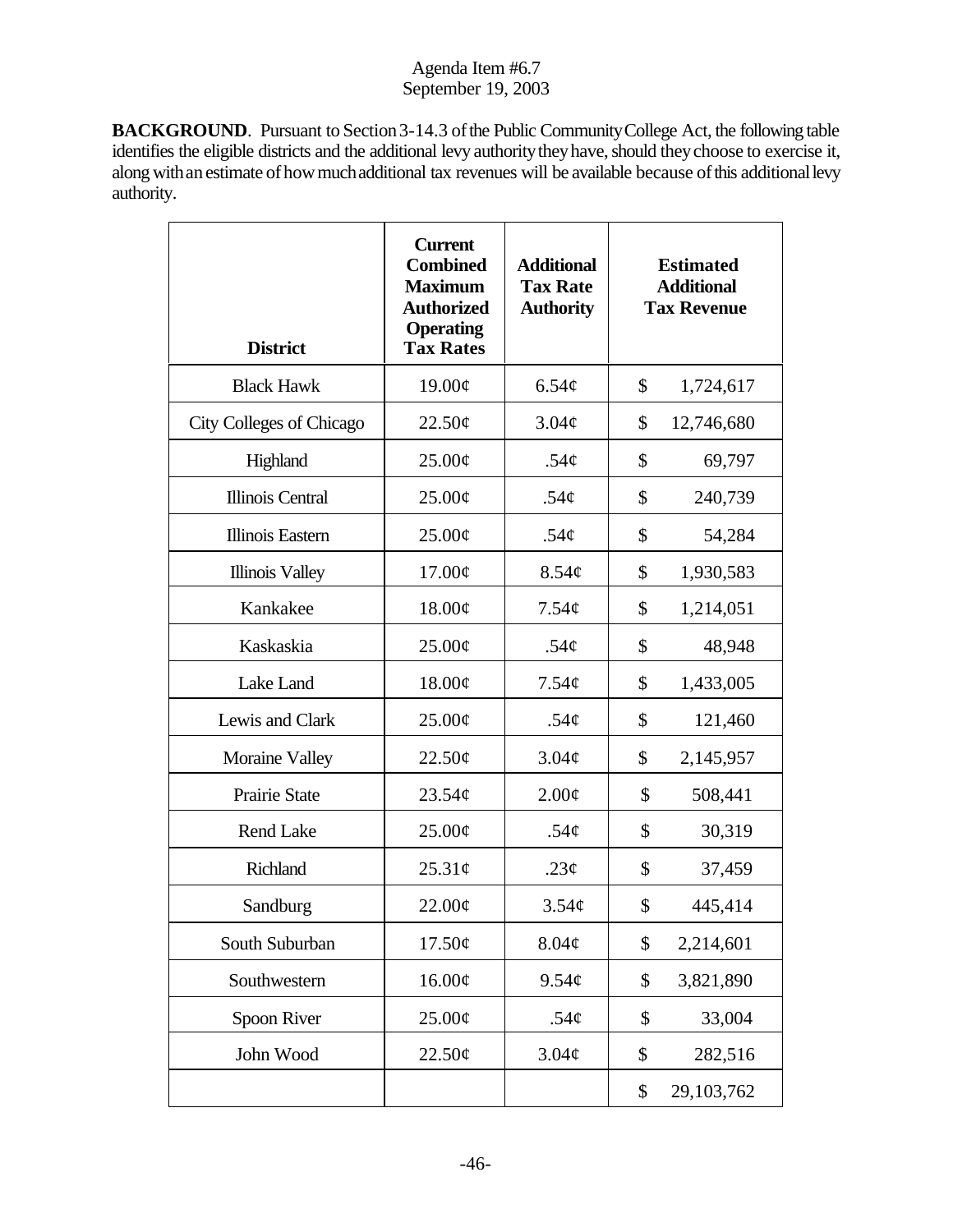Agenda Item #6.7
September 19, 2003

**BACKGROUND**. Pursuant to Section 3-14.3 of the Public Community College Act, the following table identifies the eligible districts and the additional levy authority they have, should they choose to exercise it, along with an estimate of how much additional tax revenues will be available because of this additional levy authority.

| District | Current Combined Maximum Authorized Operating Tax Rates | Additional Tax Rate Authority | Estimated Additional Tax Revenue |
|---|---|---|---|
| Black Hawk | 19.00¢ | 6.54¢ | $ 1,724,617 |
| City Colleges of Chicago | 22.50¢ | 3.04¢ | $ 12,746,680 |
| Highland | 25.00¢ | .54¢ | $ 69,797 |
| Illinois Central | 25.00¢ | .54¢ | $ 240,739 |
| Illinois Eastern | 25.00¢ | .54¢ | $ 54,284 |
| Illinois Valley | 17.00¢ | 8.54¢ | $ 1,930,583 |
| Kankakee | 18.00¢ | 7.54¢ | $ 1,214,051 |
| Kaskaskia | 25.00¢ | .54¢ | $ 48,948 |
| Lake Land | 18.00¢ | 7.54¢ | $ 1,433,005 |
| Lewis and Clark | 25.00¢ | .54¢ | $ 121,460 |
| Moraine Valley | 22.50¢ | 3.04¢ | $ 2,145,957 |
| Prairie State | 23.54¢ | 2.00¢ | $ 508,441 |
| Rend Lake | 25.00¢ | .54¢ | $ 30,319 |
| Richland | 25.31¢ | .23¢ | $ 37,459 |
| Sandburg | 22.00¢ | 3.54¢ | $ 445,414 |
| South Suburban | 17.50¢ | 8.04¢ | $ 2,214,601 |
| Southwestern | 16.00¢ | 9.54¢ | $ 3,821,890 |
| Spoon River | 25.00¢ | .54¢ | $ 33,004 |
| John Wood | 22.50¢ | 3.04¢ | $ 282,516 |
| | | | $ 29,103,762 |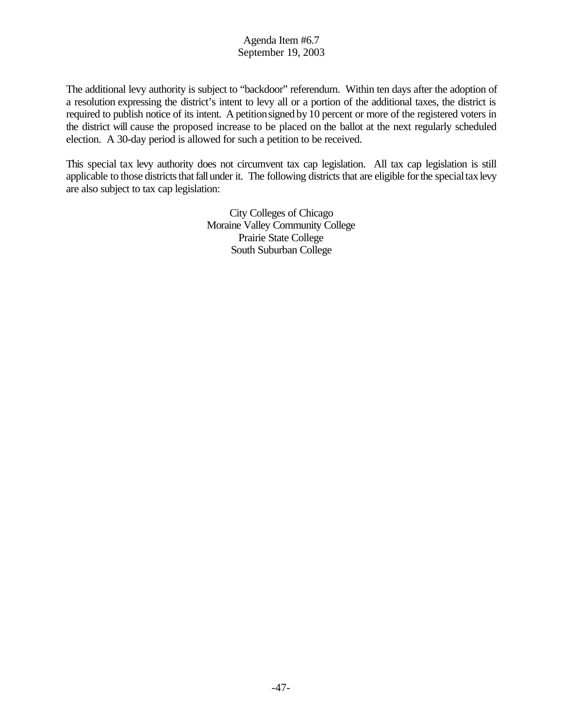The additional levy authority is subject to "backdoor" referendum. Within ten days after the adoption of a resolution expressing the district's intent to levy all or a portion of the additional taxes, the district is required to publish notice of its intent. A petition signed by 10 percent or more of the registered voters in the district will cause the proposed increase to be placed on the ballot at the next regularly scheduled election. A 30-day period is allowed for such a petition to be received.

This special tax levy authority does not circumvent tax cap legislation. All tax cap legislation is still applicable to those districts that fall under it. The following districts that are eligible for the special tax levy are also subject to tax cap legislation:

City Colleges of Chicago
Moraine Valley Community College
Prairie State College
South Suburban College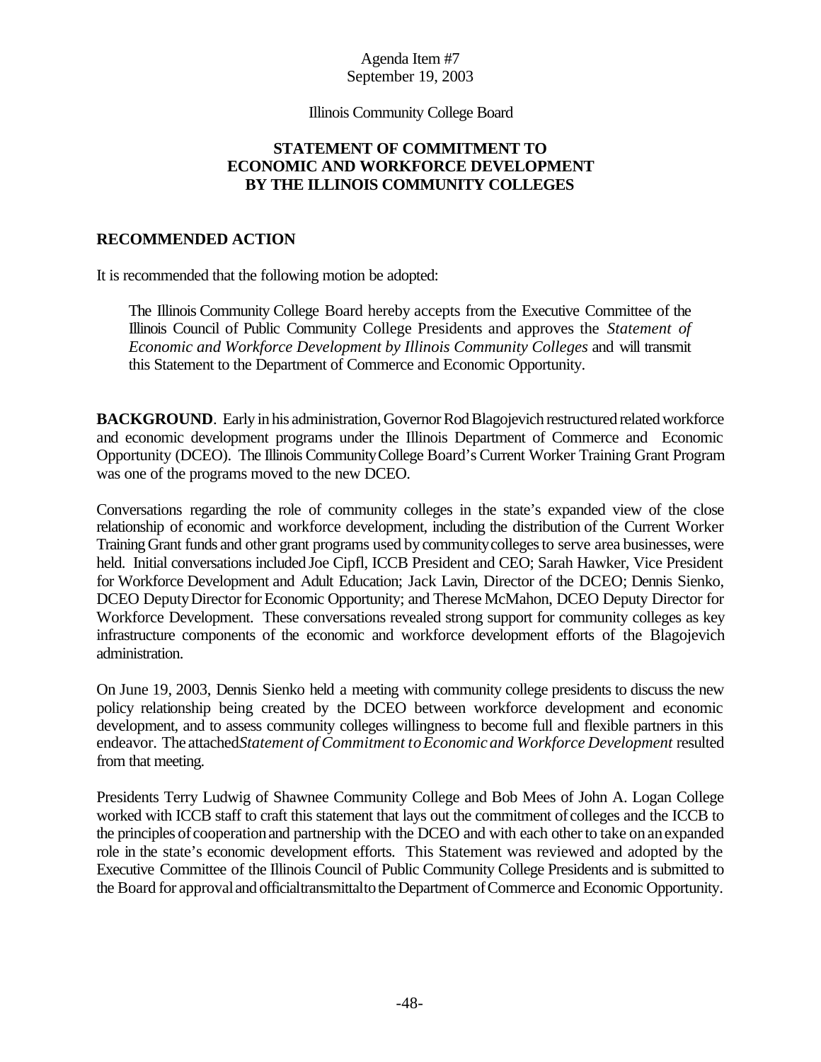Agenda Item #7
September 19, 2003

Illinois Community College Board

# STATEMENT OF COMMITMENT TO ECONOMIC AND WORKFORCE DEVELOPMENT BY THE ILLINOIS COMMUNITY COLLEGES

## RECOMMENDED ACTION

It is recommended that the following motion be adopted:

> The Illinois Community College Board hereby accepts from the Executive Committee of the Illinois Council of Public Community College Presidents and approves the *Statement of Economic and Workforce Development by Illinois Community Colleges* and will transmit this Statement to the Department of Commerce and Economic Opportunity.

**BACKGROUND**. Early in his administration, Governor Rod Blagojevich restructured related workforce and economic development programs under the Illinois Department of Commerce and Economic Opportunity (DCEO). The Illinois Community College Board's Current Worker Training Grant Program was one of the programs moved to the new DCEO.

Conversations regarding the role of community colleges in the state's expanded view of the close relationship of economic and workforce development, including the distribution of the Current Worker Training Grant funds and other grant programs used by community colleges to serve area businesses, were held. Initial conversations included Joe Cipfl, ICCB President and CEO; Sarah Hawker, Vice President for Workforce Development and Adult Education; Jack Lavin, Director of the DCEO; Dennis Sienko, DCEO Deputy Director for Economic Opportunity; and Therese McMahon, DCEO Deputy Director for Workforce Development. These conversations revealed strong support for community colleges as key infrastructure components of the economic and workforce development efforts of the Blagojevich administration.

On June 19, 2003, Dennis Sienko held a meeting with community college presidents to discuss the new policy relationship being created by the DCEO between workforce development and economic development, and to assess community colleges willingness to become full and flexible partners in this endeavor. The attached *Statement of Commitment to Economic and Workforce Development* resulted from that meeting.

Presidents Terry Ludwig of Shawnee Community College and Bob Mees of John A. Logan College worked with ICCB staff to craft this statement that lays out the commitment of colleges and the ICCB to the principles of cooperation and partnership with the DCEO and with each other to take on an expanded role in the state's economic development efforts. This Statement was reviewed and adopted by the Executive Committee of the Illinois Council of Public Community College Presidents and is submitted to the Board for approval and official transmittal to the Department of Commerce and Economic Opportunity.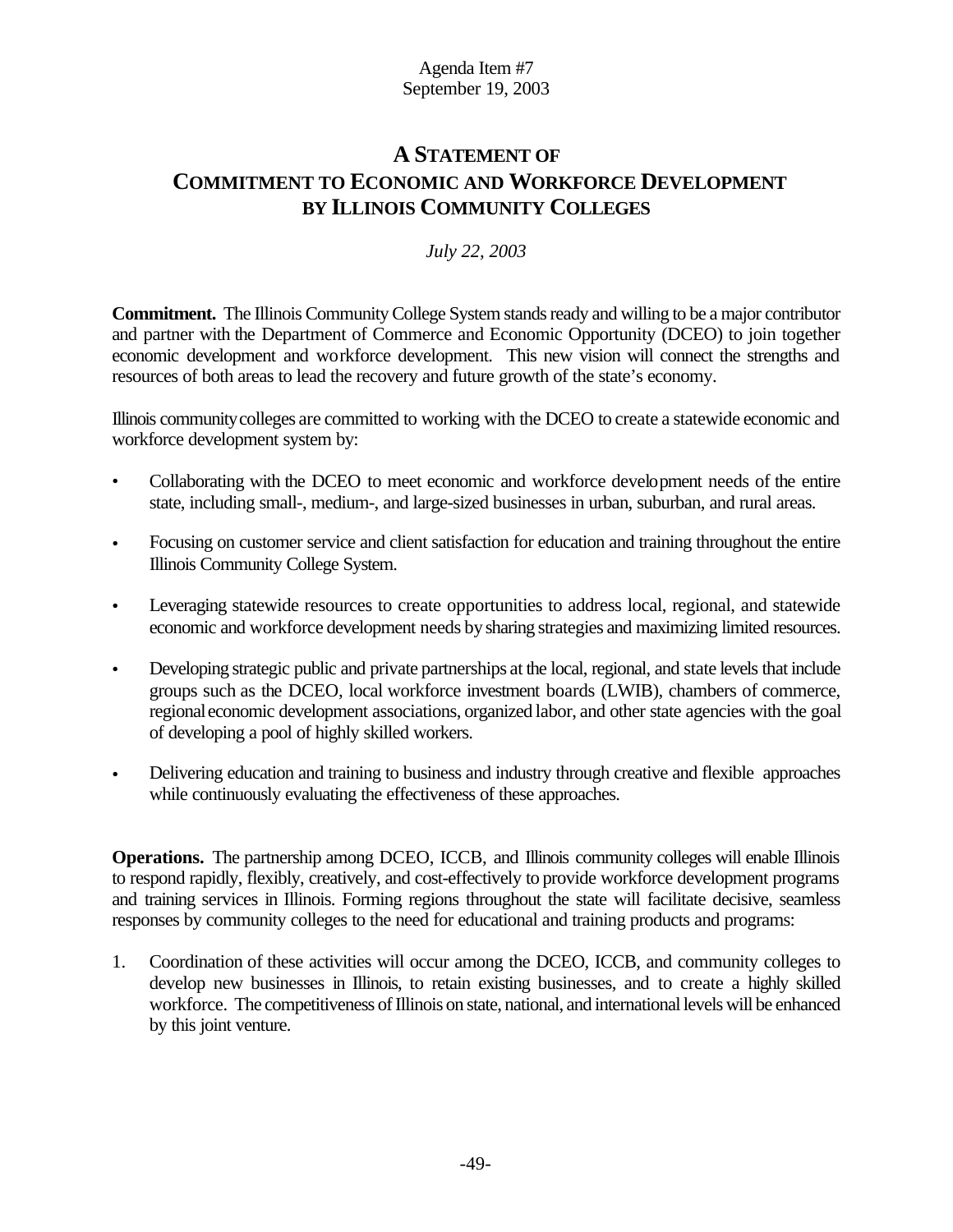Agenda Item #7
September 19, 2003

# A STATEMENT OF COMMITMENT TO ECONOMIC AND WORKFORCE DEVELOPMENT BY ILLINOIS COMMUNITY COLLEGES

*July 22, 2003*

**Commitment.** The Illinois Community College System stands ready and willing to be a major contributor and partner with the Department of Commerce and Economic Opportunity (DCEO) to join together economic development and workforce development. This new vision will connect the strengths and resources of both areas to lead the recovery and future growth of the state's economy.

Illinois community colleges are committed to working with the DCEO to create a statewide economic and workforce development system by:

- Collaborating with the DCEO to meet economic and workforce development needs of the entire state, including small-, medium-, and large-sized businesses in urban, suburban, and rural areas.
- Focusing on customer service and client satisfaction for education and training throughout the entire Illinois Community College System.
- Leveraging statewide resources to create opportunities to address local, regional, and statewide economic and workforce development needs by sharing strategies and maximizing limited resources.
- Developing strategic public and private partnerships at the local, regional, and state levels that include groups such as the DCEO, local workforce investment boards (LWIB), chambers of commerce, regional economic development associations, organized labor, and other state agencies with the goal of developing a pool of highly skilled workers.
- Delivering education and training to business and industry through creative and flexible approaches while continuously evaluating the effectiveness of these approaches.

**Operations.** The partnership among DCEO, ICCB, and Illinois community colleges will enable Illinois to respond rapidly, flexibly, creatively, and cost-effectively to provide workforce development programs and training services in Illinois. Forming regions throughout the state will facilitate decisive, seamless responses by community colleges to the need for educational and training products and programs:

1. Coordination of these activities will occur among the DCEO, ICCB, and community colleges to develop new businesses in Illinois, to retain existing businesses, and to create a highly skilled workforce. The competitiveness of Illinois on state, national, and international levels will be enhanced by this joint venture.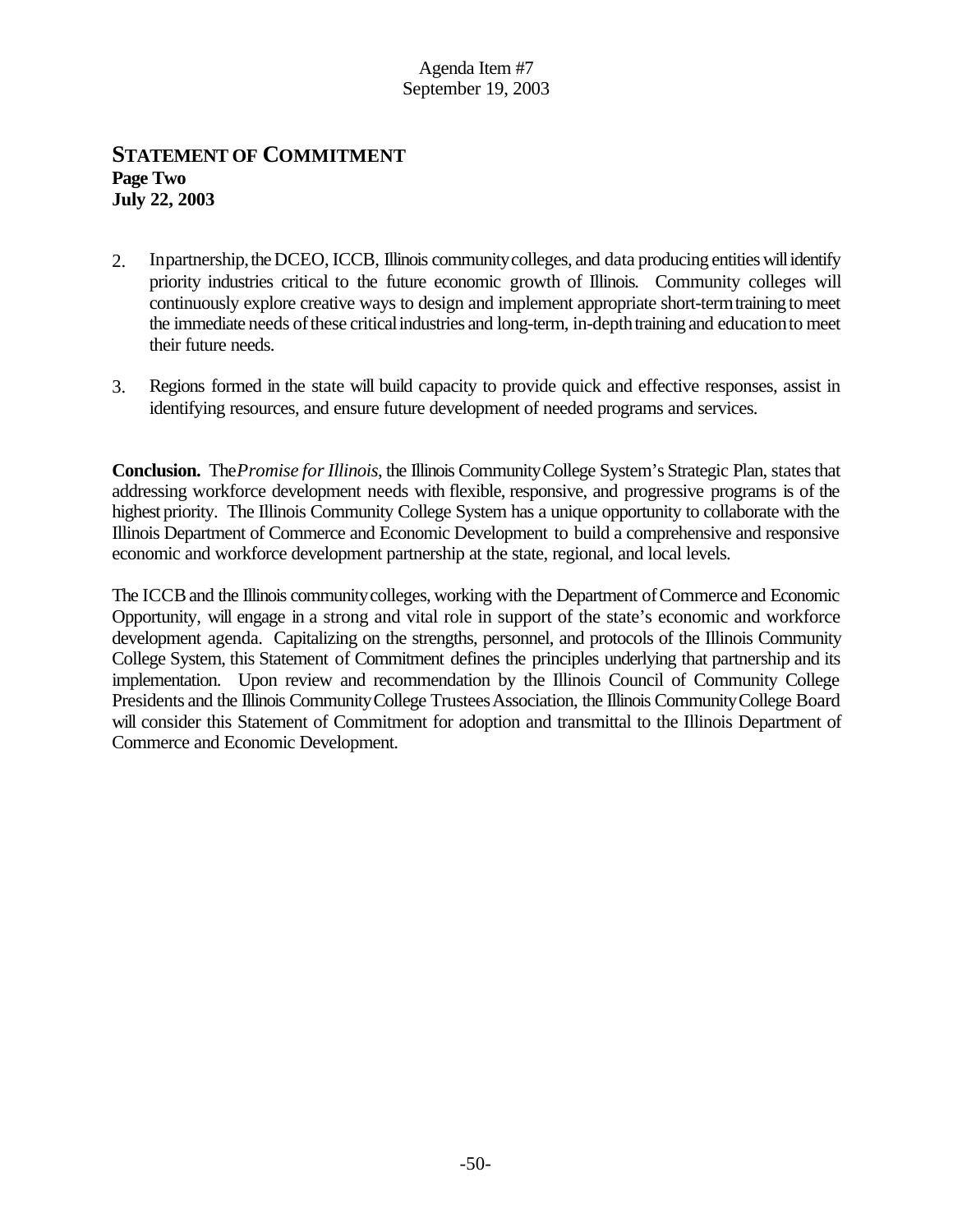## STATEMENT OF COMMITMENT

**Page Two**
**July 22, 2003**

2. In partnership, the DCEO, ICCB, Illinois community colleges, and data producing entities will identify priority industries critical to the future economic growth of Illinois. Community colleges will continuously explore creative ways to design and implement appropriate short-term training to meet the immediate needs of these critical industries and long-term, in-depth training and education to meet their future needs.

3. Regions formed in the state will build capacity to provide quick and effective responses, assist in identifying resources, and ensure future development of needed programs and services.

**Conclusion.** The *Promise for Illinois*, the Illinois Community College System's Strategic Plan, states that addressing workforce development needs with flexible, responsive, and progressive programs is of the highest priority. The Illinois Community College System has a unique opportunity to collaborate with the Illinois Department of Commerce and Economic Development to build a comprehensive and responsive economic and workforce development partnership at the state, regional, and local levels.

The ICCB and the Illinois community colleges, working with the Department of Commerce and Economic Opportunity, will engage in a strong and vital role in support of the state's economic and workforce development agenda. Capitalizing on the strengths, personnel, and protocols of the Illinois Community College System, this Statement of Commitment defines the principles underlying that partnership and its implementation. Upon review and recommendation by the Illinois Council of Community College Presidents and the Illinois Community College Trustees Association, the Illinois Community College Board will consider this Statement of Commitment for adoption and transmittal to the Illinois Department of Commerce and Economic Development.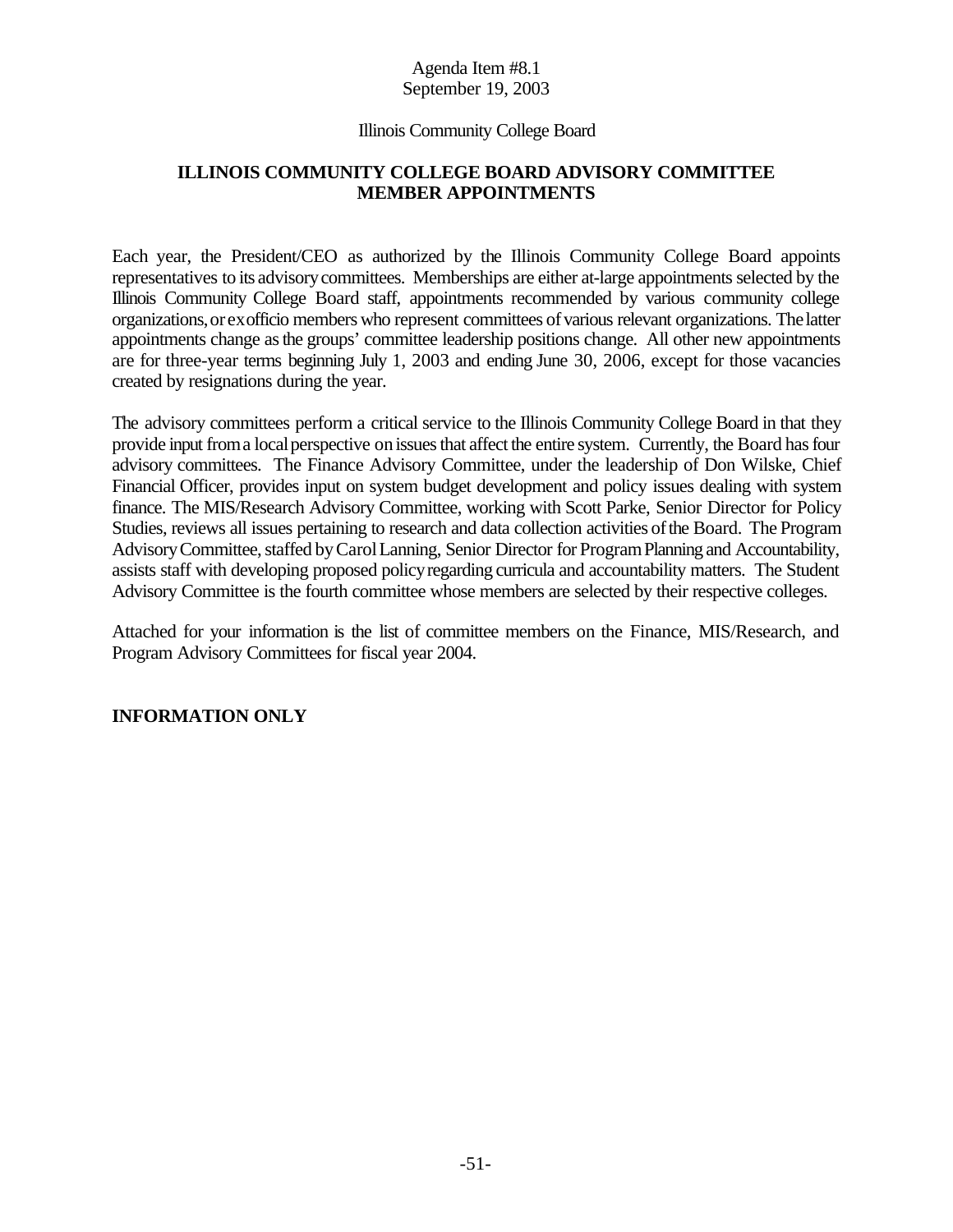Agenda Item #8.1
September 19, 2003

Illinois Community College Board

## ILLINOIS COMMUNITY COLLEGE BOARD ADVISORY COMMITTEE MEMBER APPOINTMENTS

Each year, the President/CEO as authorized by the Illinois Community College Board appoints representatives to its advisory committees. Memberships are either at-large appointments selected by the Illinois Community College Board staff, appointments recommended by various community college organizations, or ex officio members who represent committees of various relevant organizations. The latter appointments change as the groups' committee leadership positions change. All other new appointments are for three-year terms beginning July 1, 2003 and ending June 30, 2006, except for those vacancies created by resignations during the year.

The advisory committees perform a critical service to the Illinois Community College Board in that they provide input from a local perspective on issues that affect the entire system. Currently, the Board has four advisory committees. The Finance Advisory Committee, under the leadership of Don Wilske, Chief Financial Officer, provides input on system budget development and policy issues dealing with system finance. The MIS/Research Advisory Committee, working with Scott Parke, Senior Director for Policy Studies, reviews all issues pertaining to research and data collection activities of the Board. The Program Advisory Committee, staffed by Carol Lanning, Senior Director for Program Planning and Accountability, assists staff with developing proposed policy regarding curricula and accountability matters. The Student Advisory Committee is the fourth committee whose members are selected by their respective colleges.

Attached for your information is the list of committee members on the Finance, MIS/Research, and Program Advisory Committees for fiscal year 2004.

**INFORMATION ONLY**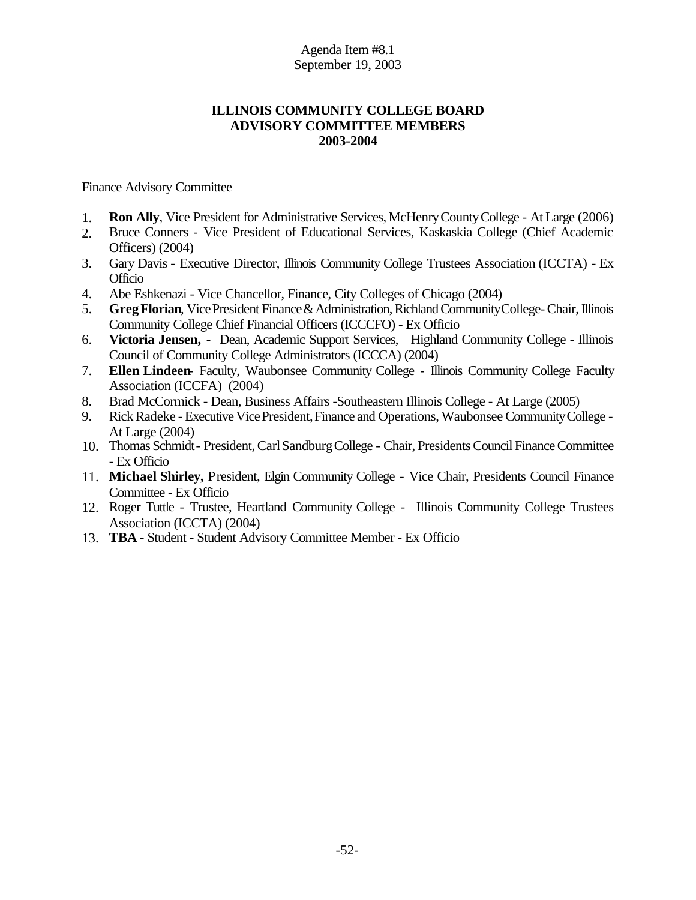Agenda Item #8.1
September 19, 2003

**ILLINOIS COMMUNITY COLLEGE BOARD**
**ADVISORY COMMITTEE MEMBERS**
**2003-2004**

Finance Advisory Committee

1. **Ron Ally**, Vice President for Administrative Services, McHenry County College - At Large (2006)
2. Bruce Conners - Vice President of Educational Services, Kaskaskia College (Chief Academic Officers) (2004)
3. Gary Davis - Executive Director, Illinois Community College Trustees Association (ICCTA) - Ex Officio
4. Abe Eshkenazi - Vice Chancellor, Finance, City Colleges of Chicago (2004)
5. **Greg Florian**, Vice President Finance & Administration, Richland Community College- Chair, Illinois Community College Chief Financial Officers (ICCCFO) - Ex Officio
6. **Victoria Jensen,** - Dean, Academic Support Services, Highland Community College - Illinois Council of Community College Administrators (ICCCA) (2004)
7. **Ellen Lindeen**- Faculty, Waubonsee Community College - Illinois Community College Faculty Association (ICCFA) (2004)
8. Brad McCormick - Dean, Business Affairs -Southeastern Illinois College - At Large (2005)
9. Rick Radeke - Executive Vice President, Finance and Operations, Waubonsee Community College - At Large (2004)
10. Thomas Schmidt - President, Carl Sandburg College - Chair, Presidents Council Finance Committee - Ex Officio
11. **Michael Shirley,** President, Elgin Community College - Vice Chair, Presidents Council Finance Committee - Ex Officio
12. Roger Tuttle - Trustee, Heartland Community College - Illinois Community College Trustees Association (ICCTA) (2004)
13. **TBA** - Student - Student Advisory Committee Member - Ex Officio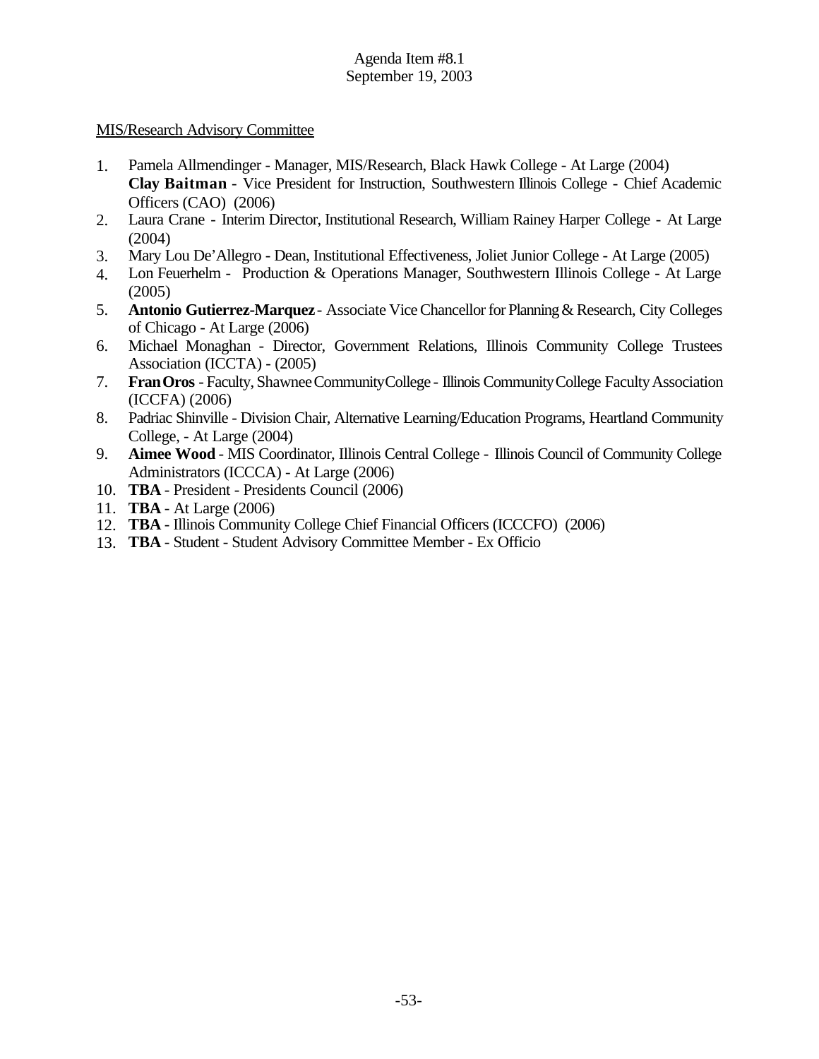Agenda Item #8.1
September 19, 2003

MIS/Research Advisory Committee

1. Pamela Allmendinger - Manager, MIS/Research, Black Hawk College - At Large (2004)
   **Clay Baitman** - Vice President for Instruction, Southwestern Illinois College - Chief Academic Officers (CAO) (2006)
2. Laura Crane - Interim Director, Institutional Research, William Rainey Harper College - At Large (2004)
3. Mary Lou De'Allegro - Dean, Institutional Effectiveness, Joliet Junior College - At Large (2005)
4. Lon Feuerhelm - Production & Operations Manager, Southwestern Illinois College - At Large (2005)
5. **Antonio Gutierrez-Marquez** - Associate Vice Chancellor for Planning & Research, City Colleges of Chicago - At Large (2006)
6. Michael Monaghan - Director, Government Relations, Illinois Community College Trustees Association (ICCTA) - (2005)
7. **Fran Oros** - Faculty, Shawnee Community College - Illinois Community College Faculty Association (ICCFA) (2006)
8. Padriac Shinville - Division Chair, Alternative Learning/Education Programs, Heartland Community College, - At Large (2004)
9. **Aimee Wood** - MIS Coordinator, Illinois Central College - Illinois Council of Community College Administrators (ICCCA) - At Large (2006)
10. **TBA** - President - Presidents Council (2006)
11. **TBA** - At Large (2006)
12. **TBA** - Illinois Community College Chief Financial Officers (ICCCFO) (2006)
13. **TBA** - Student - Student Advisory Committee Member - Ex Officio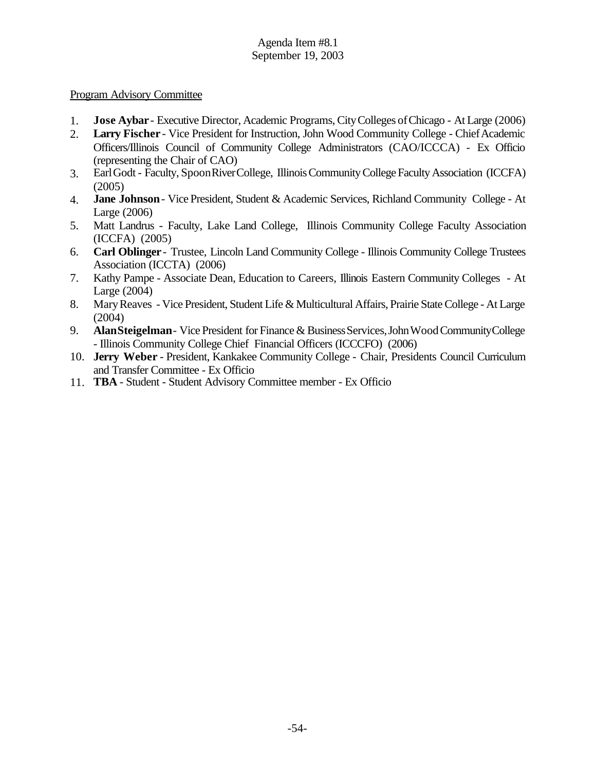Agenda Item #8.1
September 19, 2003

Program Advisory Committee

1. **Jose Aybar** - Executive Director, Academic Programs, City Colleges of Chicago - At Large (2006)
2. **Larry Fischer** - Vice President for Instruction, John Wood Community College - Chief Academic Officers/Illinois Council of Community College Administrators (CAO/ICCCA) - Ex Officio (representing the Chair of CAO)
3. Earl Godt - Faculty, Spoon River College, Illinois Community College Faculty Association (ICCFA) (2005)
4. **Jane Johnson** - Vice President, Student & Academic Services, Richland Community College - At Large (2006)
5. Matt Landrus - Faculty, Lake Land College, Illinois Community College Faculty Association (ICCFA) (2005)
6. **Carl Oblinger** - Trustee, Lincoln Land Community College - Illinois Community College Trustees Association (ICCTA) (2006)
7. Kathy Pampe - Associate Dean, Education to Careers, Illinois Eastern Community Colleges - At Large (2004)
8. Mary Reaves - Vice President, Student Life & Multicultural Affairs, Prairie State College - At Large (2004)
9. **Alan Steigelman** - Vice President for Finance & Business Services, John Wood Community College - Illinois Community College Chief Financial Officers (ICCCFO) (2006)
10. **Jerry Weber** - President, Kankakee Community College - Chair, Presidents Council Curriculum and Transfer Committee - Ex Officio
11. **TBA** - Student - Student Advisory Committee member - Ex Officio